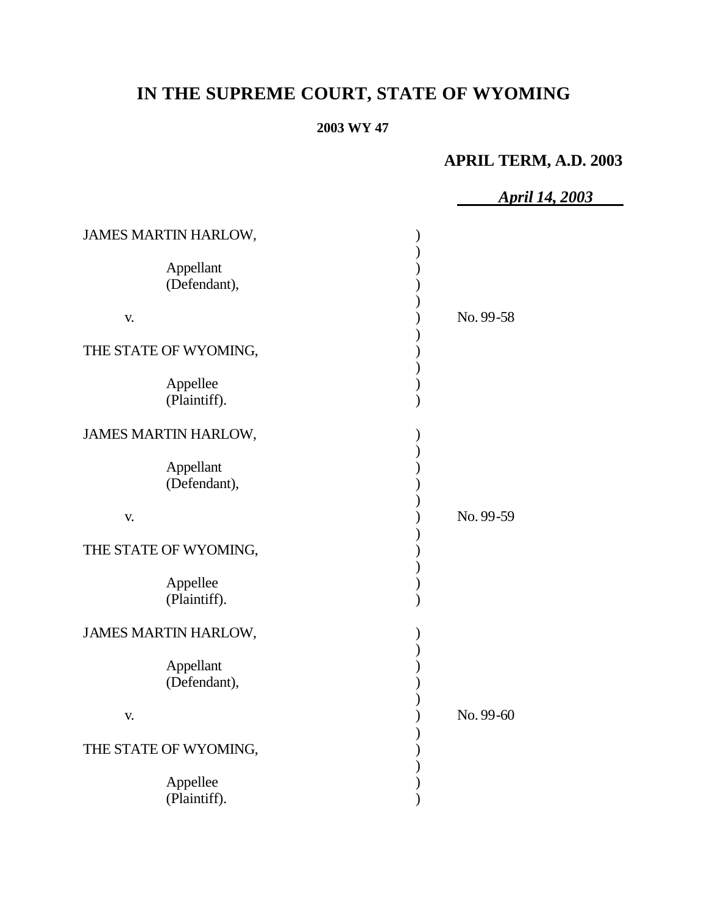# IN THE SUPREME COURT, STATE OF WYOMING

**2003 WY 47**

**APRIL TERM, A.D. 2003**

***April 14, 2003***

| | |
|---|---|
| JAMES MARTIN HARLOW,<br><br>Appellant (Defendant),<br><br>v.<br><br>THE STATE OF WYOMING,<br><br>Appellee (Plaintiff). | No. 99-58 |
| JAMES MARTIN HARLOW,<br><br>Appellant (Defendant),<br><br>v.<br><br>THE STATE OF WYOMING,<br><br>Appellee (Plaintiff). | No. 99-59 |
| JAMES MARTIN HARLOW,<br><br>Appellant (Defendant),<br><br>v.<br><br>THE STATE OF WYOMING,<br><br>Appellee (Plaintiff). | No. 99-60 |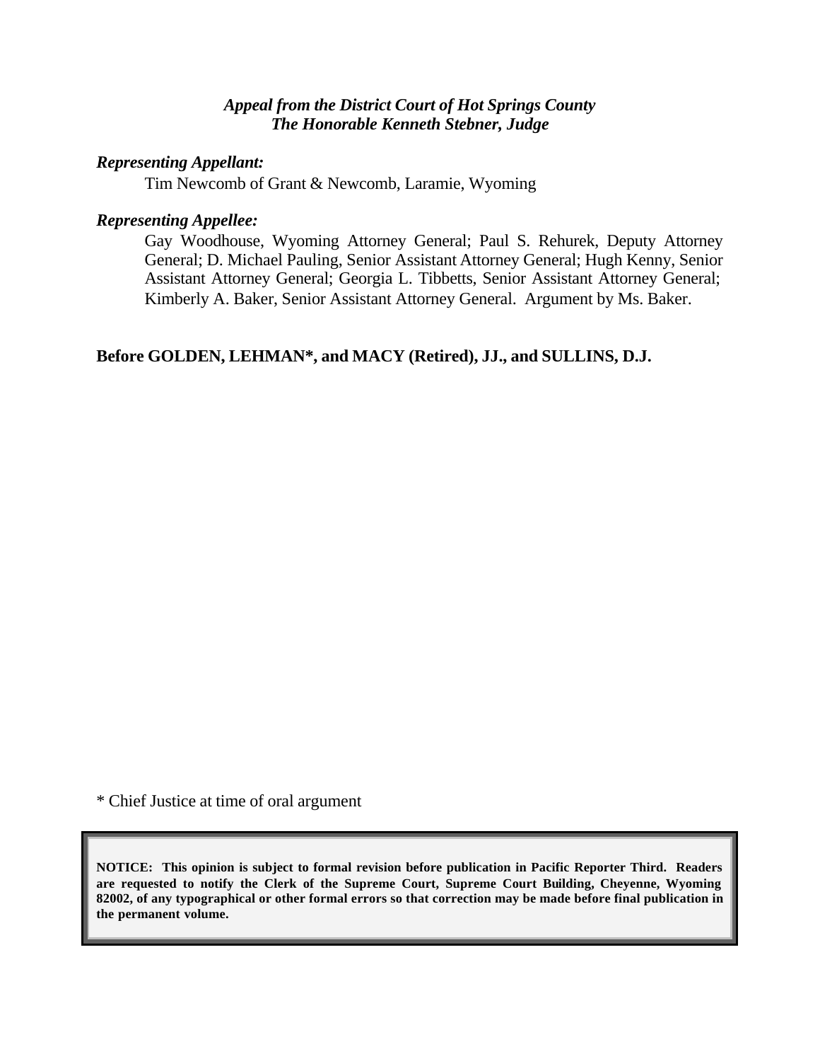*Appeal from the District Court of Hot Springs County*
*The Honorable Kenneth Stebner, Judge*

***Representing Appellant:***

Tim Newcomb of Grant & Newcomb, Laramie, Wyoming

***Representing Appellee:***

Gay Woodhouse, Wyoming Attorney General; Paul S. Rehurek, Deputy Attorney General; D. Michael Pauling, Senior Assistant Attorney General; Hugh Kenny, Senior Assistant Attorney General; Georgia L. Tibbetts, Senior Assistant Attorney General; Kimberly A. Baker, Senior Assistant Attorney General. Argument by Ms. Baker.

**Before GOLDEN, LEHMAN*, and MACY (Retired), JJ., and SULLINS, D.J.**

* Chief Justice at time of oral argument

**NOTICE: This opinion is subject to formal revision before publication in Pacific Reporter Third. Readers are requested to notify the Clerk of the Supreme Court, Supreme Court Building, Cheyenne, Wyoming 82002, of any typographical or other formal errors so that correction may be made before final publication in the permanent volume.**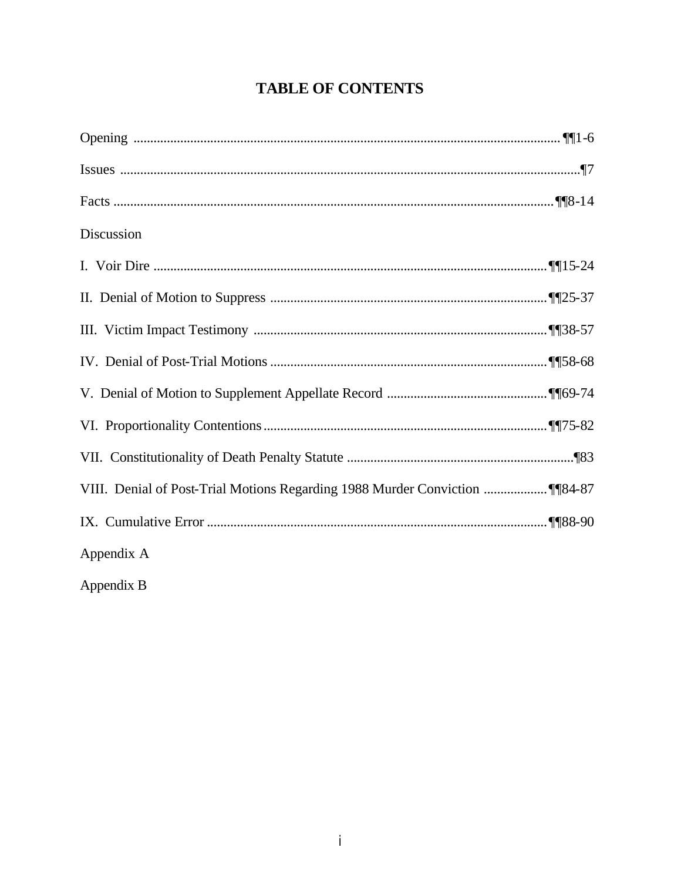# TABLE OF CONTENTS

| | |
|---|---|
| Opening | ¶¶1-6 |
| Issues | ¶7 |
| Facts | ¶¶8-14 |
| Discussion | |
| I. Voir Dire | ¶¶15-24 |
| II. Denial of Motion to Suppress | ¶¶25-37 |
| III. Victim Impact Testimony | ¶¶38-57 |
| IV. Denial of Post-Trial Motions | ¶¶58-68 |
| V. Denial of Motion to Supplement Appellate Record | ¶¶69-74 |
| VI. Proportionality Contentions | ¶¶75-82 |
| VII. Constitutionality of Death Penalty Statute | ¶83 |
| VIII. Denial of Post-Trial Motions Regarding 1988 Murder Conviction | ¶¶84-87 |
| IX. Cumulative Error | ¶¶88-90 |
| Appendix A | |
| Appendix B | |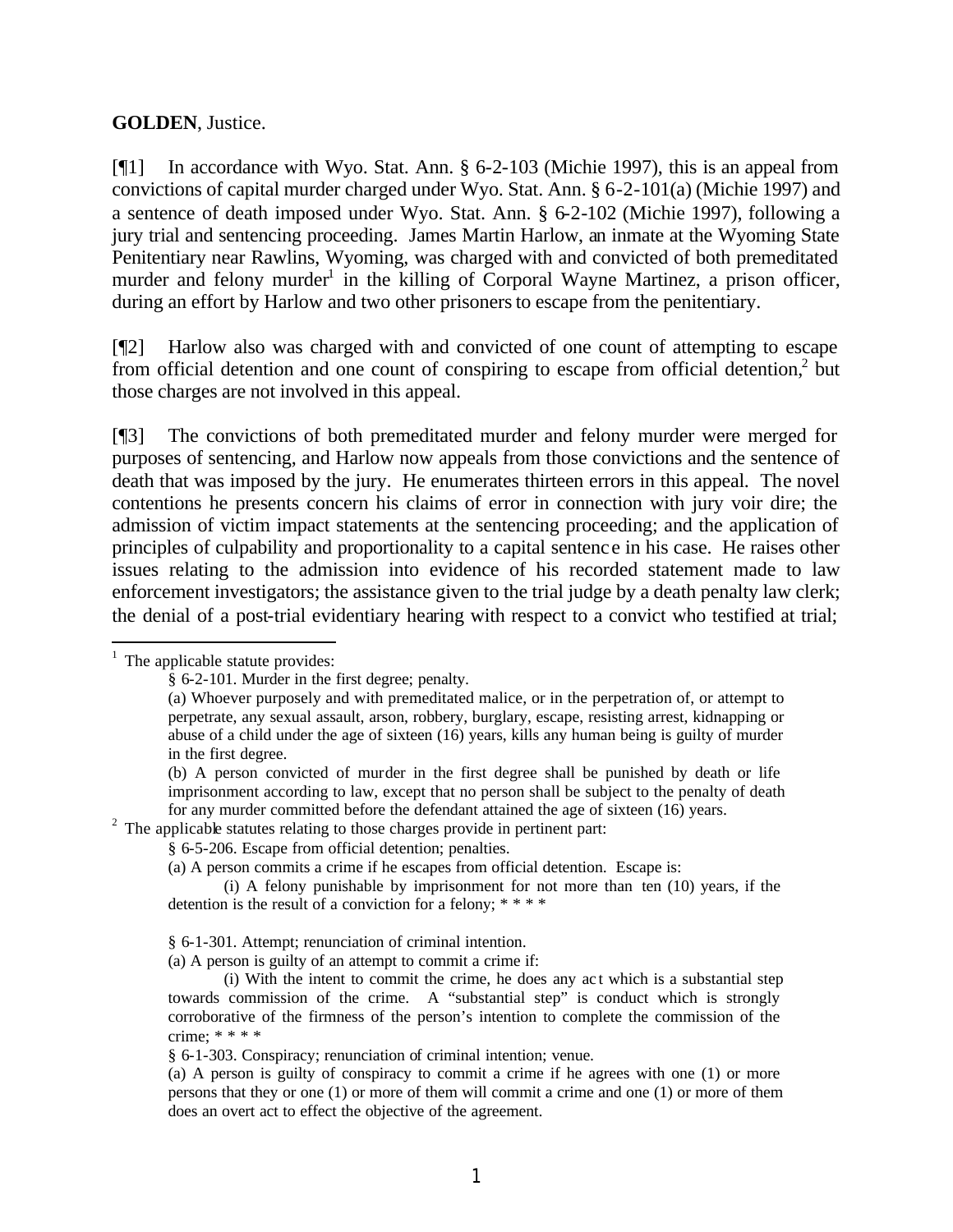**GOLDEN**, Justice.

[¶1] In accordance with Wyo. Stat. Ann. § 6-2-103 (Michie 1997), this is an appeal from convictions of capital murder charged under Wyo. Stat. Ann. § 6-2-101(a) (Michie 1997) and a sentence of death imposed under Wyo. Stat. Ann. § 6-2-102 (Michie 1997), following a jury trial and sentencing proceeding. James Martin Harlow, an inmate at the Wyoming State Penitentiary near Rawlins, Wyoming, was charged with and convicted of both premeditated murder and felony murder[1] in the killing of Corporal Wayne Martinez, a prison officer, during an effort by Harlow and two other prisoners to escape from the penitentiary.

[¶2] Harlow also was charged with and convicted of one count of attempting to escape from official detention and one count of conspiring to escape from official detention,[2] but those charges are not involved in this appeal.

[¶3] The convictions of both premeditated murder and felony murder were merged for purposes of sentencing, and Harlow now appeals from those convictions and the sentence of death that was imposed by the jury. He enumerates thirteen errors in this appeal. The novel contentions he presents concern his claims of error in connection with jury voir dire; the admission of victim impact statements at the sentencing proceeding; and the application of principles of culpability and proportionality to a capital sentence in his case. He raises other issues relating to the admission into evidence of his recorded statement made to law enforcement investigators; the assistance given to the trial judge by a death penalty law clerk; the denial of a post-trial evidentiary hearing with respect to a convict who testified at trial;

---

[1] The applicable statute provides:

> § 6-2-101. Murder in the first degree; penalty.
>
> (a) Whoever purposely and with premeditated malice, or in the perpetration of, or attempt to perpetrate, any sexual assault, arson, robbery, burglary, escape, resisting arrest, kidnapping or abuse of a child under the age of sixteen (16) years, kills any human being is guilty of murder in the first degree.
>
> (b) A person convicted of murder in the first degree shall be punished by death or life imprisonment according to law, except that no person shall be subject to the penalty of death for any murder committed before the defendant attained the age of sixteen (16) years.

[2] The applicable statutes relating to those charges provide in pertinent part:

> § 6-5-206. Escape from official detention; penalties.
>
> (a) A person commits a crime if he escapes from official detention. Escape is:
>
> (i) A felony punishable by imprisonment for not more than ten (10) years, if the detention is the result of a conviction for a felony; * * * *
>
> § 6-1-301. Attempt; renunciation of criminal intention.
>
> (a) A person is guilty of an attempt to commit a crime if:
>
> (i) With the intent to commit the crime, he does any act which is a substantial step towards commission of the crime. A "substantial step" is conduct which is strongly corroborative of the firmness of the person's intention to complete the commission of the crime; * * * *
>
> § 6-1-303. Conspiracy; renunciation of criminal intention; venue.
>
> (a) A person is guilty of conspiracy to commit a crime if he agrees with one (1) or more persons that they or one (1) or more of them will commit a crime and one (1) or more of them does an overt act to effect the objective of the agreement.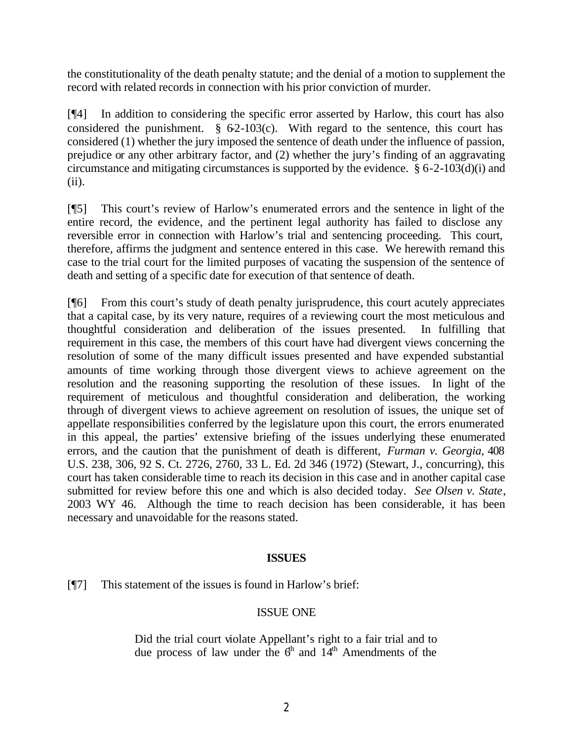the constitutionality of the death penalty statute; and the denial of a motion to supplement the record with related records in connection with his prior conviction of murder.

[¶4] In addition to considering the specific error asserted by Harlow, this court has also considered the punishment. § 6-2-103(c). With regard to the sentence, this court has considered (1) whether the jury imposed the sentence of death under the influence of passion, prejudice or any other arbitrary factor, and (2) whether the jury's finding of an aggravating circumstance and mitigating circumstances is supported by the evidence. § 6-2-103(d)(i) and (ii).

[¶5] This court's review of Harlow's enumerated errors and the sentence in light of the entire record, the evidence, and the pertinent legal authority has failed to disclose any reversible error in connection with Harlow's trial and sentencing proceeding. This court, therefore, affirms the judgment and sentence entered in this case. We herewith remand this case to the trial court for the limited purposes of vacating the suspension of the sentence of death and setting of a specific date for execution of that sentence of death.

[¶6] From this court's study of death penalty jurisprudence, this court acutely appreciates that a capital case, by its very nature, requires of a reviewing court the most meticulous and thoughtful consideration and deliberation of the issues presented. In fulfilling that requirement in this case, the members of this court have had divergent views concerning the resolution of some of the many difficult issues presented and have expended substantial amounts of time working through those divergent views to achieve agreement on the resolution and the reasoning supporting the resolution of these issues. In light of the requirement of meticulous and thoughtful consideration and deliberation, the working through of divergent views to achieve agreement on resolution of issues, the unique set of appellate responsibilities conferred by the legislature upon this court, the errors enumerated in this appeal, the parties' extensive briefing of the issues underlying these enumerated errors, and the caution that the punishment of death is different, *Furman v. Georgia*, 408 U.S. 238, 306, 92 S. Ct. 2726, 2760, 33 L. Ed. 2d 346 (1972) (Stewart, J., concurring), this court has taken considerable time to reach its decision in this case and in another capital case submitted for review before this one and which is also decided today. *See Olsen v. State*, 2003 WY 46. Although the time to reach decision has been considerable, it has been necessary and unavoidable for the reasons stated.

## ISSUES

[¶7] This statement of the issues is found in Harlow's brief:

ISSUE ONE

> Did the trial court violate Appellant's right to a fair trial and to due process of law under the 6th and 14th Amendments of the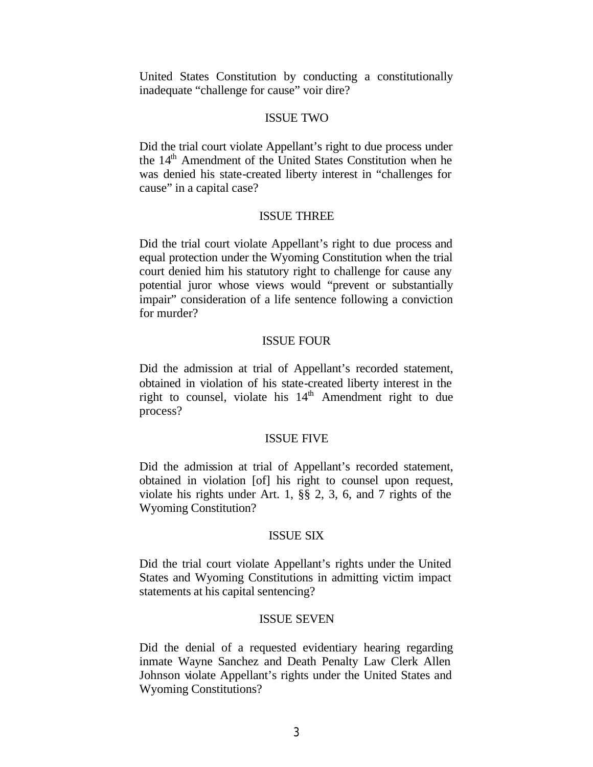United States Constitution by conducting a constitutionally inadequate "challenge for cause" voir dire?

ISSUE TWO

Did the trial court violate Appellant's right to due process under the 14th Amendment of the United States Constitution when he was denied his state-created liberty interest in "challenges for cause" in a capital case?

ISSUE THREE

Did the trial court violate Appellant's right to due process and equal protection under the Wyoming Constitution when the trial court denied him his statutory right to challenge for cause any potential juror whose views would "prevent or substantially impair" consideration of a life sentence following a conviction for murder?

ISSUE FOUR

Did the admission at trial of Appellant's recorded statement, obtained in violation of his state-created liberty interest in the right to counsel, violate his 14th Amendment right to due process?

ISSUE FIVE

Did the admission at trial of Appellant's recorded statement, obtained in violation [of] his right to counsel upon request, violate his rights under Art. 1, §§ 2, 3, 6, and 7 rights of the Wyoming Constitution?

ISSUE SIX

Did the trial court violate Appellant's rights under the United States and Wyoming Constitutions in admitting victim impact statements at his capital sentencing?

ISSUE SEVEN

Did the denial of a requested evidentiary hearing regarding inmate Wayne Sanchez and Death Penalty Law Clerk Allen Johnson violate Appellant's rights under the United States and Wyoming Constitutions?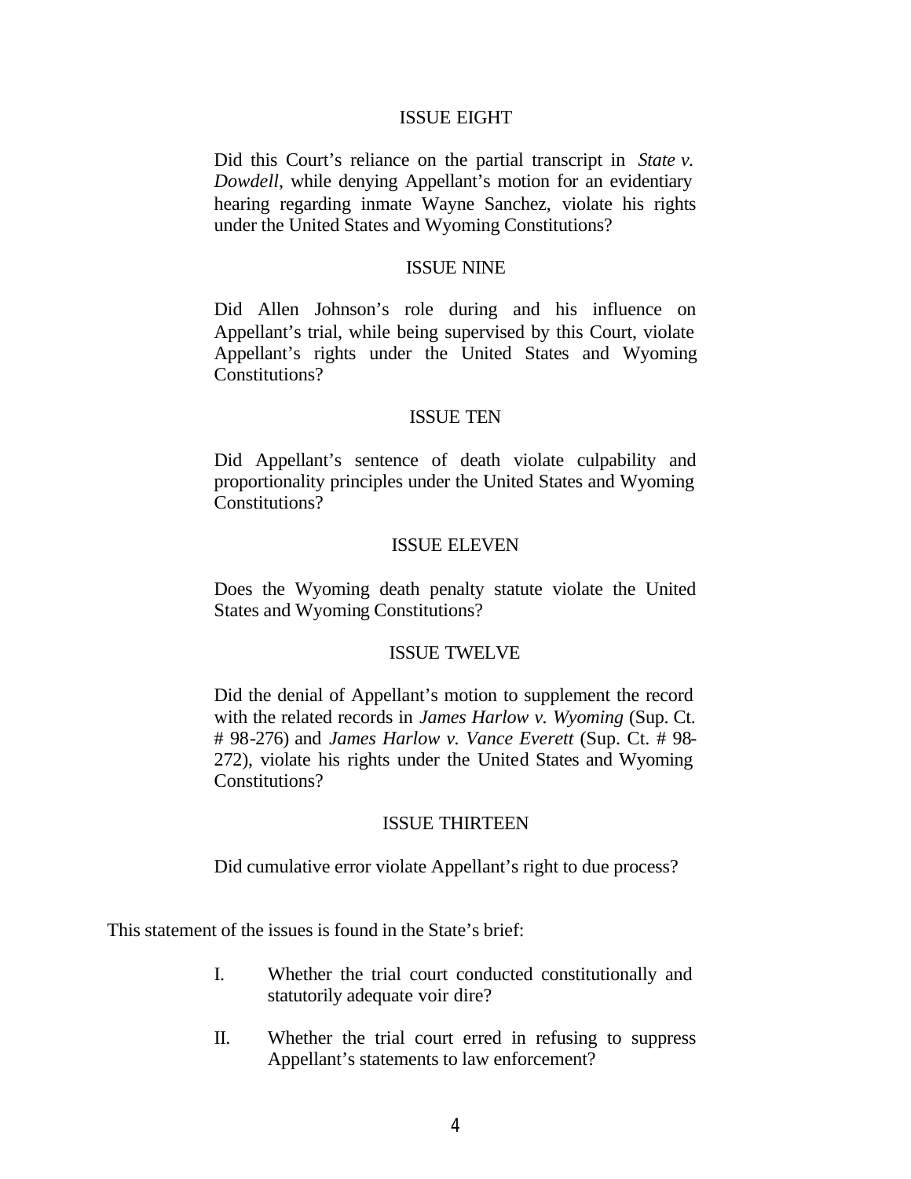ISSUE EIGHT

Did this Court's reliance on the partial transcript in *State v. Dowdell*, while denying Appellant's motion for an evidentiary hearing regarding inmate Wayne Sanchez, violate his rights under the United States and Wyoming Constitutions?

ISSUE NINE

Did Allen Johnson's role during and his influence on Appellant's trial, while being supervised by this Court, violate Appellant's rights under the United States and Wyoming Constitutions?

ISSUE TEN

Did Appellant's sentence of death violate culpability and proportionality principles under the United States and Wyoming Constitutions?

ISSUE ELEVEN

Does the Wyoming death penalty statute violate the United States and Wyoming Constitutions?

ISSUE TWELVE

Did the denial of Appellant's motion to supplement the record with the related records in *James Harlow v. Wyoming* (Sup. Ct. # 98-276) and *James Harlow v. Vance Everett* (Sup. Ct. # 98-272), violate his rights under the United States and Wyoming Constitutions?

ISSUE THIRTEEN

Did cumulative error violate Appellant's right to due process?

This statement of the issues is found in the State's brief:

I. Whether the trial court conducted constitutionally and statutorily adequate voir dire?

II. Whether the trial court erred in refusing to suppress Appellant's statements to law enforcement?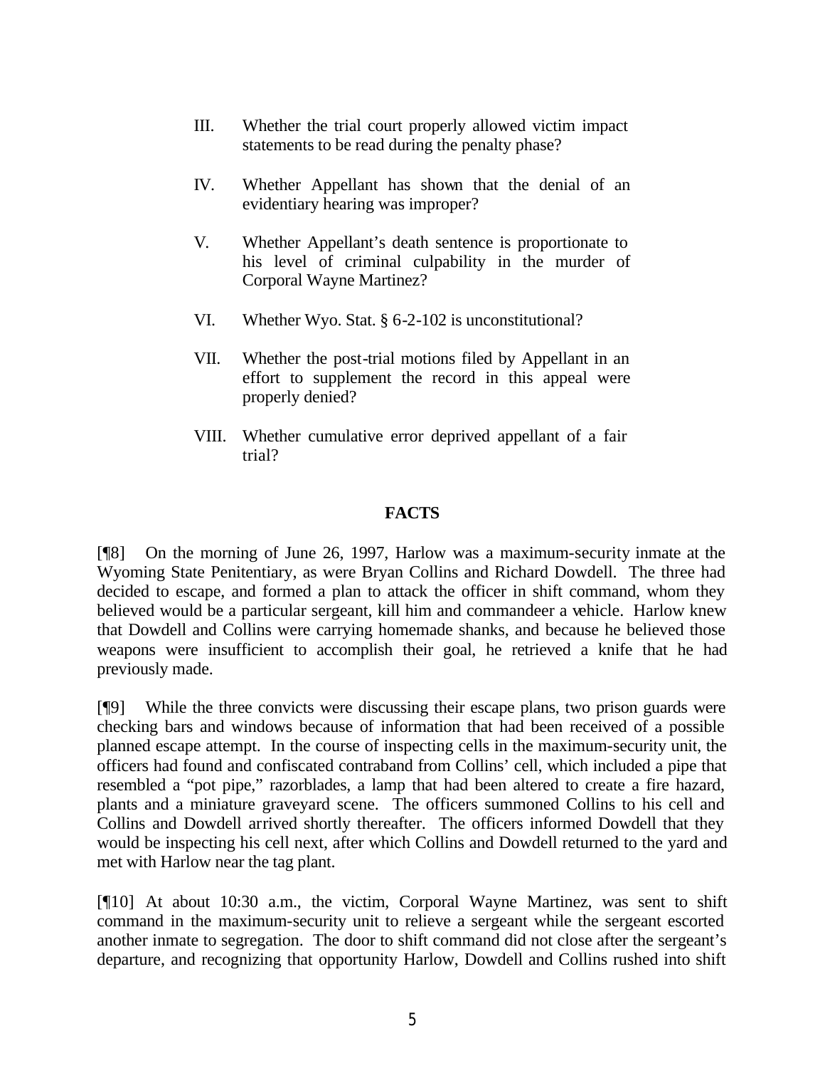III. Whether the trial court properly allowed victim impact statements to be read during the penalty phase?

IV. Whether Appellant has shown that the denial of an evidentiary hearing was improper?

V. Whether Appellant's death sentence is proportionate to his level of criminal culpability in the murder of Corporal Wayne Martinez?

VI. Whether Wyo. Stat. § 6-2-102 is unconstitutional?

VII. Whether the post-trial motions filed by Appellant in an effort to supplement the record in this appeal were properly denied?

VIII. Whether cumulative error deprived appellant of a fair trial?

## FACTS

[¶8] On the morning of June 26, 1997, Harlow was a maximum-security inmate at the Wyoming State Penitentiary, as were Bryan Collins and Richard Dowdell. The three had decided to escape, and formed a plan to attack the officer in shift command, whom they believed would be a particular sergeant, kill him and commandeer a vehicle. Harlow knew that Dowdell and Collins were carrying homemade shanks, and because he believed those weapons were insufficient to accomplish their goal, he retrieved a knife that he had previously made.

[¶9] While the three convicts were discussing their escape plans, two prison guards were checking bars and windows because of information that had been received of a possible planned escape attempt. In the course of inspecting cells in the maximum-security unit, the officers had found and confiscated contraband from Collins' cell, which included a pipe that resembled a "pot pipe," razorblades, a lamp that had been altered to create a fire hazard, plants and a miniature graveyard scene. The officers summoned Collins to his cell and Collins and Dowdell arrived shortly thereafter. The officers informed Dowdell that they would be inspecting his cell next, after which Collins and Dowdell returned to the yard and met with Harlow near the tag plant.

[¶10] At about 10:30 a.m., the victim, Corporal Wayne Martinez, was sent to shift command in the maximum-security unit to relieve a sergeant while the sergeant escorted another inmate to segregation. The door to shift command did not close after the sergeant's departure, and recognizing that opportunity Harlow, Dowdell and Collins rushed into shift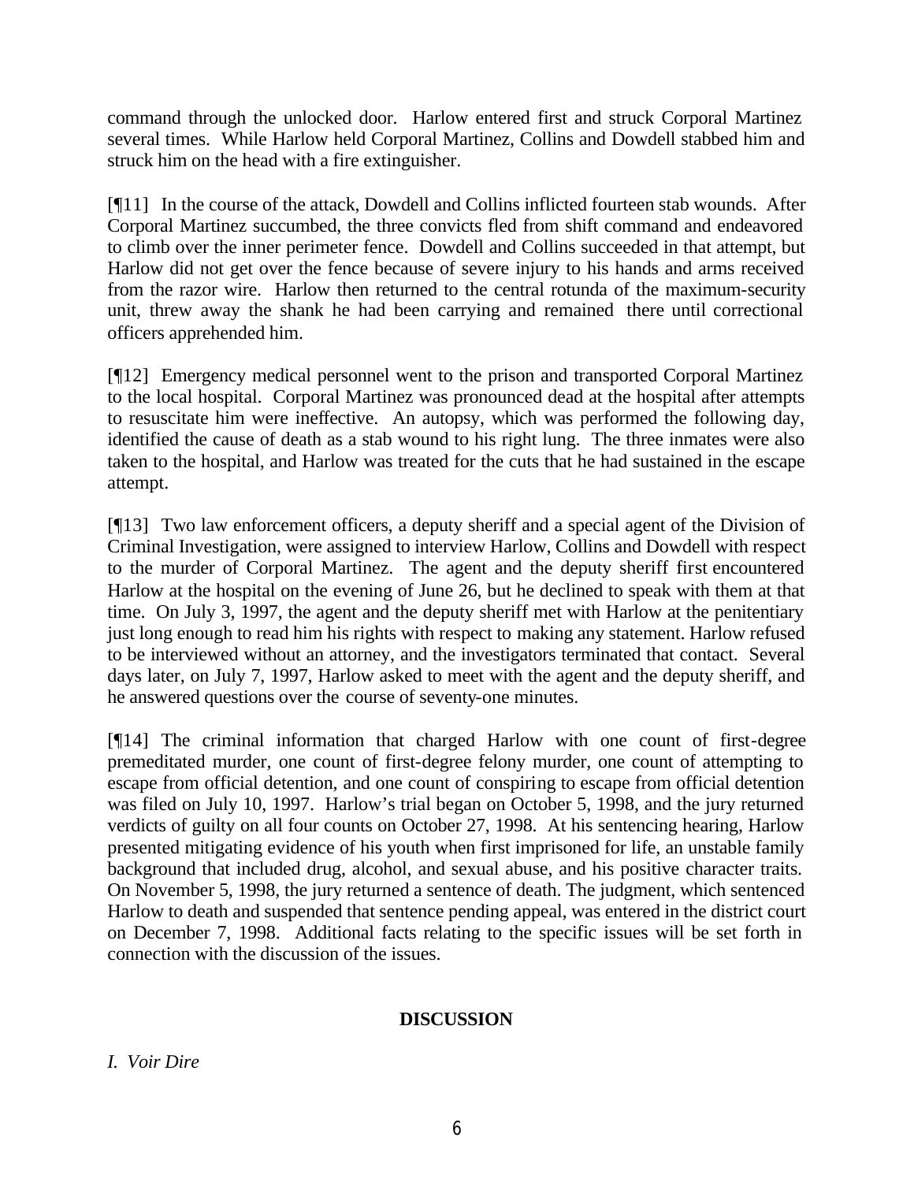command through the unlocked door. Harlow entered first and struck Corporal Martinez several times. While Harlow held Corporal Martinez, Collins and Dowdell stabbed him and struck him on the head with a fire extinguisher.

[¶11] In the course of the attack, Dowdell and Collins inflicted fourteen stab wounds. After Corporal Martinez succumbed, the three convicts fled from shift command and endeavored to climb over the inner perimeter fence. Dowdell and Collins succeeded in that attempt, but Harlow did not get over the fence because of severe injury to his hands and arms received from the razor wire. Harlow then returned to the central rotunda of the maximum-security unit, threw away the shank he had been carrying and remained there until correctional officers apprehended him.

[¶12] Emergency medical personnel went to the prison and transported Corporal Martinez to the local hospital. Corporal Martinez was pronounced dead at the hospital after attempts to resuscitate him were ineffective. An autopsy, which was performed the following day, identified the cause of death as a stab wound to his right lung. The three inmates were also taken to the hospital, and Harlow was treated for the cuts that he had sustained in the escape attempt.

[¶13] Two law enforcement officers, a deputy sheriff and a special agent of the Division of Criminal Investigation, were assigned to interview Harlow, Collins and Dowdell with respect to the murder of Corporal Martinez. The agent and the deputy sheriff first encountered Harlow at the hospital on the evening of June 26, but he declined to speak with them at that time. On July 3, 1997, the agent and the deputy sheriff met with Harlow at the penitentiary just long enough to read him his rights with respect to making any statement. Harlow refused to be interviewed without an attorney, and the investigators terminated that contact. Several days later, on July 7, 1997, Harlow asked to meet with the agent and the deputy sheriff, and he answered questions over the course of seventy-one minutes.

[¶14] The criminal information that charged Harlow with one count of first-degree premeditated murder, one count of first-degree felony murder, one count of attempting to escape from official detention, and one count of conspiring to escape from official detention was filed on July 10, 1997. Harlow's trial began on October 5, 1998, and the jury returned verdicts of guilty on all four counts on October 27, 1998. At his sentencing hearing, Harlow presented mitigating evidence of his youth when first imprisoned for life, an unstable family background that included drug, alcohol, and sexual abuse, and his positive character traits. On November 5, 1998, the jury returned a sentence of death. The judgment, which sentenced Harlow to death and suspended that sentence pending appeal, was entered in the district court on December 7, 1998. Additional facts relating to the specific issues will be set forth in connection with the discussion of the issues.

## DISCUSSION

*I. Voir Dire*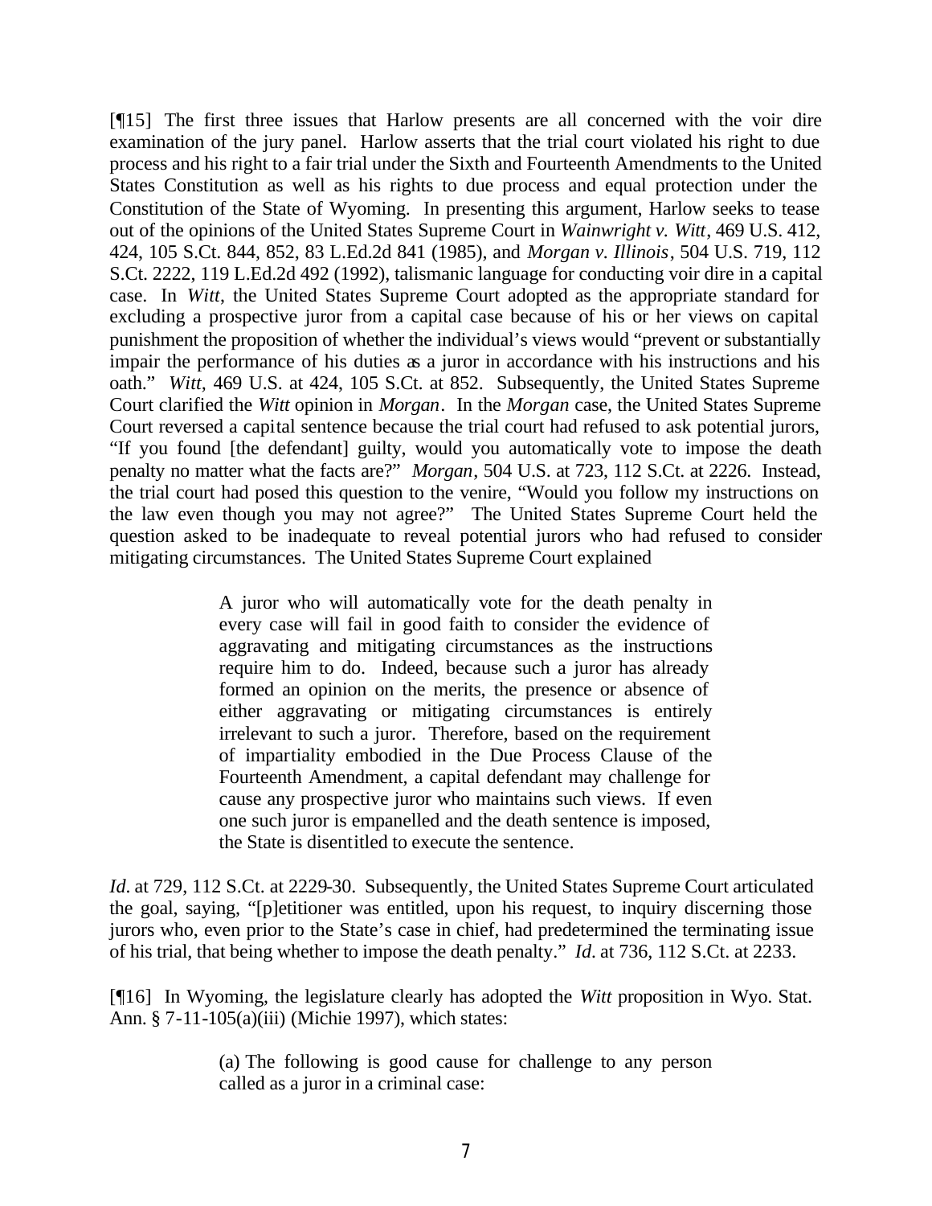[¶15] The first three issues that Harlow presents are all concerned with the voir dire examination of the jury panel. Harlow asserts that the trial court violated his right to due process and his right to a fair trial under the Sixth and Fourteenth Amendments to the United States Constitution as well as his rights to due process and equal protection under the Constitution of the State of Wyoming. In presenting this argument, Harlow seeks to tease out of the opinions of the United States Supreme Court in *Wainwright v. Witt*, 469 U.S. 412, 424, 105 S.Ct. 844, 852, 83 L.Ed.2d 841 (1985), and *Morgan v. Illinois*, 504 U.S. 719, 112 S.Ct. 2222, 119 L.Ed.2d 492 (1992), talismanic language for conducting voir dire in a capital case. In *Witt*, the United States Supreme Court adopted as the appropriate standard for excluding a prospective juror from a capital case because of his or her views on capital punishment the proposition of whether the individual's views would "prevent or substantially impair the performance of his duties as a juror in accordance with his instructions and his oath." *Witt*, 469 U.S. at 424, 105 S.Ct. at 852. Subsequently, the United States Supreme Court clarified the *Witt* opinion in *Morgan*. In the *Morgan* case, the United States Supreme Court reversed a capital sentence because the trial court had refused to ask potential jurors, "If you found [the defendant] guilty, would you automatically vote to impose the death penalty no matter what the facts are?" *Morgan*, 504 U.S. at 723, 112 S.Ct. at 2226. Instead, the trial court had posed this question to the venire, "Would you follow my instructions on the law even though you may not agree?" The United States Supreme Court held the question asked to be inadequate to reveal potential jurors who had refused to consider mitigating circumstances. The United States Supreme Court explained

> A juror who will automatically vote for the death penalty in every case will fail in good faith to consider the evidence of aggravating and mitigating circumstances as the instructions require him to do. Indeed, because such a juror has already formed an opinion on the merits, the presence or absence of either aggravating or mitigating circumstances is entirely irrelevant to such a juror. Therefore, based on the requirement of impartiality embodied in the Due Process Clause of the Fourteenth Amendment, a capital defendant may challenge for cause any prospective juror who maintains such views. If even one such juror is empanelled and the death sentence is imposed, the State is disentitled to execute the sentence.

*Id.* at 729, 112 S.Ct. at 2229-30. Subsequently, the United States Supreme Court articulated the goal, saying, "[p]etitioner was entitled, upon his request, to inquiry discerning those jurors who, even prior to the State's case in chief, had predetermined the terminating issue of his trial, that being whether to impose the death penalty." *Id.* at 736, 112 S.Ct. at 2233.

[¶16] In Wyoming, the legislature clearly has adopted the *Witt* proposition in Wyo. Stat. Ann. § 7-11-105(a)(iii) (Michie 1997), which states:

> (a) The following is good cause for challenge to any person called as a juror in a criminal case: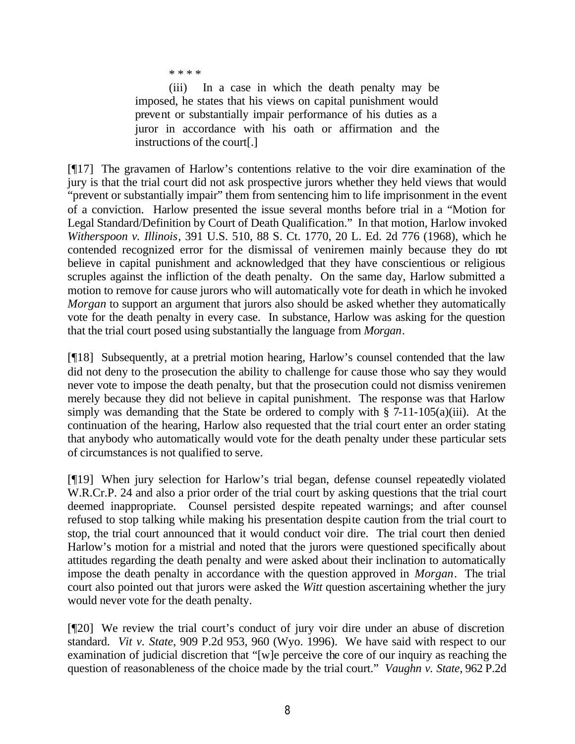> \* \* \* \*
>
> (iii) In a case in which the death penalty may be imposed, he states that his views on capital punishment would prevent or substantially impair performance of his duties as a juror in accordance with his oath or affirmation and the instructions of the court[.]

[¶17] The gravamen of Harlow's contentions relative to the voir dire examination of the jury is that the trial court did not ask prospective jurors whether they held views that would "prevent or substantially impair" them from sentencing him to life imprisonment in the event of a conviction. Harlow presented the issue several months before trial in a "Motion for Legal Standard/Definition by Court of Death Qualification." In that motion, Harlow invoked *Witherspoon v. Illinois*, 391 U.S. 510, 88 S. Ct. 1770, 20 L. Ed. 2d 776 (1968), which he contended recognized error for the dismissal of veniremen mainly because they do not believe in capital punishment and acknowledged that they have conscientious or religious scruples against the infliction of the death penalty. On the same day, Harlow submitted a motion to remove for cause jurors who will automatically vote for death in which he invoked *Morgan* to support an argument that jurors also should be asked whether they automatically vote for the death penalty in every case. In substance, Harlow was asking for the question that the trial court posed using substantially the language from *Morgan*.

[¶18] Subsequently, at a pretrial motion hearing, Harlow's counsel contended that the law did not deny to the prosecution the ability to challenge for cause those who say they would never vote to impose the death penalty, but that the prosecution could not dismiss veniremen merely because they did not believe in capital punishment. The response was that Harlow simply was demanding that the State be ordered to comply with § 7-11-105(a)(iii). At the continuation of the hearing, Harlow also requested that the trial court enter an order stating that anybody who automatically would vote for the death penalty under these particular sets of circumstances is not qualified to serve.

[¶19] When jury selection for Harlow's trial began, defense counsel repeatedly violated W.R.Cr.P. 24 and also a prior order of the trial court by asking questions that the trial court deemed inappropriate. Counsel persisted despite repeated warnings; and after counsel refused to stop talking while making his presentation despite caution from the trial court to stop, the trial court announced that it would conduct voir dire. The trial court then denied Harlow's motion for a mistrial and noted that the jurors were questioned specifically about attitudes regarding the death penalty and were asked about their inclination to automatically impose the death penalty in accordance with the question approved in *Morgan*. The trial court also pointed out that jurors were asked the *Witt* question ascertaining whether the jury would never vote for the death penalty.

[¶20] We review the trial court's conduct of jury voir dire under an abuse of discretion standard. *Vit v. State*, 909 P.2d 953, 960 (Wyo. 1996). We have said with respect to our examination of judicial discretion that "[w]e perceive the core of our inquiry as reaching the question of reasonableness of the choice made by the trial court." *Vaughn v. State*, 962 P.2d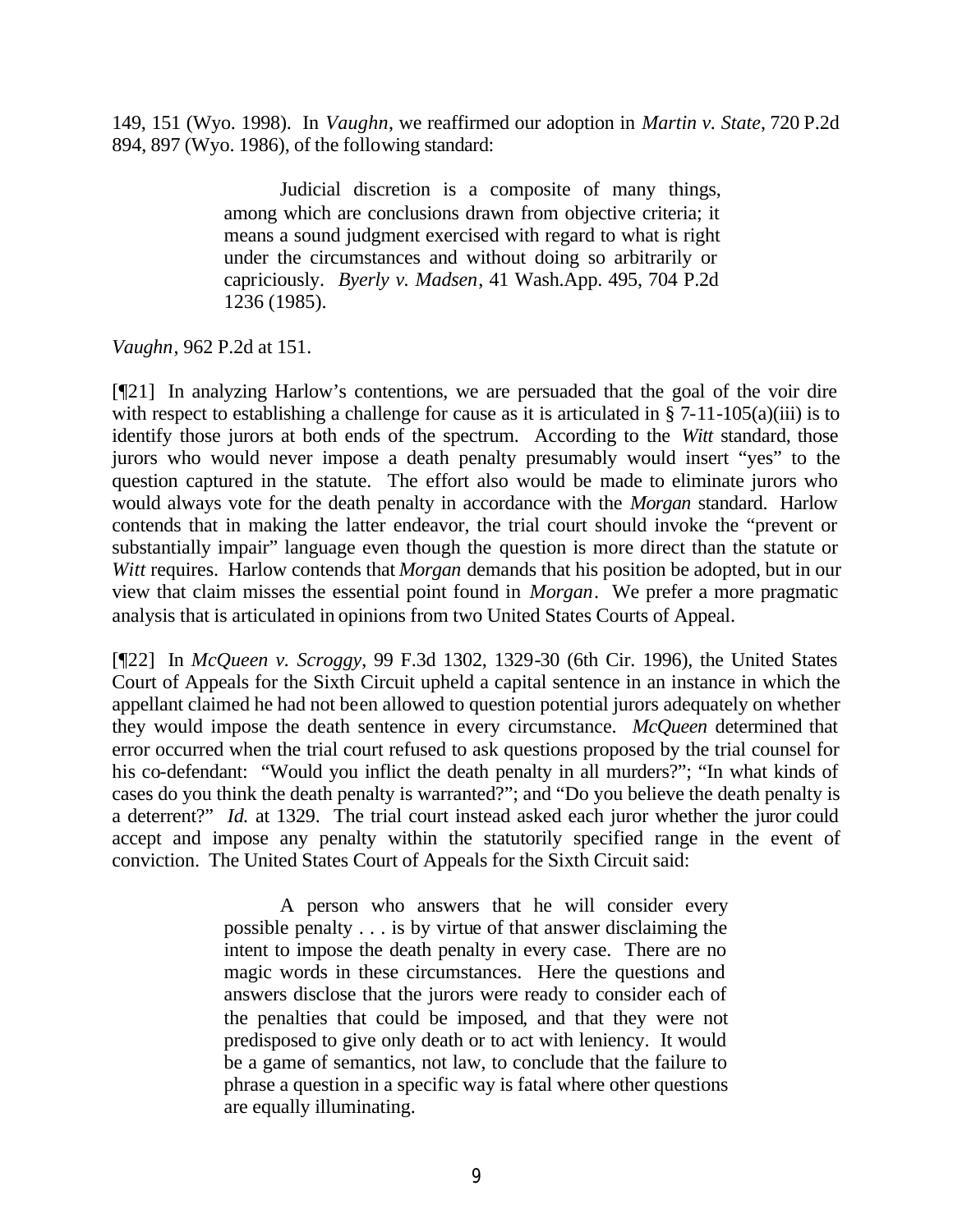149, 151 (Wyo. 1998). In *Vaughn*, we reaffirmed our adoption in *Martin v. State*, 720 P.2d 894, 897 (Wyo. 1986), of the following standard:

> Judicial discretion is a composite of many things, among which are conclusions drawn from objective criteria; it means a sound judgment exercised with regard to what is right under the circumstances and without doing so arbitrarily or capriciously. *Byerly v. Madsen*, 41 Wash.App. 495, 704 P.2d 1236 (1985).

*Vaughn*, 962 P.2d at 151.

[¶21] In analyzing Harlow's contentions, we are persuaded that the goal of the voir dire with respect to establishing a challenge for cause as it is articulated in § 7-11-105(a)(iii) is to identify those jurors at both ends of the spectrum. According to the *Witt* standard, those jurors who would never impose a death penalty presumably would insert "yes" to the question captured in the statute. The effort also would be made to eliminate jurors who would always vote for the death penalty in accordance with the *Morgan* standard. Harlow contends that in making the latter endeavor, the trial court should invoke the "prevent or substantially impair" language even though the question is more direct than the statute or *Witt* requires. Harlow contends that *Morgan* demands that his position be adopted, but in our view that claim misses the essential point found in *Morgan*. We prefer a more pragmatic analysis that is articulated in opinions from two United States Courts of Appeal.

[¶22] In *McQueen v. Scroggy*, 99 F.3d 1302, 1329-30 (6th Cir. 1996), the United States Court of Appeals for the Sixth Circuit upheld a capital sentence in an instance in which the appellant claimed he had not been allowed to question potential jurors adequately on whether they would impose the death sentence in every circumstance. *McQueen* determined that error occurred when the trial court refused to ask questions proposed by the trial counsel for his co-defendant: "Would you inflict the death penalty in all murders?"; "In what kinds of cases do you think the death penalty is warranted?"; and "Do you believe the death penalty is a deterrent?" *Id.* at 1329. The trial court instead asked each juror whether the juror could accept and impose any penalty within the statutorily specified range in the event of conviction. The United States Court of Appeals for the Sixth Circuit said:

> A person who answers that he will consider every possible penalty . . . is by virtue of that answer disclaiming the intent to impose the death penalty in every case. There are no magic words in these circumstances. Here the questions and answers disclose that the jurors were ready to consider each of the penalties that could be imposed, and that they were not predisposed to give only death or to act with leniency. It would be a game of semantics, not law, to conclude that the failure to phrase a question in a specific way is fatal where other questions are equally illuminating.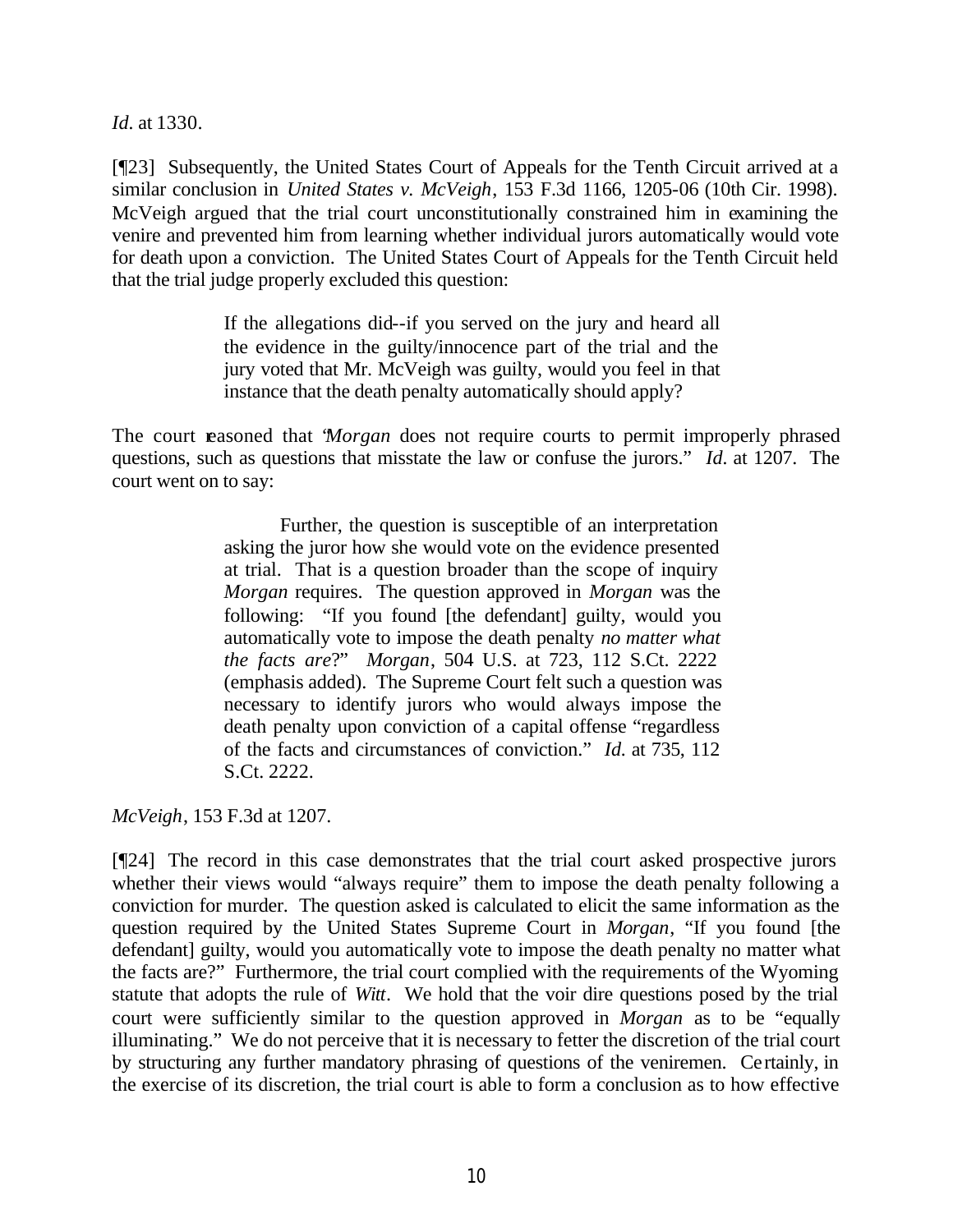*Id.* at 1330.

[¶23] Subsequently, the United States Court of Appeals for the Tenth Circuit arrived at a similar conclusion in *United States v. McVeigh*, 153 F.3d 1166, 1205-06 (10th Cir. 1998). McVeigh argued that the trial court unconstitutionally constrained him in examining the venire and prevented him from learning whether individual jurors automatically would vote for death upon a conviction. The United States Court of Appeals for the Tenth Circuit held that the trial judge properly excluded this question:

> If the allegations did--if you served on the jury and heard all the evidence in the guilty/innocence part of the trial and the jury voted that Mr. McVeigh was guilty, would you feel in that instance that the death penalty automatically should apply?

The court reasoned that "*Morgan* does not require courts to permit improperly phrased questions, such as questions that misstate the law or confuse the jurors." *Id*. at 1207. The court went on to say:

> Further, the question is susceptible of an interpretation asking the juror how she would vote on the evidence presented at trial. That is a question broader than the scope of inquiry *Morgan* requires. The question approved in *Morgan* was the following: "If you found [the defendant] guilty, would you automatically vote to impose the death penalty *no matter what the facts are*?" *Morgan*, 504 U.S. at 723, 112 S.Ct. 2222 (emphasis added). The Supreme Court felt such a question was necessary to identify jurors who would always impose the death penalty upon conviction of a capital offense "regardless of the facts and circumstances of conviction." *Id.* at 735, 112 S.Ct. 2222.

*McVeigh*, 153 F.3d at 1207.

[¶24] The record in this case demonstrates that the trial court asked prospective jurors whether their views would "always require" them to impose the death penalty following a conviction for murder. The question asked is calculated to elicit the same information as the question required by the United States Supreme Court in *Morgan*, "If you found [the defendant] guilty, would you automatically vote to impose the death penalty no matter what the facts are?" Furthermore, the trial court complied with the requirements of the Wyoming statute that adopts the rule of *Witt*. We hold that the voir dire questions posed by the trial court were sufficiently similar to the question approved in *Morgan* as to be "equally illuminating." We do not perceive that it is necessary to fetter the discretion of the trial court by structuring any further mandatory phrasing of questions of the veniremen. Certainly, in the exercise of its discretion, the trial court is able to form a conclusion as to how effective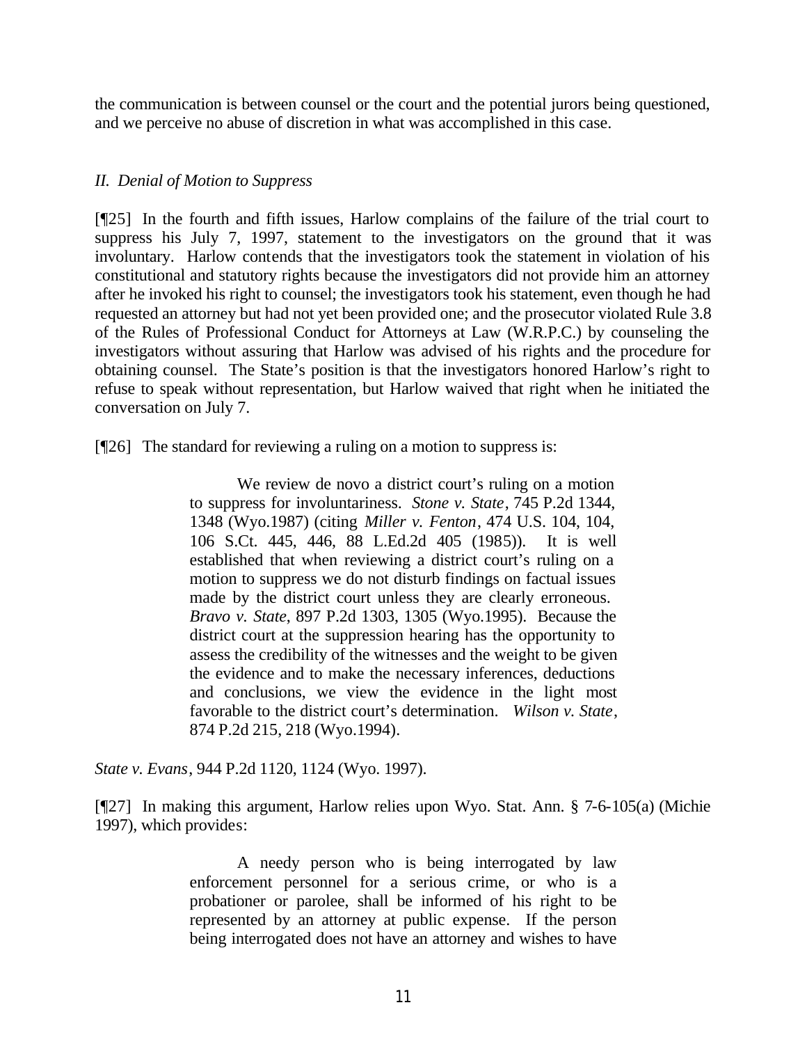the communication is between counsel or the court and the potential jurors being questioned, and we perceive no abuse of discretion in what was accomplished in this case.

*II. Denial of Motion to Suppress*

[¶25] In the fourth and fifth issues, Harlow complains of the failure of the trial court to suppress his July 7, 1997, statement to the investigators on the ground that it was involuntary. Harlow contends that the investigators took the statement in violation of his constitutional and statutory rights because the investigators did not provide him an attorney after he invoked his right to counsel; the investigators took his statement, even though he had requested an attorney but had not yet been provided one; and the prosecutor violated Rule 3.8 of the Rules of Professional Conduct for Attorneys at Law (W.R.P.C.) by counseling the investigators without assuring that Harlow was advised of his rights and the procedure for obtaining counsel. The State's position is that the investigators honored Harlow's right to refuse to speak without representation, but Harlow waived that right when he initiated the conversation on July 7.

[¶26] The standard for reviewing a ruling on a motion to suppress is:

> We review de novo a district court's ruling on a motion to suppress for involuntariness. *Stone v. State*, 745 P.2d 1344, 1348 (Wyo.1987) (citing *Miller v. Fenton*, 474 U.S. 104, 104, 106 S.Ct. 445, 446, 88 L.Ed.2d 405 (1985)). It is well established that when reviewing a district court's ruling on a motion to suppress we do not disturb findings on factual issues made by the district court unless they are clearly erroneous. *Bravo v. State*, 897 P.2d 1303, 1305 (Wyo.1995). Because the district court at the suppression hearing has the opportunity to assess the credibility of the witnesses and the weight to be given the evidence and to make the necessary inferences, deductions and conclusions, we view the evidence in the light most favorable to the district court's determination. *Wilson v. State*, 874 P.2d 215, 218 (Wyo.1994).

*State v. Evans*, 944 P.2d 1120, 1124 (Wyo. 1997).

[¶27] In making this argument, Harlow relies upon Wyo. Stat. Ann. § 7-6-105(a) (Michie 1997), which provides:

> A needy person who is being interrogated by law enforcement personnel for a serious crime, or who is a probationer or parolee, shall be informed of his right to be represented by an attorney at public expense. If the person being interrogated does not have an attorney and wishes to have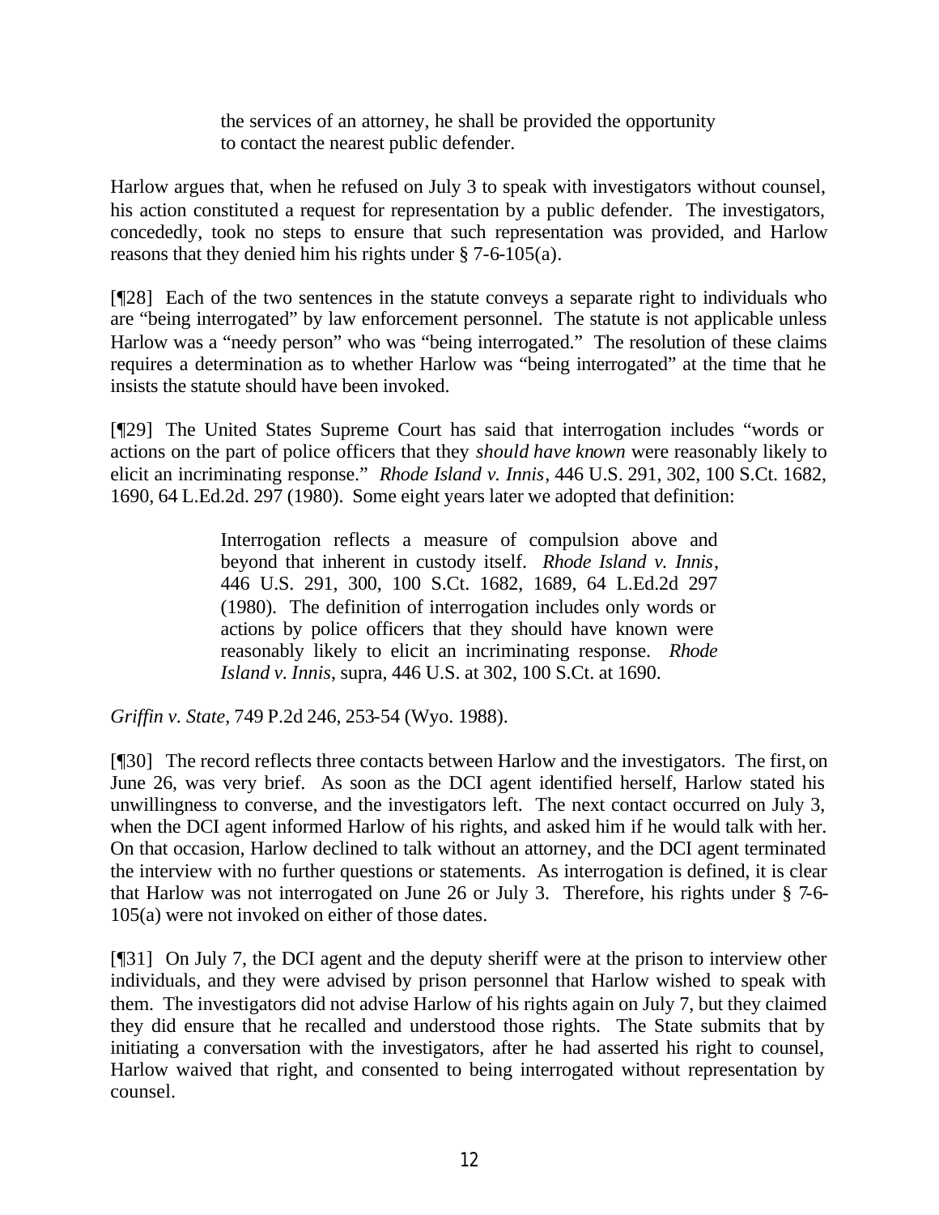> the services of an attorney, he shall be provided the opportunity to contact the nearest public defender.

Harlow argues that, when he refused on July 3 to speak with investigators without counsel, his action constituted a request for representation by a public defender. The investigators, concededly, took no steps to ensure that such representation was provided, and Harlow reasons that they denied him his rights under § 7-6-105(a).

[¶28] Each of the two sentences in the statute conveys a separate right to individuals who are "being interrogated" by law enforcement personnel. The statute is not applicable unless Harlow was a "needy person" who was "being interrogated." The resolution of these claims requires a determination as to whether Harlow was "being interrogated" at the time that he insists the statute should have been invoked.

[¶29] The United States Supreme Court has said that interrogation includes "words or actions on the part of police officers that they *should have known* were reasonably likely to elicit an incriminating response." *Rhode Island v. Innis*, 446 U.S. 291, 302, 100 S.Ct. 1682, 1690, 64 L.Ed.2d. 297 (1980). Some eight years later we adopted that definition:

> Interrogation reflects a measure of compulsion above and beyond that inherent in custody itself. *Rhode Island v. Innis*, 446 U.S. 291, 300, 100 S.Ct. 1682, 1689, 64 L.Ed.2d 297 (1980). The definition of interrogation includes only words or actions by police officers that they should have known were reasonably likely to elicit an incriminating response. *Rhode Island v. Innis*, supra, 446 U.S. at 302, 100 S.Ct. at 1690.

*Griffin v. State*, 749 P.2d 246, 253-54 (Wyo. 1988).

[¶30] The record reflects three contacts between Harlow and the investigators. The first, on June 26, was very brief. As soon as the DCI agent identified herself, Harlow stated his unwillingness to converse, and the investigators left. The next contact occurred on July 3, when the DCI agent informed Harlow of his rights, and asked him if he would talk with her. On that occasion, Harlow declined to talk without an attorney, and the DCI agent terminated the interview with no further questions or statements. As interrogation is defined, it is clear that Harlow was not interrogated on June 26 or July 3. Therefore, his rights under § 7-6-105(a) were not invoked on either of those dates.

[¶31] On July 7, the DCI agent and the deputy sheriff were at the prison to interview other individuals, and they were advised by prison personnel that Harlow wished to speak with them. The investigators did not advise Harlow of his rights again on July 7, but they claimed they did ensure that he recalled and understood those rights. The State submits that by initiating a conversation with the investigators, after he had asserted his right to counsel, Harlow waived that right, and consented to being interrogated without representation by counsel.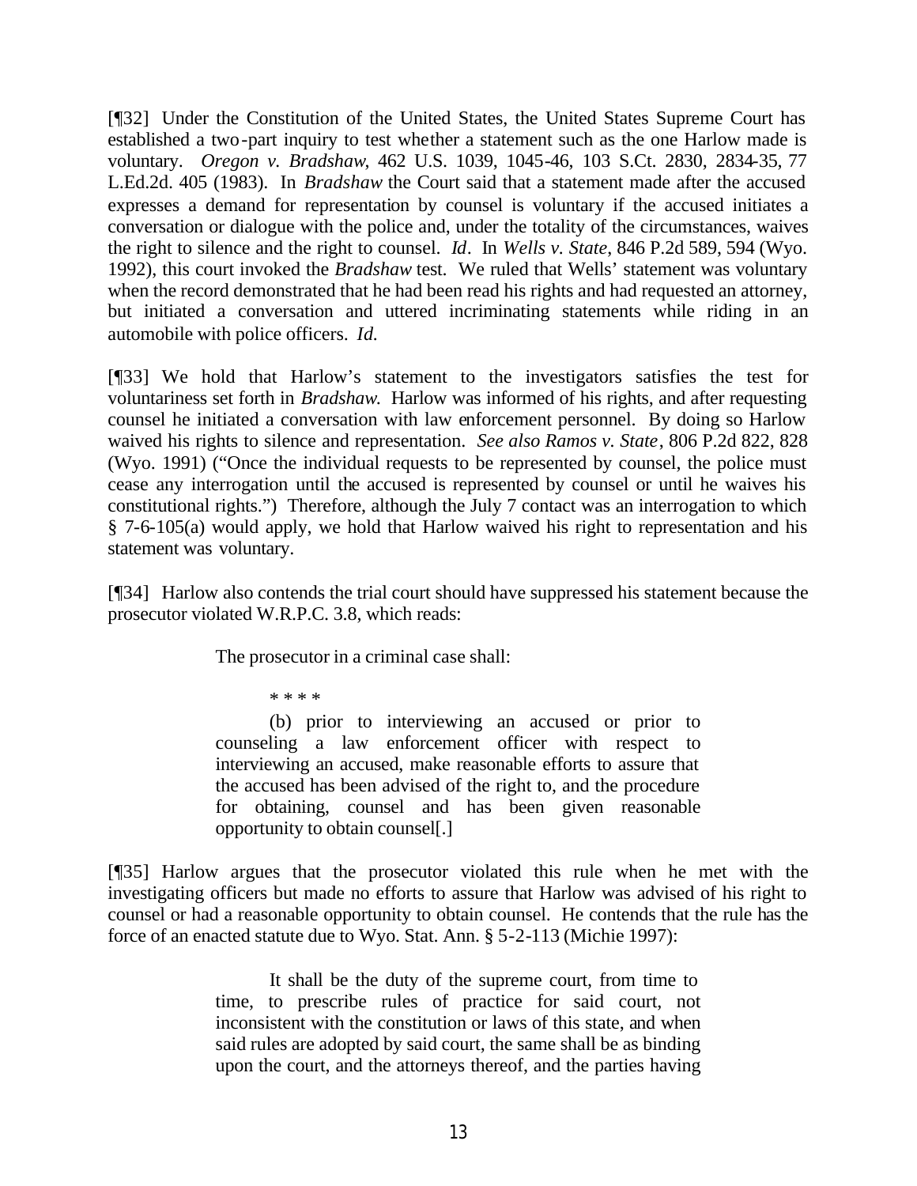[¶32] Under the Constitution of the United States, the United States Supreme Court has established a two-part inquiry to test whether a statement such as the one Harlow made is voluntary. *Oregon v. Bradshaw*, 462 U.S. 1039, 1045-46, 103 S.Ct. 2830, 2834-35, 77 L.Ed.2d. 405 (1983). In *Bradshaw* the Court said that a statement made after the accused expresses a demand for representation by counsel is voluntary if the accused initiates a conversation or dialogue with the police and, under the totality of the circumstances, waives the right to silence and the right to counsel. *Id*. In *Wells v. State*, 846 P.2d 589, 594 (Wyo. 1992), this court invoked the *Bradshaw* test. We ruled that Wells' statement was voluntary when the record demonstrated that he had been read his rights and had requested an attorney, but initiated a conversation and uttered incriminating statements while riding in an automobile with police officers. *Id.*

[¶33] We hold that Harlow's statement to the investigators satisfies the test for voluntariness set forth in *Bradshaw*. Harlow was informed of his rights, and after requesting counsel he initiated a conversation with law enforcement personnel. By doing so Harlow waived his rights to silence and representation. *See also Ramos v. State*, 806 P.2d 822, 828 (Wyo. 1991) ("Once the individual requests to be represented by counsel, the police must cease any interrogation until the accused is represented by counsel or until he waives his constitutional rights.") Therefore, although the July 7 contact was an interrogation to which § 7-6-105(a) would apply, we hold that Harlow waived his right to representation and his statement was voluntary.

[¶34] Harlow also contends the trial court should have suppressed his statement because the prosecutor violated W.R.P.C. 3.8, which reads:

> The prosecutor in a criminal case shall:
>
> * * * *
>
> (b) prior to interviewing an accused or prior to counseling a law enforcement officer with respect to interviewing an accused, make reasonable efforts to assure that the accused has been advised of the right to, and the procedure for obtaining, counsel and has been given reasonable opportunity to obtain counsel[.]

[¶35] Harlow argues that the prosecutor violated this rule when he met with the investigating officers but made no efforts to assure that Harlow was advised of his right to counsel or had a reasonable opportunity to obtain counsel. He contends that the rule has the force of an enacted statute due to Wyo. Stat. Ann. § 5-2-113 (Michie 1997):

> It shall be the duty of the supreme court, from time to time, to prescribe rules of practice for said court, not inconsistent with the constitution or laws of this state, and when said rules are adopted by said court, the same shall be as binding upon the court, and the attorneys thereof, and the parties having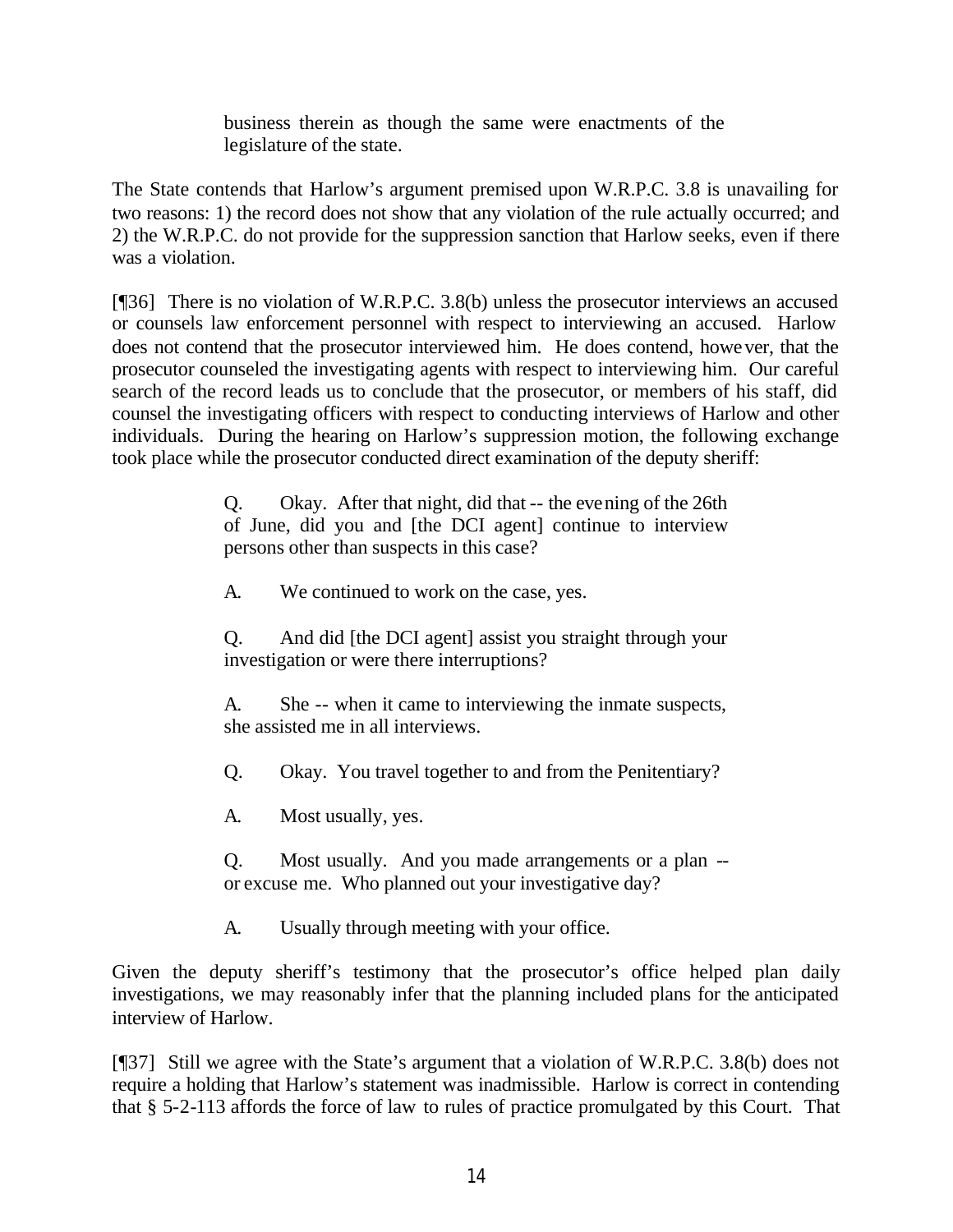> business therein as though the same were enactments of the legislature of the state.

The State contends that Harlow's argument premised upon W.R.P.C. 3.8 is unavailing for two reasons: 1) the record does not show that any violation of the rule actually occurred; and 2) the W.R.P.C. do not provide for the suppression sanction that Harlow seeks, even if there was a violation.

[¶36] There is no violation of W.R.P.C. 3.8(b) unless the prosecutor interviews an accused or counsels law enforcement personnel with respect to interviewing an accused. Harlow does not contend that the prosecutor interviewed him. He does contend, however, that the prosecutor counseled the investigating agents with respect to interviewing him. Our careful search of the record leads us to conclude that the prosecutor, or members of his staff, did counsel the investigating officers with respect to conducting interviews of Harlow and other individuals. During the hearing on Harlow's suppression motion, the following exchange took place while the prosecutor conducted direct examination of the deputy sheriff:

> Q. Okay. After that night, did that -- the evening of the 26th of June, did you and [the DCI agent] continue to interview persons other than suspects in this case?
>
> A. We continued to work on the case, yes.
>
> Q. And did [the DCI agent] assist you straight through your investigation or were there interruptions?
>
> A. She -- when it came to interviewing the inmate suspects, she assisted me in all interviews.
>
> Q. Okay. You travel together to and from the Penitentiary?
>
> A. Most usually, yes.
>
> Q. Most usually. And you made arrangements or a plan -- or excuse me. Who planned out your investigative day?
>
> A. Usually through meeting with your office.

Given the deputy sheriff's testimony that the prosecutor's office helped plan daily investigations, we may reasonably infer that the planning included plans for the anticipated interview of Harlow.

[¶37] Still we agree with the State's argument that a violation of W.R.P.C. 3.8(b) does not require a holding that Harlow's statement was inadmissible. Harlow is correct in contending that § 5-2-113 affords the force of law to rules of practice promulgated by this Court. That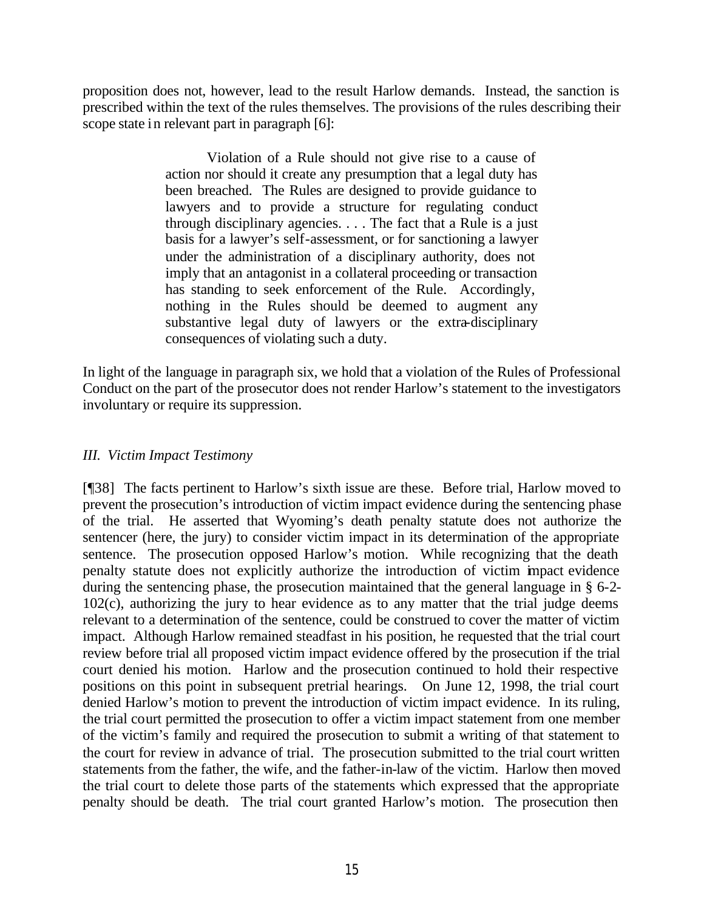proposition does not, however, lead to the result Harlow demands. Instead, the sanction is prescribed within the text of the rules themselves. The provisions of the rules describing their scope state in relevant part in paragraph [6]:

> Violation of a Rule should not give rise to a cause of action nor should it create any presumption that a legal duty has been breached. The Rules are designed to provide guidance to lawyers and to provide a structure for regulating conduct through disciplinary agencies. . . . The fact that a Rule is a just basis for a lawyer's self-assessment, or for sanctioning a lawyer under the administration of a disciplinary authority, does not imply that an antagonist in a collateral proceeding or transaction has standing to seek enforcement of the Rule. Accordingly, nothing in the Rules should be deemed to augment any substantive legal duty of lawyers or the extra-disciplinary consequences of violating such a duty.

In light of the language in paragraph six, we hold that a violation of the Rules of Professional Conduct on the part of the prosecutor does not render Harlow's statement to the investigators involuntary or require its suppression.

### *III. Victim Impact Testimony*

[¶38] The facts pertinent to Harlow's sixth issue are these. Before trial, Harlow moved to prevent the prosecution's introduction of victim impact evidence during the sentencing phase of the trial. He asserted that Wyoming's death penalty statute does not authorize the sentencer (here, the jury) to consider victim impact in its determination of the appropriate sentence. The prosecution opposed Harlow's motion. While recognizing that the death penalty statute does not explicitly authorize the introduction of victim impact evidence during the sentencing phase, the prosecution maintained that the general language in § 6-2-102(c), authorizing the jury to hear evidence as to any matter that the trial judge deems relevant to a determination of the sentence, could be construed to cover the matter of victim impact. Although Harlow remained steadfast in his position, he requested that the trial court review before trial all proposed victim impact evidence offered by the prosecution if the trial court denied his motion. Harlow and the prosecution continued to hold their respective positions on this point in subsequent pretrial hearings. On June 12, 1998, the trial court denied Harlow's motion to prevent the introduction of victim impact evidence. In its ruling, the trial court permitted the prosecution to offer a victim impact statement from one member of the victim's family and required the prosecution to submit a writing of that statement to the court for review in advance of trial. The prosecution submitted to the trial court written statements from the father, the wife, and the father-in-law of the victim. Harlow then moved the trial court to delete those parts of the statements which expressed that the appropriate penalty should be death. The trial court granted Harlow's motion. The prosecution then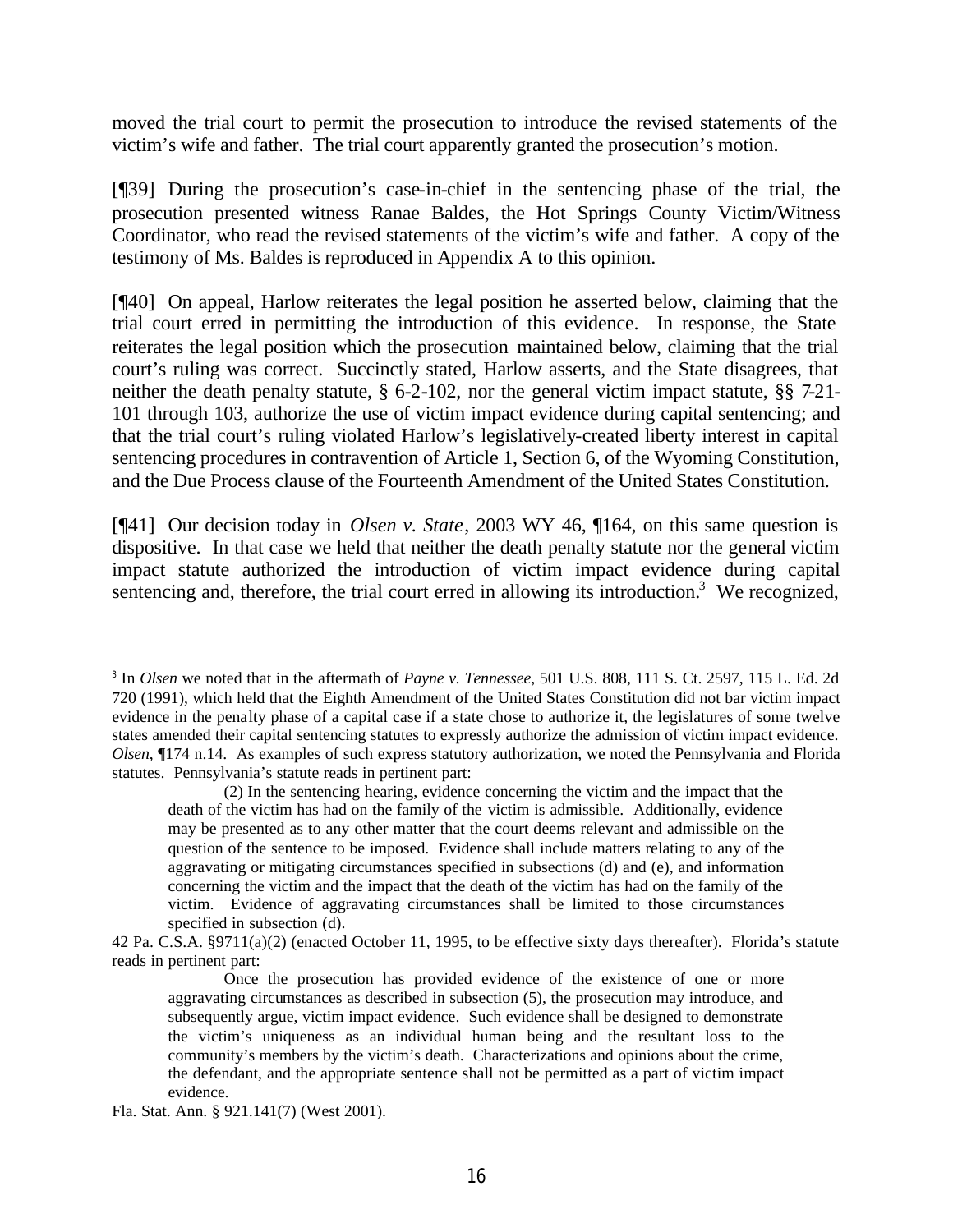moved the trial court to permit the prosecution to introduce the revised statements of the victim's wife and father. The trial court apparently granted the prosecution's motion.

[¶39] During the prosecution's case-in-chief in the sentencing phase of the trial, the prosecution presented witness Ranae Baldes, the Hot Springs County Victim/Witness Coordinator, who read the revised statements of the victim's wife and father. A copy of the testimony of Ms. Baldes is reproduced in Appendix A to this opinion.

[¶40] On appeal, Harlow reiterates the legal position he asserted below, claiming that the trial court erred in permitting the introduction of this evidence. In response, the State reiterates the legal position which the prosecution maintained below, claiming that the trial court's ruling was correct. Succinctly stated, Harlow asserts, and the State disagrees, that neither the death penalty statute, § 6-2-102, nor the general victim impact statute, §§ 7-21-101 through 103, authorize the use of victim impact evidence during capital sentencing; and that the trial court's ruling violated Harlow's legislatively-created liberty interest in capital sentencing procedures in contravention of Article 1, Section 6, of the Wyoming Constitution, and the Due Process clause of the Fourteenth Amendment of the United States Constitution.

[¶41] Our decision today in *Olsen v. State*, 2003 WY 46, ¶164, on this same question is dispositive. In that case we held that neither the death penalty statute nor the general victim impact statute authorized the introduction of victim impact evidence during capital sentencing and, therefore, the trial court erred in allowing its introduction.[3] We recognized,

---

[3] In *Olsen* we noted that in the aftermath of *Payne v. Tennessee*, 501 U.S. 808, 111 S. Ct. 2597, 115 L. Ed. 2d 720 (1991), which held that the Eighth Amendment of the United States Constitution did not bar victim impact evidence in the penalty phase of a capital case if a state chose to authorize it, the legislatures of some twelve states amended their capital sentencing statutes to expressly authorize the admission of victim impact evidence. *Olsen*, ¶174 n.14. As examples of such express statutory authorization, we noted the Pennsylvania and Florida statutes. Pennsylvania's statute reads in pertinent part:

> (2) In the sentencing hearing, evidence concerning the victim and the impact that the death of the victim has had on the family of the victim is admissible. Additionally, evidence may be presented as to any other matter that the court deems relevant and admissible on the question of the sentence to be imposed. Evidence shall include matters relating to any of the aggravating or mitigating circumstances specified in subsections (d) and (e), and information concerning the victim and the impact that the death of the victim has had on the family of the victim. Evidence of aggravating circumstances shall be limited to those circumstances specified in subsection (d).

42 Pa. C.S.A. §9711(a)(2) (enacted October 11, 1995, to be effective sixty days thereafter). Florida's statute reads in pertinent part:

> Once the prosecution has provided evidence of the existence of one or more aggravating circumstances as described in subsection (5), the prosecution may introduce, and subsequently argue, victim impact evidence. Such evidence shall be designed to demonstrate the victim's uniqueness as an individual human being and the resultant loss to the community's members by the victim's death. Characterizations and opinions about the crime, the defendant, and the appropriate sentence shall not be permitted as a part of victim impact evidence.

Fla. Stat. Ann. § 921.141(7) (West 2001).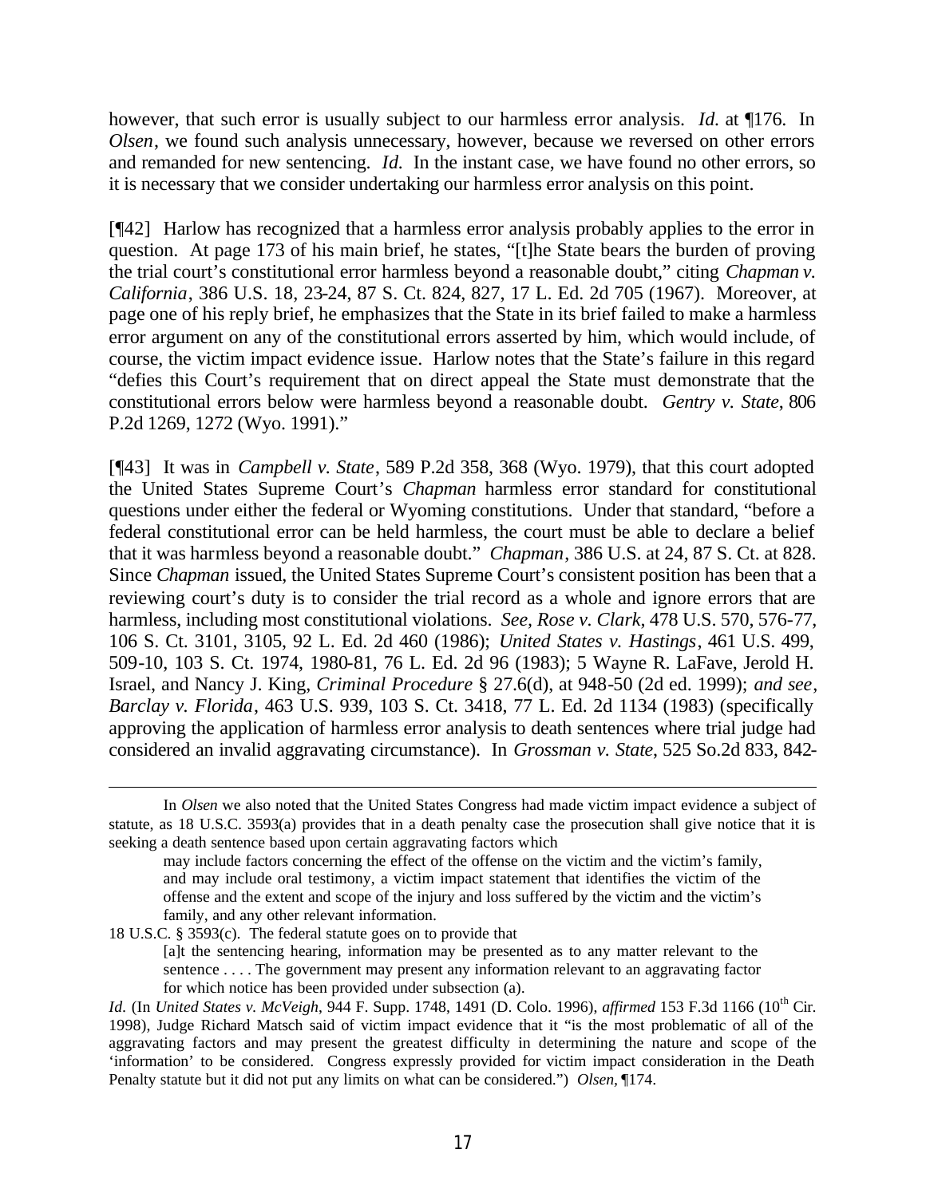however, that such error is usually subject to our harmless error analysis. *Id.* at ¶176. In *Olsen*, we found such analysis unnecessary, however, because we reversed on other errors and remanded for new sentencing. *Id.* In the instant case, we have found no other errors, so it is necessary that we consider undertaking our harmless error analysis on this point.

[¶42] Harlow has recognized that a harmless error analysis probably applies to the error in question. At page 173 of his main brief, he states, "[t]he State bears the burden of proving the trial court's constitutional error harmless beyond a reasonable doubt," citing *Chapman v. California*, 386 U.S. 18, 23-24, 87 S. Ct. 824, 827, 17 L. Ed. 2d 705 (1967). Moreover, at page one of his reply brief, he emphasizes that the State in its brief failed to make a harmless error argument on any of the constitutional errors asserted by him, which would include, of course, the victim impact evidence issue. Harlow notes that the State's failure in this regard "defies this Court's requirement that on direct appeal the State must demonstrate that the constitutional errors below were harmless beyond a reasonable doubt. *Gentry v. State*, 806 P.2d 1269, 1272 (Wyo. 1991)."

[¶43] It was in *Campbell v. State*, 589 P.2d 358, 368 (Wyo. 1979), that this court adopted the United States Supreme Court's *Chapman* harmless error standard for constitutional questions under either the federal or Wyoming constitutions. Under that standard, "before a federal constitutional error can be held harmless, the court must be able to declare a belief that it was harmless beyond a reasonable doubt." *Chapman*, 386 U.S. at 24, 87 S. Ct. at 828. Since *Chapman* issued, the United States Supreme Court's consistent position has been that a reviewing court's duty is to consider the trial record as a whole and ignore errors that are harmless, including most constitutional violations. *See*, *Rose v. Clark*, 478 U.S. 570, 576-77, 106 S. Ct. 3101, 3105, 92 L. Ed. 2d 460 (1986); *United States v. Hastings*, 461 U.S. 499, 509-10, 103 S. Ct. 1974, 1980-81, 76 L. Ed. 2d 96 (1983); 5 Wayne R. LaFave, Jerold H. Israel, and Nancy J. King, *Criminal Procedure* § 27.6(d), at 948-50 (2d ed. 1999); *and see*, *Barclay v. Florida*, 463 U.S. 939, 103 S. Ct. 3418, 77 L. Ed. 2d 1134 (1983) (specifically approving the application of harmless error analysis to death sentences where trial judge had considered an invalid aggravating circumstance). In *Grossman v. State*, 525 So.2d 833, 842-

---

In *Olsen* we also noted that the United States Congress had made victim impact evidence a subject of statute, as 18 U.S.C. 3593(a) provides that in a death penalty case the prosecution shall give notice that it is seeking a death sentence based upon certain aggravating factors which

> may include factors concerning the effect of the offense on the victim and the victim's family, and may include oral testimony, a victim impact statement that identifies the victim of the offense and the extent and scope of the injury and loss suffered by the victim and the victim's family, and any other relevant information.

18 U.S.C. § 3593(c). The federal statute goes on to provide that

> [a]t the sentencing hearing, information may be presented as to any matter relevant to the sentence . . . . The government may present any information relevant to an aggravating factor for which notice has been provided under subsection (a).

*Id.* (In *United States v. McVeigh*, 944 F. Supp. 1748, 1491 (D. Colo. 1996), *affirmed* 153 F.3d 1166 (10th Cir. 1998), Judge Richard Matsch said of victim impact evidence that it "is the most problematic of all of the aggravating factors and may present the greatest difficulty in determining the nature and scope of the 'information' to be considered. Congress expressly provided for victim impact consideration in the Death Penalty statute but it did not put any limits on what can be considered.") *Olsen*, ¶174.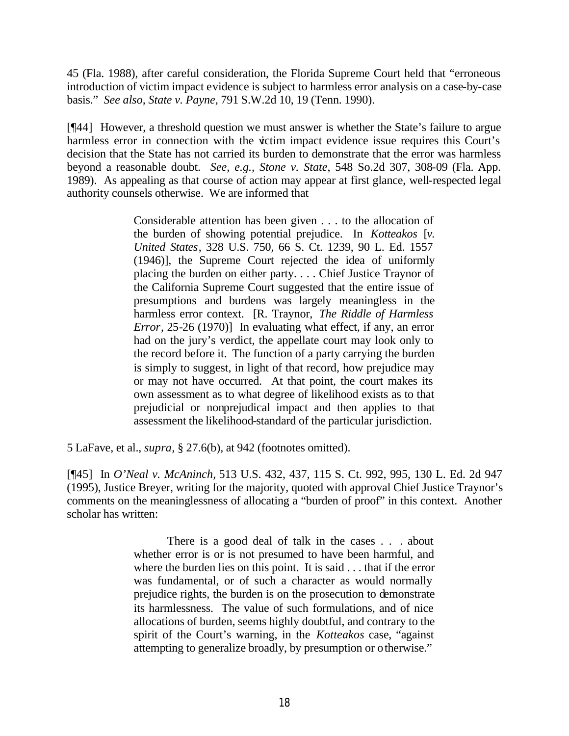45 (Fla. 1988), after careful consideration, the Florida Supreme Court held that "erroneous introduction of victim impact evidence is subject to harmless error analysis on a case-by-case basis." *See also, State v. Payne*, 791 S.W.2d 10, 19 (Tenn. 1990).

[¶44] However, a threshold question we must answer is whether the State's failure to argue harmless error in connection with the victim impact evidence issue requires this Court's decision that the State has not carried its burden to demonstrate that the error was harmless beyond a reasonable doubt. *See, e.g., Stone v. State*, 548 So.2d 307, 308-09 (Fla. App. 1989). As appealing as that course of action may appear at first glance, well-respected legal authority counsels otherwise. We are informed that

> Considerable attention has been given . . . to the allocation of the burden of showing potential prejudice. In *Kotteakos* [*v. United States*, 328 U.S. 750, 66 S. Ct. 1239, 90 L. Ed. 1557 (1946)], the Supreme Court rejected the idea of uniformly placing the burden on either party. . . . Chief Justice Traynor of the California Supreme Court suggested that the entire issue of presumptions and burdens was largely meaningless in the harmless error context. [R. Traynor, *The Riddle of Harmless Error*, 25-26 (1970)] In evaluating what effect, if any, an error had on the jury's verdict, the appellate court may look only to the record before it. The function of a party carrying the burden is simply to suggest, in light of that record, how prejudice may or may not have occurred. At that point, the court makes its own assessment as to what degree of likelihood exists as to that prejudicial or nonprejudical impact and then applies to that assessment the likelihood-standard of the particular jurisdiction.

5 LaFave, et al., *supra*, § 27.6(b), at 942 (footnotes omitted).

[¶45] In *O'Neal v. McAninch*, 513 U.S. 432, 437, 115 S. Ct. 992, 995, 130 L. Ed. 2d 947 (1995), Justice Breyer, writing for the majority, quoted with approval Chief Justice Traynor's comments on the meaninglessness of allocating a "burden of proof" in this context. Another scholar has written:

> There is a good deal of talk in the cases . . . about whether error is or is not presumed to have been harmful, and where the burden lies on this point. It is said . . . that if the error was fundamental, or of such a character as would normally prejudice rights, the burden is on the prosecution to demonstrate its harmlessness. The value of such formulations, and of nice allocations of burden, seems highly doubtful, and contrary to the spirit of the Court's warning, in the *Kotteakos* case, "against attempting to generalize broadly, by presumption or otherwise."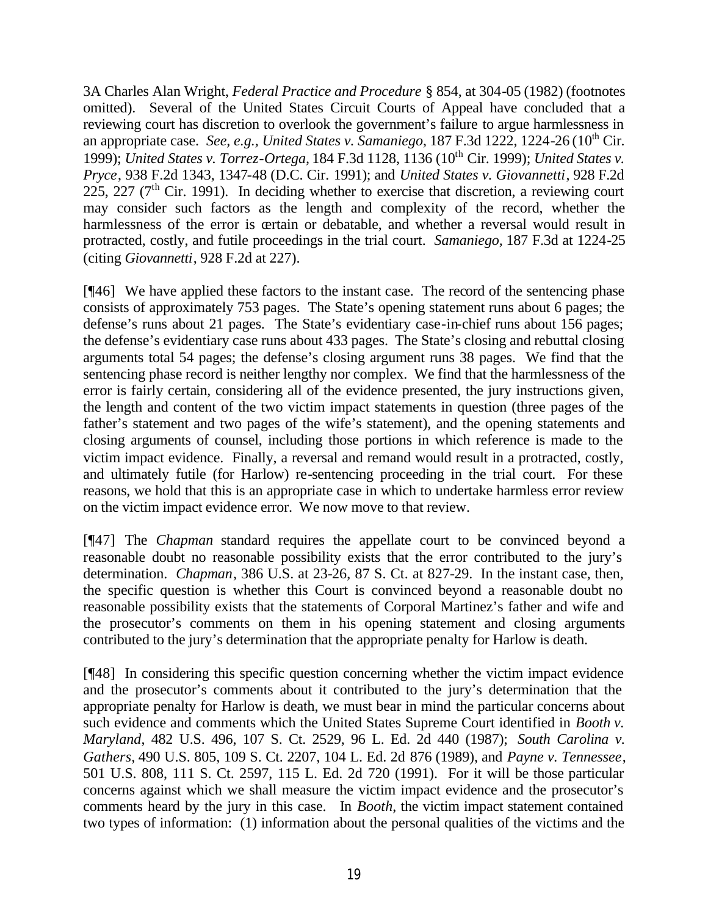3A Charles Alan Wright, *Federal Practice and Procedure* § 854, at 304-05 (1982) (footnotes omitted). Several of the United States Circuit Courts of Appeal have concluded that a reviewing court has discretion to overlook the government's failure to argue harmlessness in an appropriate case. *See, e.g., United States v. Samaniego*, 187 F.3d 1222, 1224-26 (10th Cir. 1999); *United States v. Torrez-Ortega*, 184 F.3d 1128, 1136 (10th Cir. 1999); *United States v. Pryce*, 938 F.2d 1343, 1347-48 (D.C. Cir. 1991); and *United States v. Giovannetti*, 928 F.2d 225, 227 (7th Cir. 1991). In deciding whether to exercise that discretion, a reviewing court may consider such factors as the length and complexity of the record, whether the harmlessness of the error is certain or debatable, and whether a reversal would result in protracted, costly, and futile proceedings in the trial court. *Samaniego*, 187 F.3d at 1224-25 (citing *Giovannetti*, 928 F.2d at 227).

[¶46] We have applied these factors to the instant case. The record of the sentencing phase consists of approximately 753 pages. The State's opening statement runs about 6 pages; the defense's runs about 21 pages. The State's evidentiary case-in-chief runs about 156 pages; the defense's evidentiary case runs about 433 pages. The State's closing and rebuttal closing arguments total 54 pages; the defense's closing argument runs 38 pages. We find that the sentencing phase record is neither lengthy nor complex. We find that the harmlessness of the error is fairly certain, considering all of the evidence presented, the jury instructions given, the length and content of the two victim impact statements in question (three pages of the father's statement and two pages of the wife's statement), and the opening statements and closing arguments of counsel, including those portions in which reference is made to the victim impact evidence. Finally, a reversal and remand would result in a protracted, costly, and ultimately futile (for Harlow) re-sentencing proceeding in the trial court. For these reasons, we hold that this is an appropriate case in which to undertake harmless error review on the victim impact evidence error. We now move to that review.

[¶47] The *Chapman* standard requires the appellate court to be convinced beyond a reasonable doubt no reasonable possibility exists that the error contributed to the jury's determination. *Chapman*, 386 U.S. at 23-26, 87 S. Ct. at 827-29. In the instant case, then, the specific question is whether this Court is convinced beyond a reasonable doubt no reasonable possibility exists that the statements of Corporal Martinez's father and wife and the prosecutor's comments on them in his opening statement and closing arguments contributed to the jury's determination that the appropriate penalty for Harlow is death.

[¶48] In considering this specific question concerning whether the victim impact evidence and the prosecutor's comments about it contributed to the jury's determination that the appropriate penalty for Harlow is death, we must bear in mind the particular concerns about such evidence and comments which the United States Supreme Court identified in *Booth v. Maryland*, 482 U.S. 496, 107 S. Ct. 2529, 96 L. Ed. 2d 440 (1987); *South Carolina v. Gathers*, 490 U.S. 805, 109 S. Ct. 2207, 104 L. Ed. 2d 876 (1989), and *Payne v. Tennessee*, 501 U.S. 808, 111 S. Ct. 2597, 115 L. Ed. 2d 720 (1991). For it will be those particular concerns against which we shall measure the victim impact evidence and the prosecutor's comments heard by the jury in this case. In *Booth*, the victim impact statement contained two types of information: (1) information about the personal qualities of the victims and the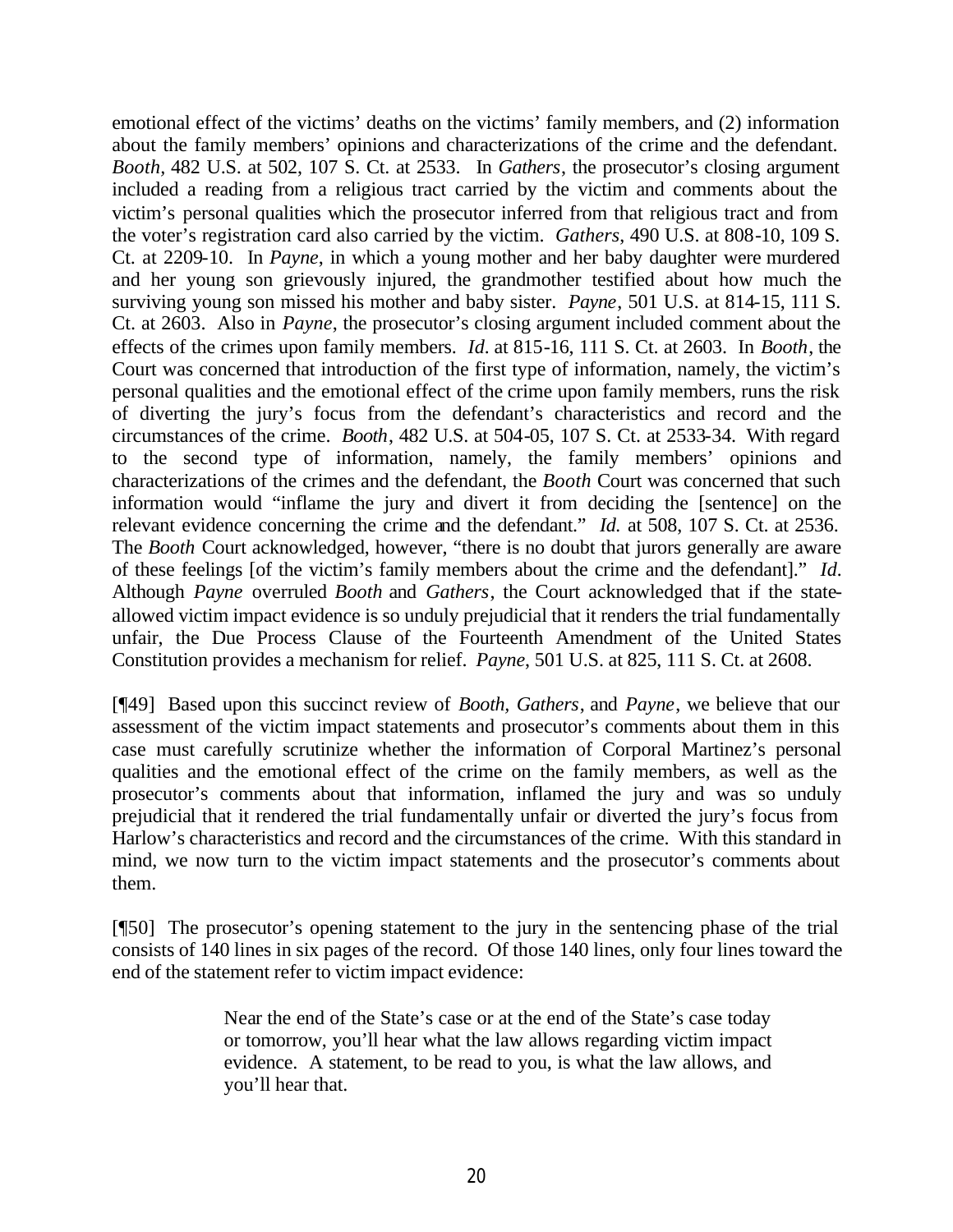emotional effect of the victims' deaths on the victims' family members, and (2) information about the family members' opinions and characterizations of the crime and the defendant. *Booth*, 482 U.S. at 502, 107 S. Ct. at 2533. In *Gathers*, the prosecutor's closing argument included a reading from a religious tract carried by the victim and comments about the victim's personal qualities which the prosecutor inferred from that religious tract and from the voter's registration card also carried by the victim. *Gathers*, 490 U.S. at 808-10, 109 S. Ct. at 2209-10. In *Payne*, in which a young mother and her baby daughter were murdered and her young son grievously injured, the grandmother testified about how much the surviving young son missed his mother and baby sister. *Payne*, 501 U.S. at 814-15, 111 S. Ct. at 2603. Also in *Payne*, the prosecutor's closing argument included comment about the effects of the crimes upon family members. *Id.* at 815-16, 111 S. Ct. at 2603. In *Booth*, the Court was concerned that introduction of the first type of information, namely, the victim's personal qualities and the emotional effect of the crime upon family members, runs the risk of diverting the jury's focus from the defendant's characteristics and record and the circumstances of the crime. *Booth*, 482 U.S. at 504-05, 107 S. Ct. at 2533-34. With regard to the second type of information, namely, the family members' opinions and characterizations of the crimes and the defendant, the *Booth* Court was concerned that such information would "inflame the jury and divert it from deciding the [sentence] on the relevant evidence concerning the crime and the defendant." *Id.* at 508, 107 S. Ct. at 2536. The *Booth* Court acknowledged, however, "there is no doubt that jurors generally are aware of these feelings [of the victim's family members about the crime and the defendant]." *Id.* Although *Payne* overruled *Booth* and *Gathers*, the Court acknowledged that if the state-allowed victim impact evidence is so unduly prejudicial that it renders the trial fundamentally unfair, the Due Process Clause of the Fourteenth Amendment of the United States Constitution provides a mechanism for relief. *Payne*, 501 U.S. at 825, 111 S. Ct. at 2608.

[¶49] Based upon this succinct review of *Booth*, *Gathers*, and *Payne*, we believe that our assessment of the victim impact statements and prosecutor's comments about them in this case must carefully scrutinize whether the information of Corporal Martinez's personal qualities and the emotional effect of the crime on the family members, as well as the prosecutor's comments about that information, inflamed the jury and was so unduly prejudicial that it rendered the trial fundamentally unfair or diverted the jury's focus from Harlow's characteristics and record and the circumstances of the crime. With this standard in mind, we now turn to the victim impact statements and the prosecutor's comments about them.

[¶50] The prosecutor's opening statement to the jury in the sentencing phase of the trial consists of 140 lines in six pages of the record. Of those 140 lines, only four lines toward the end of the statement refer to victim impact evidence:

> Near the end of the State's case or at the end of the State's case today or tomorrow, you'll hear what the law allows regarding victim impact evidence. A statement, to be read to you, is what the law allows, and you'll hear that.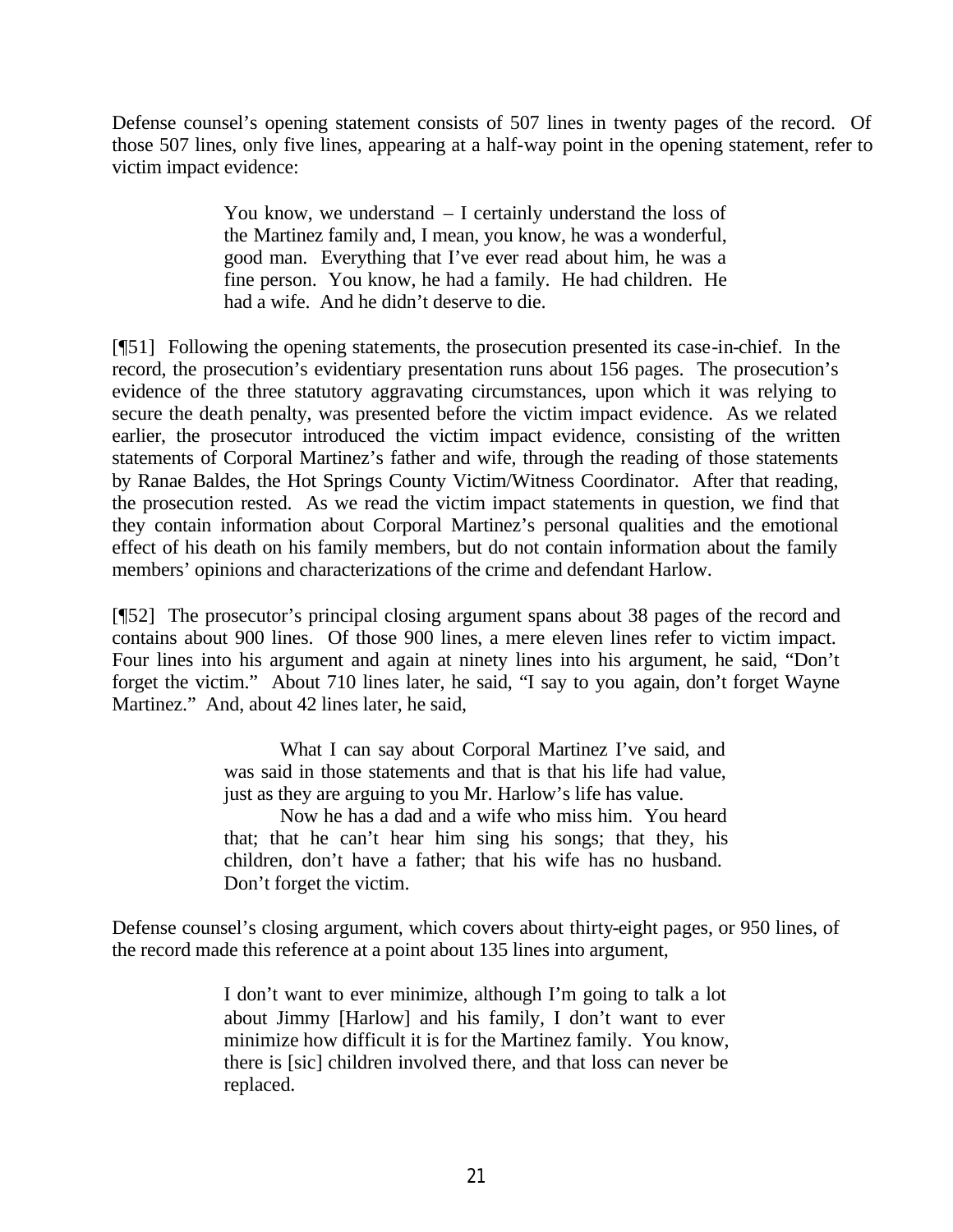Defense counsel's opening statement consists of 507 lines in twenty pages of the record. Of those 507 lines, only five lines, appearing at a half-way point in the opening statement, refer to victim impact evidence:

> You know, we understand – I certainly understand the loss of the Martinez family and, I mean, you know, he was a wonderful, good man. Everything that I've ever read about him, he was a fine person. You know, he had a family. He had children. He had a wife. And he didn't deserve to die.

[¶51] Following the opening statements, the prosecution presented its case-in-chief. In the record, the prosecution's evidentiary presentation runs about 156 pages. The prosecution's evidence of the three statutory aggravating circumstances, upon which it was relying to secure the death penalty, was presented before the victim impact evidence. As we related earlier, the prosecutor introduced the victim impact evidence, consisting of the written statements of Corporal Martinez's father and wife, through the reading of those statements by Ranae Baldes, the Hot Springs County Victim/Witness Coordinator. After that reading, the prosecution rested. As we read the victim impact statements in question, we find that they contain information about Corporal Martinez's personal qualities and the emotional effect of his death on his family members, but do not contain information about the family members' opinions and characterizations of the crime and defendant Harlow.

[¶52] The prosecutor's principal closing argument spans about 38 pages of the record and contains about 900 lines. Of those 900 lines, a mere eleven lines refer to victim impact. Four lines into his argument and again at ninety lines into his argument, he said, "Don't forget the victim." About 710 lines later, he said, "I say to you again, don't forget Wayne Martinez." And, about 42 lines later, he said,

> What I can say about Corporal Martinez I've said, and was said in those statements and that is that his life had value, just as they are arguing to you Mr. Harlow's life has value.
>
> Now he has a dad and a wife who miss him. You heard that; that he can't hear him sing his songs; that they, his children, don't have a father; that his wife has no husband. Don't forget the victim.

Defense counsel's closing argument, which covers about thirty-eight pages, or 950 lines, of the record made this reference at a point about 135 lines into argument,

> I don't want to ever minimize, although I'm going to talk a lot about Jimmy [Harlow] and his family, I don't want to ever minimize how difficult it is for the Martinez family. You know, there is [sic] children involved there, and that loss can never be replaced.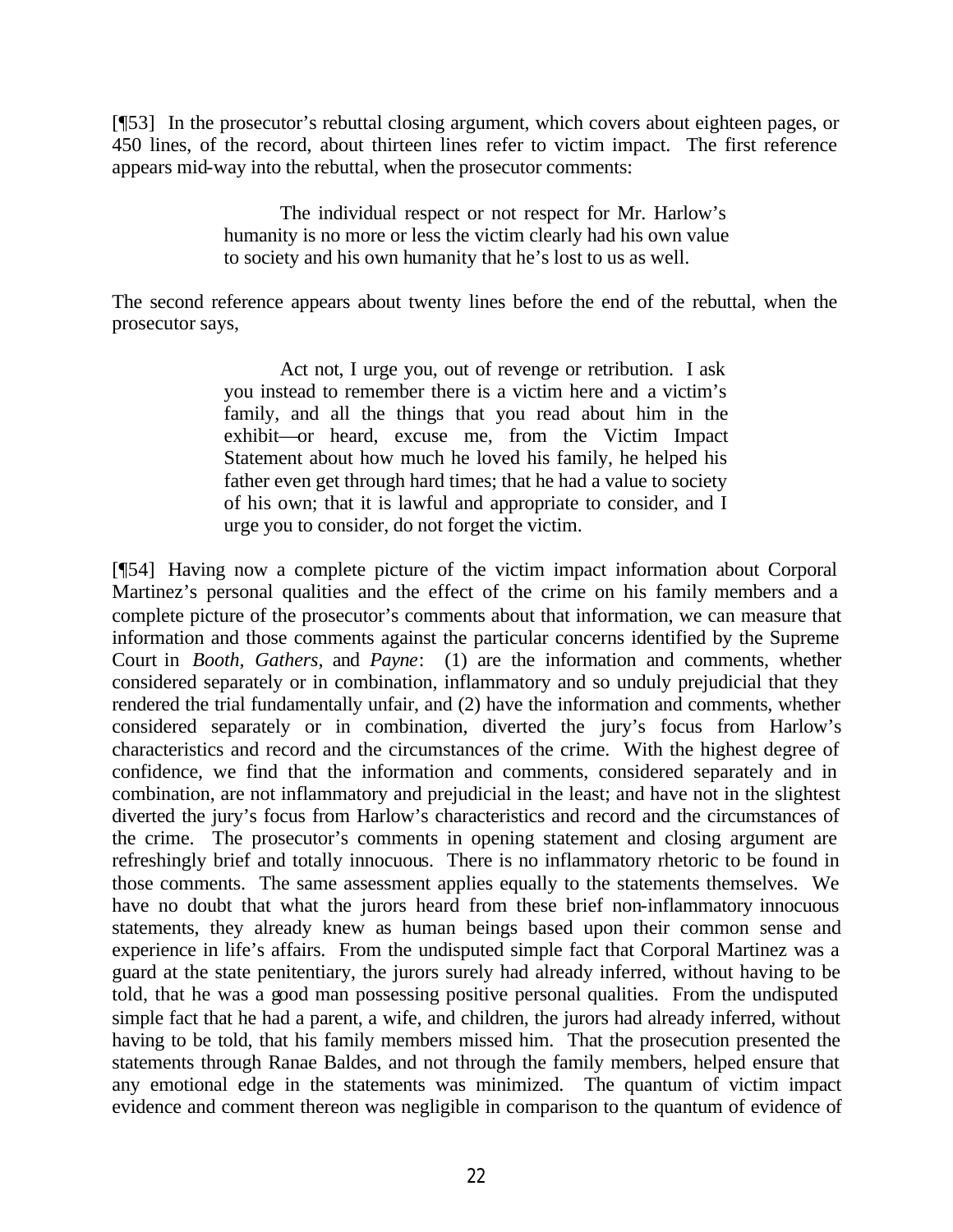[¶53] In the prosecutor's rebuttal closing argument, which covers about eighteen pages, or 450 lines, of the record, about thirteen lines refer to victim impact. The first reference appears mid-way into the rebuttal, when the prosecutor comments:

> The individual respect or not respect for Mr. Harlow's humanity is no more or less the victim clearly had his own value to society and his own humanity that he's lost to us as well.

The second reference appears about twenty lines before the end of the rebuttal, when the prosecutor says,

> Act not, I urge you, out of revenge or retribution. I ask you instead to remember there is a victim here and a victim's family, and all the things that you read about him in the exhibit—or heard, excuse me, from the Victim Impact Statement about how much he loved his family, he helped his father even get through hard times; that he had a value to society of his own; that it is lawful and appropriate to consider, and I urge you to consider, do not forget the victim.

[¶54] Having now a complete picture of the victim impact information about Corporal Martinez's personal qualities and the effect of the crime on his family members and a complete picture of the prosecutor's comments about that information, we can measure that information and those comments against the particular concerns identified by the Supreme Court in *Booth*, *Gathers*, and *Payne*: (1) are the information and comments, whether considered separately or in combination, inflammatory and so unduly prejudicial that they rendered the trial fundamentally unfair, and (2) have the information and comments, whether considered separately or in combination, diverted the jury's focus from Harlow's characteristics and record and the circumstances of the crime. With the highest degree of confidence, we find that the information and comments, considered separately and in combination, are not inflammatory and prejudicial in the least; and have not in the slightest diverted the jury's focus from Harlow's characteristics and record and the circumstances of the crime. The prosecutor's comments in opening statement and closing argument are refreshingly brief and totally innocuous. There is no inflammatory rhetoric to be found in those comments. The same assessment applies equally to the statements themselves. We have no doubt that what the jurors heard from these brief non-inflammatory innocuous statements, they already knew as human beings based upon their common sense and experience in life's affairs. From the undisputed simple fact that Corporal Martinez was a guard at the state penitentiary, the jurors surely had already inferred, without having to be told, that he was a good man possessing positive personal qualities. From the undisputed simple fact that he had a parent, a wife, and children, the jurors had already inferred, without having to be told, that his family members missed him. That the prosecution presented the statements through Ranae Baldes, and not through the family members, helped ensure that any emotional edge in the statements was minimized. The quantum of victim impact evidence and comment thereon was negligible in comparison to the quantum of evidence of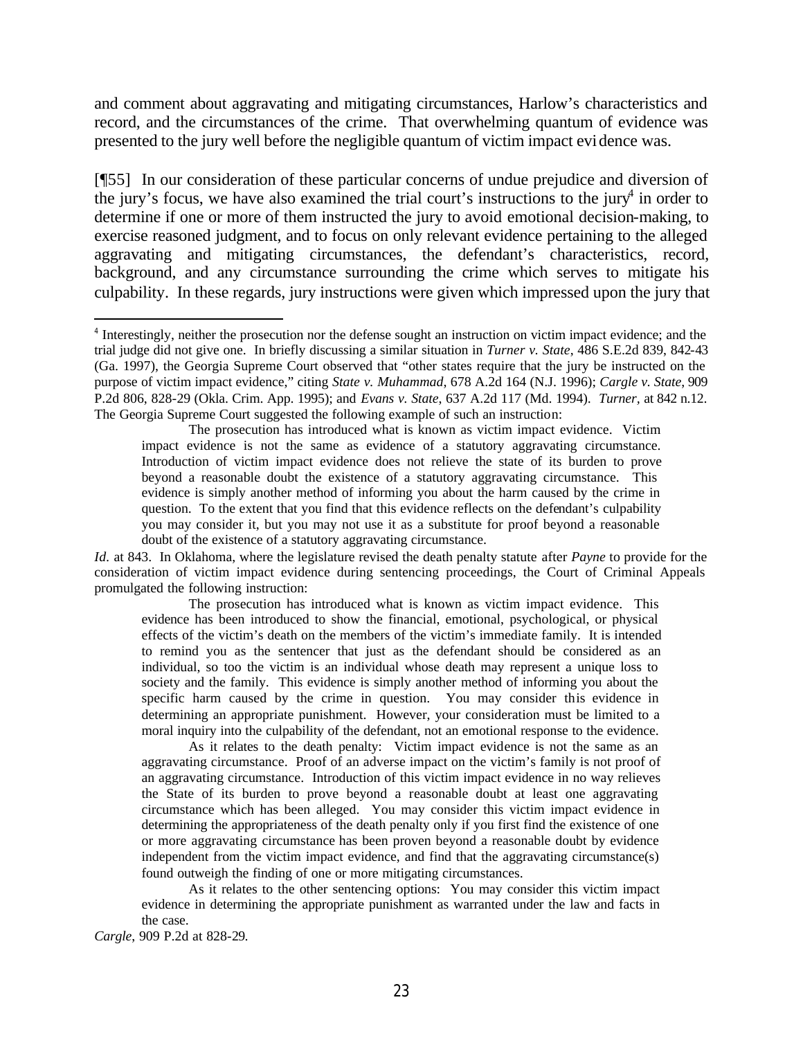and comment about aggravating and mitigating circumstances, Harlow's characteristics and record, and the circumstances of the crime. That overwhelming quantum of evidence was presented to the jury well before the negligible quantum of victim impact evidence was.

[¶55] In our consideration of these particular concerns of undue prejudice and diversion of the jury's focus, we have also examined the trial court's instructions to the jury[4] in order to determine if one or more of them instructed the jury to avoid emotional decision-making, to exercise reasoned judgment, and to focus on only relevant evidence pertaining to the alleged aggravating and mitigating circumstances, the defendant's characteristics, record, background, and any circumstance surrounding the crime which serves to mitigate his culpability. In these regards, jury instructions were given which impressed upon the jury that

---

[4] Interestingly, neither the prosecution nor the defense sought an instruction on victim impact evidence; and the trial judge did not give one. In briefly discussing a similar situation in *Turner v. State*, 486 S.E.2d 839, 842-43 (Ga. 1997), the Georgia Supreme Court observed that "other states require that the jury be instructed on the purpose of victim impact evidence," citing *State v. Muhammad*, 678 A.2d 164 (N.J. 1996); *Cargle v. State*, 909 P.2d 806, 828-29 (Okla. Crim. App. 1995); and *Evans v. State*, 637 A.2d 117 (Md. 1994). *Turner*, at 842 n.12. The Georgia Supreme Court suggested the following example of such an instruction:

> The prosecution has introduced what is known as victim impact evidence. Victim impact evidence is not the same as evidence of a statutory aggravating circumstance. Introduction of victim impact evidence does not relieve the state of its burden to prove beyond a reasonable doubt the existence of a statutory aggravating circumstance. This evidence is simply another method of informing you about the harm caused by the crime in question. To the extent that you find that this evidence reflects on the defendant's culpability you may consider it, but you may not use it as a substitute for proof beyond a reasonable doubt of the existence of a statutory aggravating circumstance.

*Id.* at 843. In Oklahoma, where the legislature revised the death penalty statute after *Payne* to provide for the consideration of victim impact evidence during sentencing proceedings, the Court of Criminal Appeals promulgated the following instruction:

> The prosecution has introduced what is known as victim impact evidence. This evidence has been introduced to show the financial, emotional, psychological, or physical effects of the victim's death on the members of the victim's immediate family. It is intended to remind you as the sentencer that just as the defendant should be considered as an individual, so too the victim is an individual whose death may represent a unique loss to society and the family. This evidence is simply another method of informing you about the specific harm caused by the crime in question. You may consider this evidence in determining an appropriate punishment. However, your consideration must be limited to a moral inquiry into the culpability of the defendant, not an emotional response to the evidence.
>
> As it relates to the death penalty: Victim impact evidence is not the same as an aggravating circumstance. Proof of an adverse impact on the victim's family is not proof of an aggravating circumstance. Introduction of this victim impact evidence in no way relieves the State of its burden to prove beyond a reasonable doubt at least one aggravating circumstance which has been alleged. You may consider this victim impact evidence in determining the appropriateness of the death penalty only if you first find the existence of one or more aggravating circumstance has been proven beyond a reasonable doubt by evidence independent from the victim impact evidence, and find that the aggravating circumstance(s) found outweigh the finding of one or more mitigating circumstances.
>
> As it relates to the other sentencing options: You may consider this victim impact evidence in determining the appropriate punishment as warranted under the law and facts in the case.

*Cargle*, 909 P.2d at 828-29.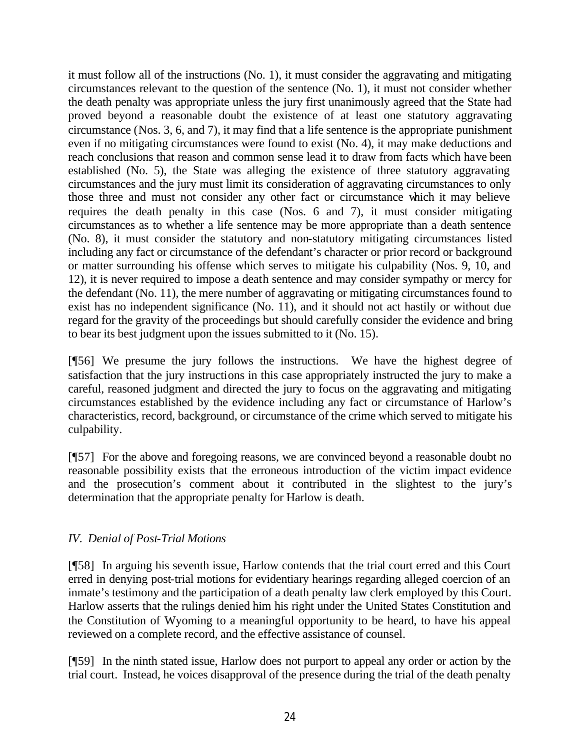it must follow all of the instructions (No. 1), it must consider the aggravating and mitigating circumstances relevant to the question of the sentence (No. 1), it must not consider whether the death penalty was appropriate unless the jury first unanimously agreed that the State had proved beyond a reasonable doubt the existence of at least one statutory aggravating circumstance (Nos. 3, 6, and 7), it may find that a life sentence is the appropriate punishment even if no mitigating circumstances were found to exist (No. 4), it may make deductions and reach conclusions that reason and common sense lead it to draw from facts which have been established (No. 5), the State was alleging the existence of three statutory aggravating circumstances and the jury must limit its consideration of aggravating circumstances to only those three and must not consider any other fact or circumstance which it may believe requires the death penalty in this case (Nos. 6 and 7), it must consider mitigating circumstances as to whether a life sentence may be more appropriate than a death sentence (No. 8), it must consider the statutory and non-statutory mitigating circumstances listed including any fact or circumstance of the defendant's character or prior record or background or matter surrounding his offense which serves to mitigate his culpability (Nos. 9, 10, and 12), it is never required to impose a death sentence and may consider sympathy or mercy for the defendant (No. 11), the mere number of aggravating or mitigating circumstances found to exist has no independent significance (No. 11), and it should not act hastily or without due regard for the gravity of the proceedings but should carefully consider the evidence and bring to bear its best judgment upon the issues submitted to it (No. 15).

[¶56] We presume the jury follows the instructions. We have the highest degree of satisfaction that the jury instructions in this case appropriately instructed the jury to make a careful, reasoned judgment and directed the jury to focus on the aggravating and mitigating circumstances established by the evidence including any fact or circumstance of Harlow's characteristics, record, background, or circumstance of the crime which served to mitigate his culpability.

[¶57] For the above and foregoing reasons, we are convinced beyond a reasonable doubt no reasonable possibility exists that the erroneous introduction of the victim impact evidence and the prosecution's comment about it contributed in the slightest to the jury's determination that the appropriate penalty for Harlow is death.

### *IV. Denial of Post-Trial Motions*

[¶58] In arguing his seventh issue, Harlow contends that the trial court erred and this Court erred in denying post-trial motions for evidentiary hearings regarding alleged coercion of an inmate's testimony and the participation of a death penalty law clerk employed by this Court. Harlow asserts that the rulings denied him his right under the United States Constitution and the Constitution of Wyoming to a meaningful opportunity to be heard, to have his appeal reviewed on a complete record, and the effective assistance of counsel.

[¶59] In the ninth stated issue, Harlow does not purport to appeal any order or action by the trial court. Instead, he voices disapproval of the presence during the trial of the death penalty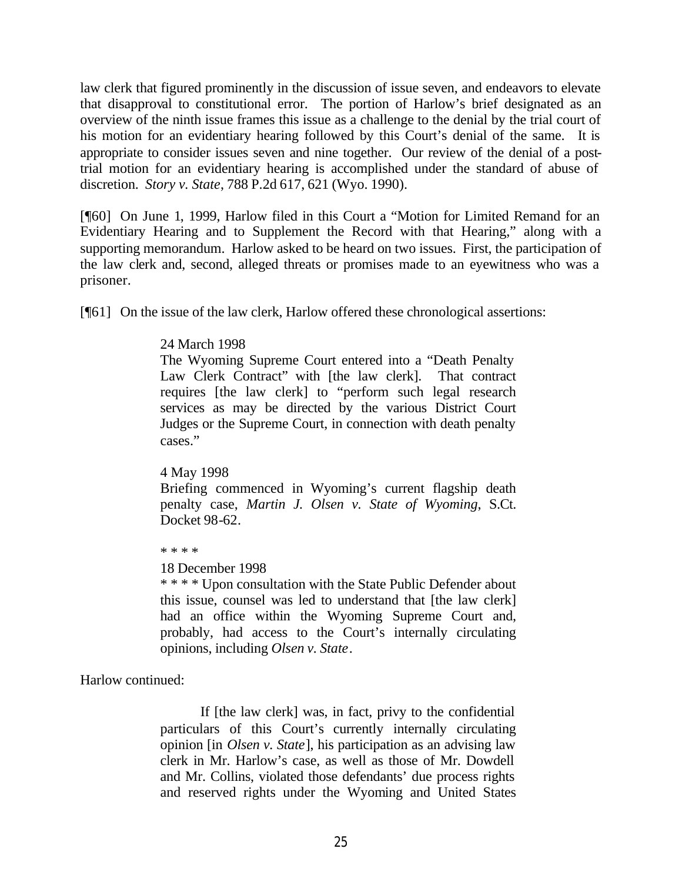law clerk that figured prominently in the discussion of issue seven, and endeavors to elevate that disapproval to constitutional error. The portion of Harlow's brief designated as an overview of the ninth issue frames this issue as a challenge to the denial by the trial court of his motion for an evidentiary hearing followed by this Court's denial of the same. It is appropriate to consider issues seven and nine together. Our review of the denial of a post-trial motion for an evidentiary hearing is accomplished under the standard of abuse of discretion. *Story v. State*, 788 P.2d 617, 621 (Wyo. 1990).

[¶60] On June 1, 1999, Harlow filed in this Court a "Motion for Limited Remand for an Evidentiary Hearing and to Supplement the Record with that Hearing," along with a supporting memorandum. Harlow asked to be heard on two issues. First, the participation of the law clerk and, second, alleged threats or promises made to an eyewitness who was a prisoner.

[¶61] On the issue of the law clerk, Harlow offered these chronological assertions:

> 24 March 1998
> The Wyoming Supreme Court entered into a "Death Penalty Law Clerk Contract" with [the law clerk]. That contract requires [the law clerk] to "perform such legal research services as may be directed by the various District Court Judges or the Supreme Court, in connection with death penalty cases."
>
> 4 May 1998
> Briefing commenced in Wyoming's current flagship death penalty case, *Martin J. Olsen v. State of Wyoming*, S.Ct. Docket 98-62.
>
> * * * *
>
> 18 December 1998
> * * * * Upon consultation with the State Public Defender about this issue, counsel was led to understand that [the law clerk] had an office within the Wyoming Supreme Court and, probably, had access to the Court's internally circulating opinions, including *Olsen v. State*.

Harlow continued:

> If [the law clerk] was, in fact, privy to the confidential particulars of this Court's currently internally circulating opinion [in *Olsen v. State*], his participation as an advising law clerk in Mr. Harlow's case, as well as those of Mr. Dowdell and Mr. Collins, violated those defendants' due process rights and reserved rights under the Wyoming and United States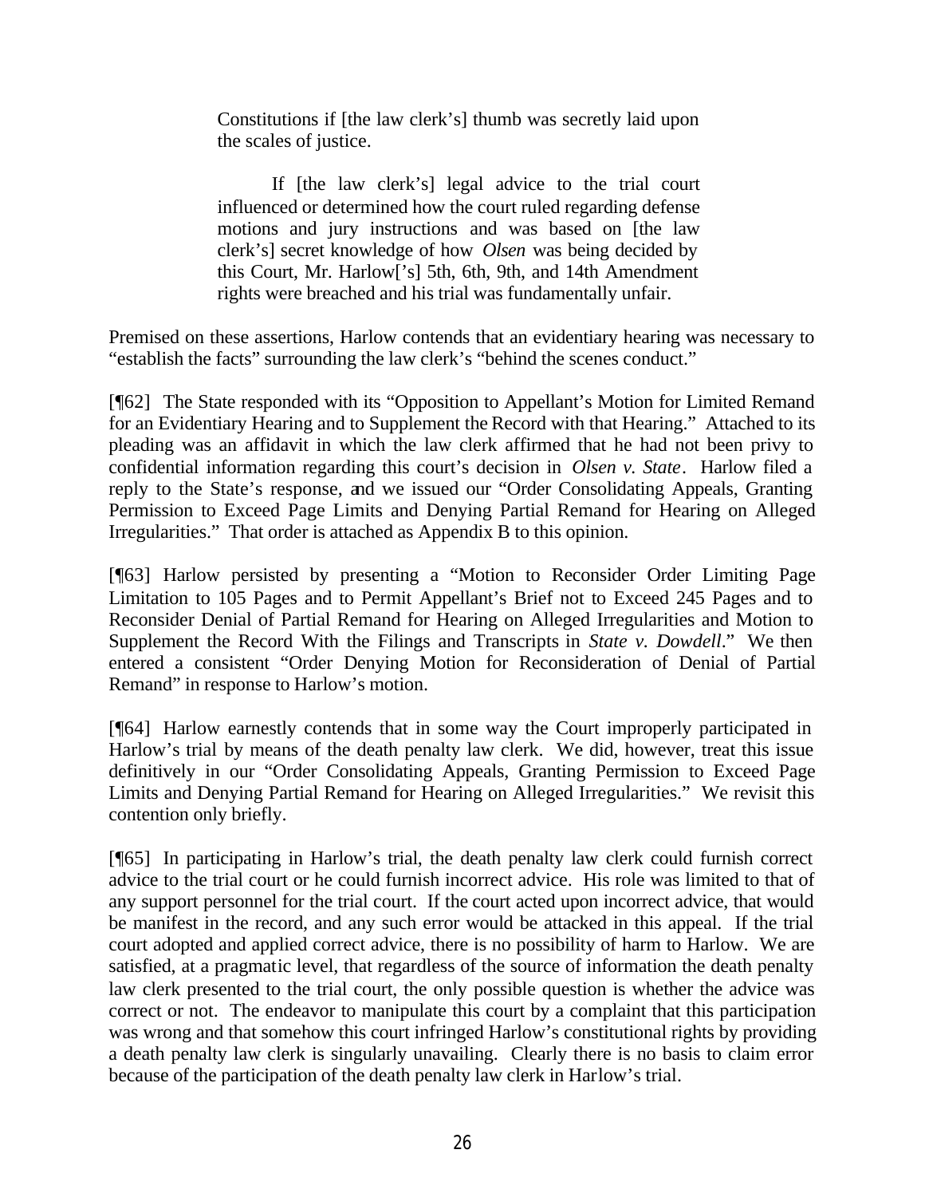> Constitutions if [the law clerk's] thumb was secretly laid upon the scales of justice.
>
> If [the law clerk's] legal advice to the trial court influenced or determined how the court ruled regarding defense motions and jury instructions and was based on [the law clerk's] secret knowledge of how *Olsen* was being decided by this Court, Mr. Harlow['s] 5th, 6th, 9th, and 14th Amendment rights were breached and his trial was fundamentally unfair.

Premised on these assertions, Harlow contends that an evidentiary hearing was necessary to "establish the facts" surrounding the law clerk's "behind the scenes conduct."

[¶62] The State responded with its "Opposition to Appellant's Motion for Limited Remand for an Evidentiary Hearing and to Supplement the Record with that Hearing." Attached to its pleading was an affidavit in which the law clerk affirmed that he had not been privy to confidential information regarding this court's decision in *Olsen v. State*. Harlow filed a reply to the State's response, and we issued our "Order Consolidating Appeals, Granting Permission to Exceed Page Limits and Denying Partial Remand for Hearing on Alleged Irregularities." That order is attached as Appendix B to this opinion.

[¶63] Harlow persisted by presenting a "Motion to Reconsider Order Limiting Page Limitation to 105 Pages and to Permit Appellant's Brief not to Exceed 245 Pages and to Reconsider Denial of Partial Remand for Hearing on Alleged Irregularities and Motion to Supplement the Record With the Filings and Transcripts in *State v. Dowdell*." We then entered a consistent "Order Denying Motion for Reconsideration of Denial of Partial Remand" in response to Harlow's motion.

[¶64] Harlow earnestly contends that in some way the Court improperly participated in Harlow's trial by means of the death penalty law clerk. We did, however, treat this issue definitively in our "Order Consolidating Appeals, Granting Permission to Exceed Page Limits and Denying Partial Remand for Hearing on Alleged Irregularities." We revisit this contention only briefly.

[¶65] In participating in Harlow's trial, the death penalty law clerk could furnish correct advice to the trial court or he could furnish incorrect advice. His role was limited to that of any support personnel for the trial court. If the court acted upon incorrect advice, that would be manifest in the record, and any such error would be attacked in this appeal. If the trial court adopted and applied correct advice, there is no possibility of harm to Harlow. We are satisfied, at a pragmatic level, that regardless of the source of information the death penalty law clerk presented to the trial court, the only possible question is whether the advice was correct or not. The endeavor to manipulate this court by a complaint that this participation was wrong and that somehow this court infringed Harlow's constitutional rights by providing a death penalty law clerk is singularly unavailing. Clearly there is no basis to claim error because of the participation of the death penalty law clerk in Harlow's trial.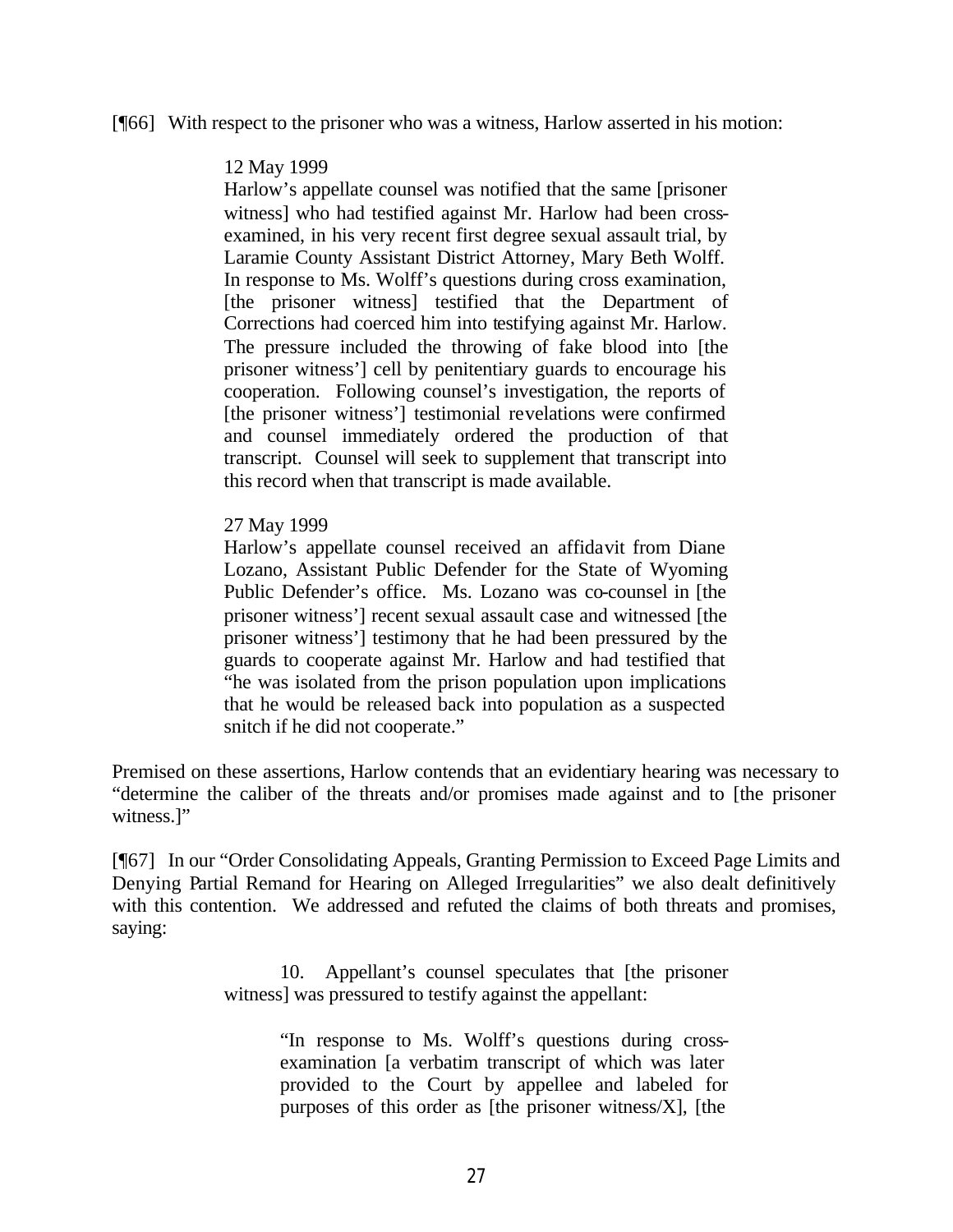[¶66] With respect to the prisoner who was a witness, Harlow asserted in his motion:

> 12 May 1999
>
> Harlow's appellate counsel was notified that the same [prisoner witness] who had testified against Mr. Harlow had been cross-examined, in his very recent first degree sexual assault trial, by Laramie County Assistant District Attorney, Mary Beth Wolff. In response to Ms. Wolff's questions during cross examination, [the prisoner witness] testified that the Department of Corrections had coerced him into testifying against Mr. Harlow. The pressure included the throwing of fake blood into [the prisoner witness'] cell by penitentiary guards to encourage his cooperation. Following counsel's investigation, the reports of [the prisoner witness'] testimonial revelations were confirmed and counsel immediately ordered the production of that transcript. Counsel will seek to supplement that transcript into this record when that transcript is made available.
>
> 27 May 1999
>
> Harlow's appellate counsel received an affidavit from Diane Lozano, Assistant Public Defender for the State of Wyoming Public Defender's office. Ms. Lozano was co-counsel in [the prisoner witness'] recent sexual assault case and witnessed [the prisoner witness'] testimony that he had been pressured by the guards to cooperate against Mr. Harlow and had testified that "he was isolated from the prison population upon implications that he would be released back into population as a suspected snitch if he did not cooperate."

Premised on these assertions, Harlow contends that an evidentiary hearing was necessary to "determine the caliber of the threats and/or promises made against and to [the prisoner witness.]"

[¶67] In our "Order Consolidating Appeals, Granting Permission to Exceed Page Limits and Denying Partial Remand for Hearing on Alleged Irregularities" we also dealt definitively with this contention. We addressed and refuted the claims of both threats and promises, saying:

> 10. Appellant's counsel speculates that [the prisoner witness] was pressured to testify against the appellant:
>
> > "In response to Ms. Wolff's questions during cross-examination [a verbatim transcript of which was later provided to the Court by appellee and labeled for purposes of this order as [the prisoner witness/X], [the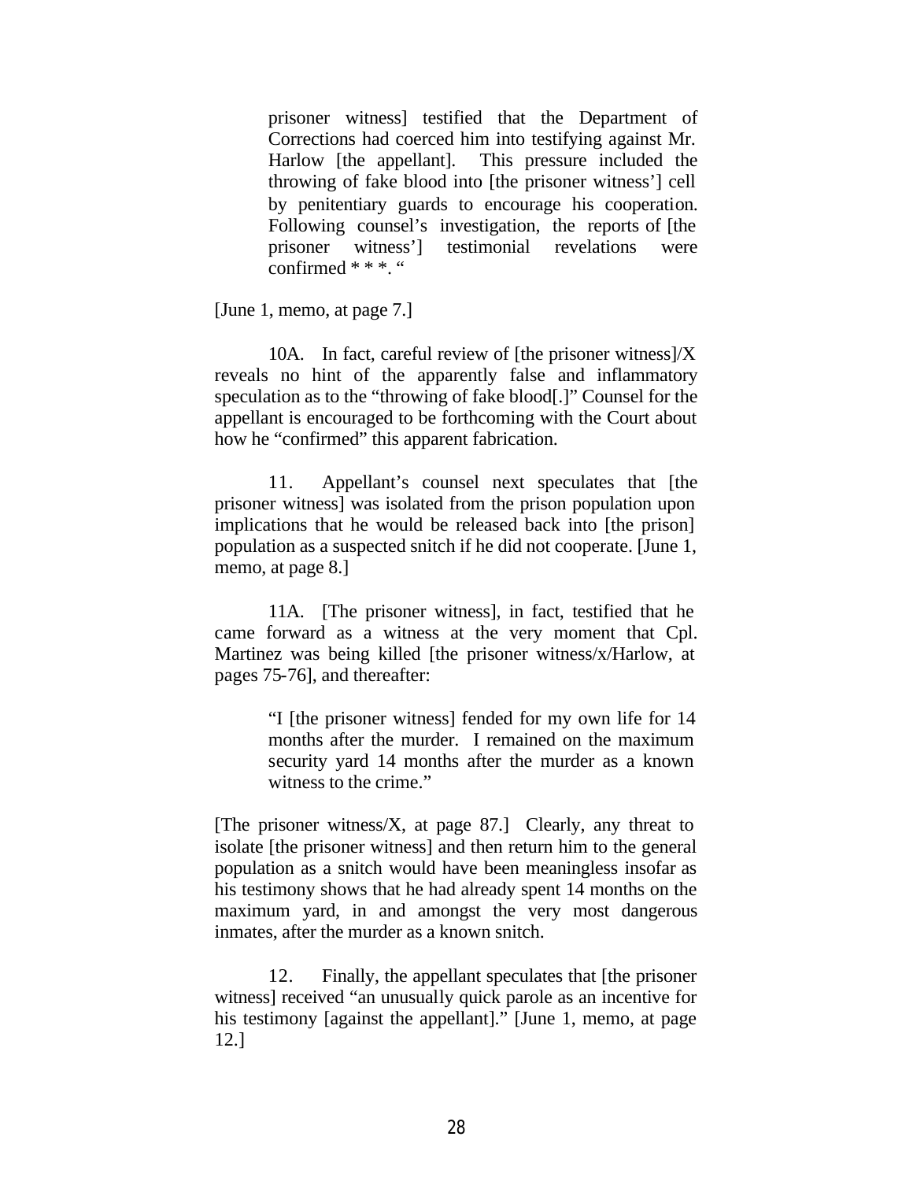> prisoner witness] testified that the Department of Corrections had coerced him into testifying against Mr. Harlow [the appellant]. This pressure included the throwing of fake blood into [the prisoner witness'] cell by penitentiary guards to encourage his cooperation. Following counsel's investigation, the reports of [the prisoner witness'] testimonial revelations were confirmed * * *. "

[June 1, memo, at page 7.]

10A. In fact, careful review of [the prisoner witness]/X reveals no hint of the apparently false and inflammatory speculation as to the "throwing of fake blood[.]" Counsel for the appellant is encouraged to be forthcoming with the Court about how he "confirmed" this apparent fabrication.

11. Appellant's counsel next speculates that [the prisoner witness] was isolated from the prison population upon implications that he would be released back into [the prison] population as a suspected snitch if he did not cooperate. [June 1, memo, at page 8.]

11A. [The prisoner witness], in fact, testified that he came forward as a witness at the very moment that Cpl. Martinez was being killed [the prisoner witness/x/Harlow, at pages 75-76], and thereafter:

> "I [the prisoner witness] fended for my own life for 14 months after the murder. I remained on the maximum security yard 14 months after the murder as a known witness to the crime."

[The prisoner witness/X, at page 87.] Clearly, any threat to isolate [the prisoner witness] and then return him to the general population as a snitch would have been meaningless insofar as his testimony shows that he had already spent 14 months on the maximum yard, in and amongst the very most dangerous inmates, after the murder as a known snitch.

12. Finally, the appellant speculates that [the prisoner witness] received "an unusually quick parole as an incentive for his testimony [against the appellant]." [June 1, memo, at page 12.]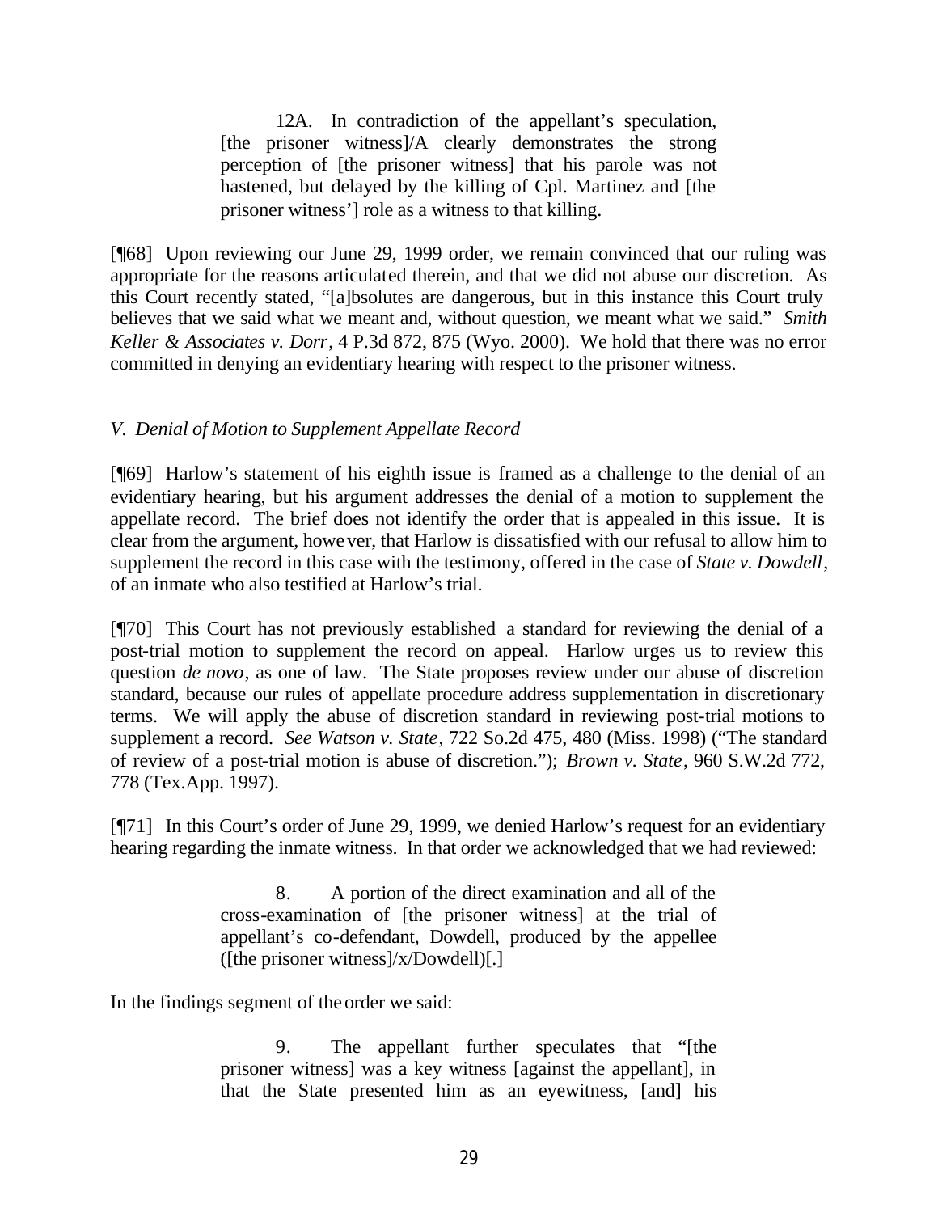> 12A. In contradiction of the appellant's speculation, [the prisoner witness]/A clearly demonstrates the strong perception of [the prisoner witness] that his parole was not hastened, but delayed by the killing of Cpl. Martinez and [the prisoner witness'] role as a witness to that killing.

[¶68] Upon reviewing our June 29, 1999 order, we remain convinced that our ruling was appropriate for the reasons articulated therein, and that we did not abuse our discretion. As this Court recently stated, "[a]bsolutes are dangerous, but in this instance this Court truly believes that we said what we meant and, without question, we meant what we said." *Smith Keller & Associates v. Dorr*, 4 P.3d 872, 875 (Wyo. 2000). We hold that there was no error committed in denying an evidentiary hearing with respect to the prisoner witness.

*V. Denial of Motion to Supplement Appellate Record*

[¶69] Harlow's statement of his eighth issue is framed as a challenge to the denial of an evidentiary hearing, but his argument addresses the denial of a motion to supplement the appellate record. The brief does not identify the order that is appealed in this issue. It is clear from the argument, however, that Harlow is dissatisfied with our refusal to allow him to supplement the record in this case with the testimony, offered in the case of *State v. Dowdell*, of an inmate who also testified at Harlow's trial.

[¶70] This Court has not previously established a standard for reviewing the denial of a post-trial motion to supplement the record on appeal. Harlow urges us to review this question *de novo*, as one of law. The State proposes review under our abuse of discretion standard, because our rules of appellate procedure address supplementation in discretionary terms. We will apply the abuse of discretion standard in reviewing post-trial motions to supplement a record. *See Watson v. State*, 722 So.2d 475, 480 (Miss. 1998) ("The standard of review of a post-trial motion is abuse of discretion."); *Brown v. State*, 960 S.W.2d 772, 778 (Tex.App. 1997).

[¶71] In this Court's order of June 29, 1999, we denied Harlow's request for an evidentiary hearing regarding the inmate witness. In that order we acknowledged that we had reviewed:

> 8. A portion of the direct examination and all of the cross-examination of [the prisoner witness] at the trial of appellant's co-defendant, Dowdell, produced by the appellee ([the prisoner witness]/x/Dowdell)[.]

In the findings segment of the order we said:

> 9. The appellant further speculates that "[the prisoner witness] was a key witness [against the appellant], in that the State presented him as an eyewitness, [and] his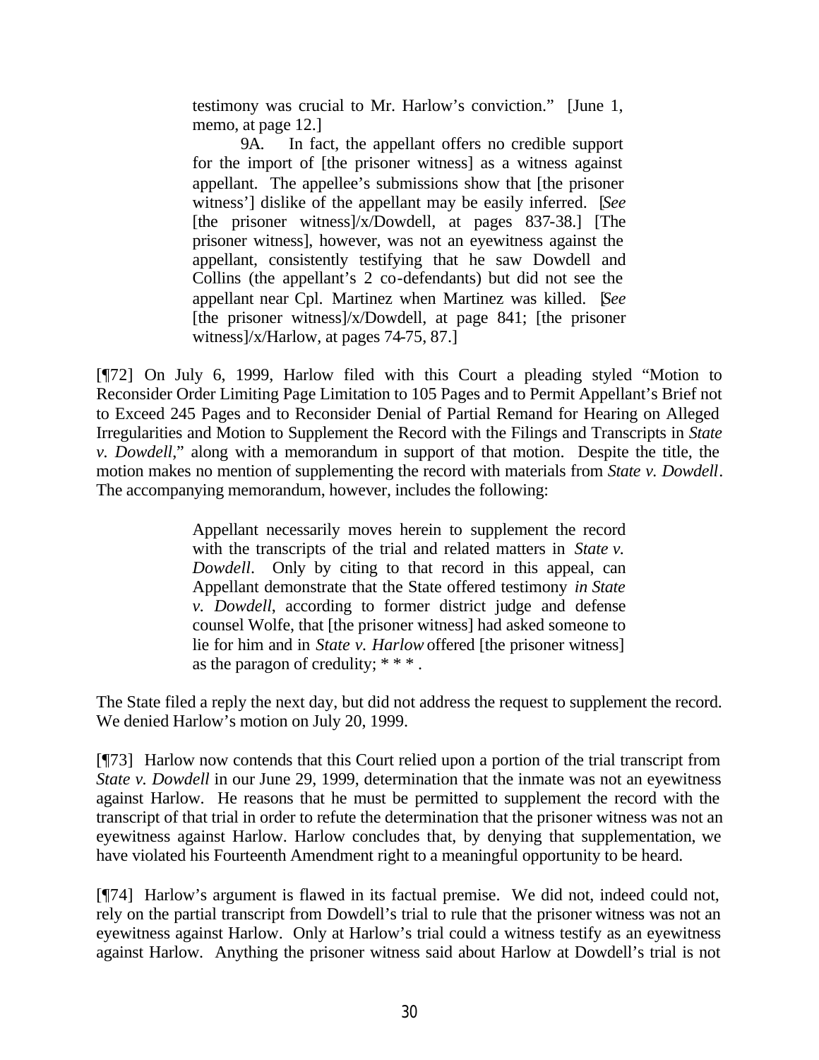> testimony was crucial to Mr. Harlow's conviction." [June 1, memo, at page 12.]
>
> 9A. In fact, the appellant offers no credible support for the import of [the prisoner witness] as a witness against appellant. The appellee's submissions show that [the prisoner witness'] dislike of the appellant may be easily inferred. [*See* [the prisoner witness]/x/Dowdell, at pages 837-38.] [The prisoner witness], however, was not an eyewitness against the appellant, consistently testifying that he saw Dowdell and Collins (the appellant's 2 co-defendants) but did not see the appellant near Cpl. Martinez when Martinez was killed. [*See* [the prisoner witness]/x/Dowdell, at page 841; [the prisoner witness]/x/Harlow, at pages 74-75, 87.]

[¶72] On July 6, 1999, Harlow filed with this Court a pleading styled "Motion to Reconsider Order Limiting Page Limitation to 105 Pages and to Permit Appellant's Brief not to Exceed 245 Pages and to Reconsider Denial of Partial Remand for Hearing on Alleged Irregularities and Motion to Supplement the Record with the Filings and Transcripts in *State v. Dowdell*," along with a memorandum in support of that motion. Despite the title, the motion makes no mention of supplementing the record with materials from *State v. Dowdell*. The accompanying memorandum, however, includes the following:

> Appellant necessarily moves herein to supplement the record with the transcripts of the trial and related matters in *State v. Dowdell*. Only by citing to that record in this appeal, can Appellant demonstrate that the State offered testimony *in State v. Dowdell*, according to former district judge and defense counsel Wolfe, that [the prisoner witness] had asked someone to lie for him and in *State v. Harlow* offered [the prisoner witness] as the paragon of credulity; * * * .

The State filed a reply the next day, but did not address the request to supplement the record. We denied Harlow's motion on July 20, 1999.

[¶73] Harlow now contends that this Court relied upon a portion of the trial transcript from *State v. Dowdell* in our June 29, 1999, determination that the inmate was not an eyewitness against Harlow. He reasons that he must be permitted to supplement the record with the transcript of that trial in order to refute the determination that the prisoner witness was not an eyewitness against Harlow. Harlow concludes that, by denying that supplementation, we have violated his Fourteenth Amendment right to a meaningful opportunity to be heard.

[¶74] Harlow's argument is flawed in its factual premise. We did not, indeed could not, rely on the partial transcript from Dowdell's trial to rule that the prisoner witness was not an eyewitness against Harlow. Only at Harlow's trial could a witness testify as an eyewitness against Harlow. Anything the prisoner witness said about Harlow at Dowdell's trial is not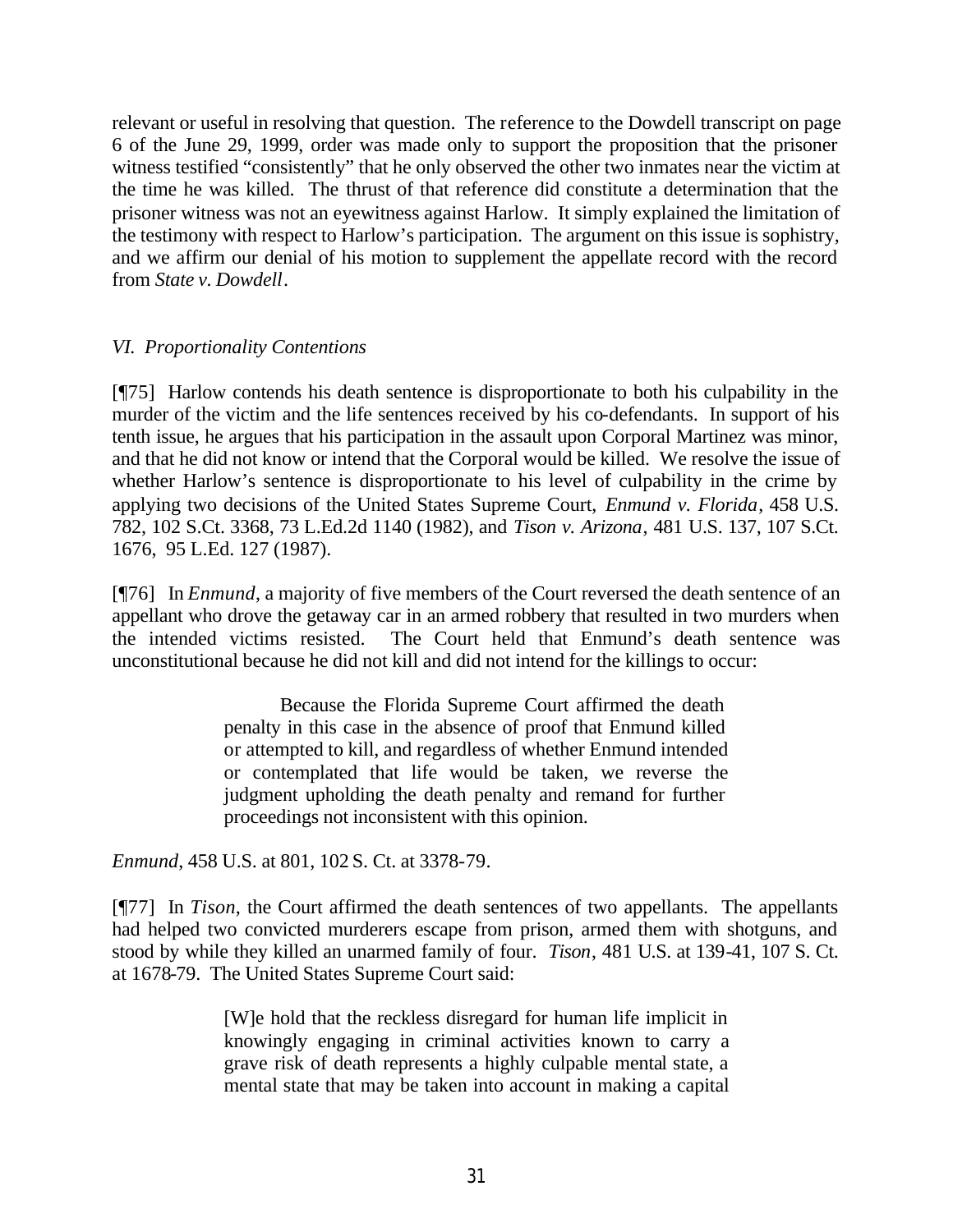relevant or useful in resolving that question. The reference to the Dowdell transcript on page 6 of the June 29, 1999, order was made only to support the proposition that the prisoner witness testified "consistently" that he only observed the other two inmates near the victim at the time he was killed. The thrust of that reference did constitute a determination that the prisoner witness was not an eyewitness against Harlow. It simply explained the limitation of the testimony with respect to Harlow's participation. The argument on this issue is sophistry, and we affirm our denial of his motion to supplement the appellate record with the record from *State v. Dowdell*.

*VI. Proportionality Contentions*

[¶75] Harlow contends his death sentence is disproportionate to both his culpability in the murder of the victim and the life sentences received by his co-defendants. In support of his tenth issue, he argues that his participation in the assault upon Corporal Martinez was minor, and that he did not know or intend that the Corporal would be killed. We resolve the issue of whether Harlow's sentence is disproportionate to his level of culpability in the crime by applying two decisions of the United States Supreme Court, *Enmund v. Florida*, 458 U.S. 782, 102 S.Ct. 3368, 73 L.Ed.2d 1140 (1982), and *Tison v. Arizona*, 481 U.S. 137, 107 S.Ct. 1676, 95 L.Ed. 127 (1987).

[¶76] In *Enmund*, a majority of five members of the Court reversed the death sentence of an appellant who drove the getaway car in an armed robbery that resulted in two murders when the intended victims resisted. The Court held that Enmund's death sentence was unconstitutional because he did not kill and did not intend for the killings to occur:

> Because the Florida Supreme Court affirmed the death penalty in this case in the absence of proof that Enmund killed or attempted to kill, and regardless of whether Enmund intended or contemplated that life would be taken, we reverse the judgment upholding the death penalty and remand for further proceedings not inconsistent with this opinion.

*Enmund*, 458 U.S. at 801, 102 S. Ct. at 3378-79.

[¶77] In *Tison*, the Court affirmed the death sentences of two appellants. The appellants had helped two convicted murderers escape from prison, armed them with shotguns, and stood by while they killed an unarmed family of four. *Tison*, 481 U.S. at 139-41, 107 S. Ct. at 1678-79. The United States Supreme Court said:

> [W]e hold that the reckless disregard for human life implicit in knowingly engaging in criminal activities known to carry a grave risk of death represents a highly culpable mental state, a mental state that may be taken into account in making a capital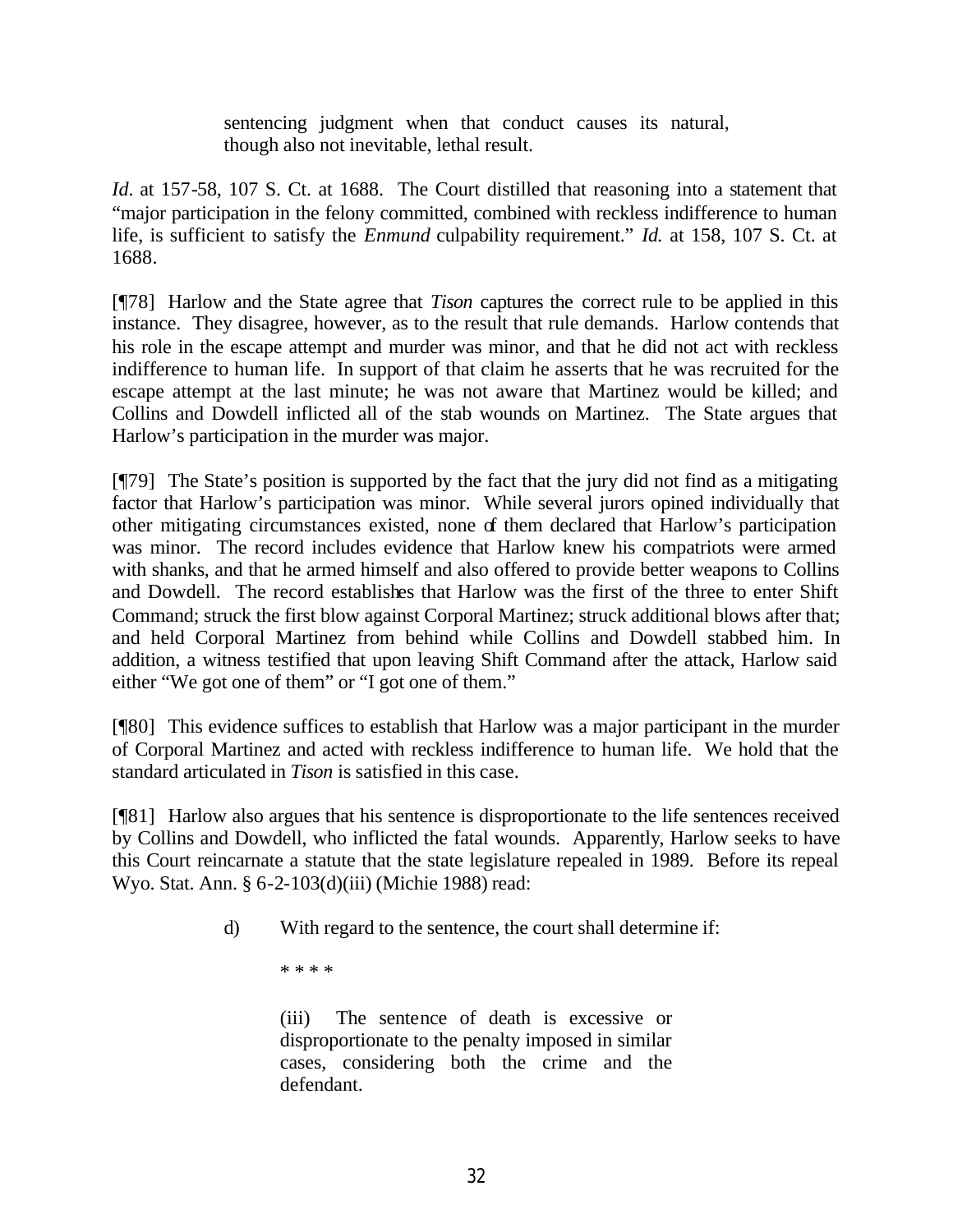> sentencing judgment when that conduct causes its natural, though also not inevitable, lethal result.

*Id*. at 157-58, 107 S. Ct. at 1688. The Court distilled that reasoning into a statement that "major participation in the felony committed, combined with reckless indifference to human life, is sufficient to satisfy the *Enmund* culpability requirement." *Id.* at 158, 107 S. Ct. at 1688.

[¶78] Harlow and the State agree that *Tison* captures the correct rule to be applied in this instance. They disagree, however, as to the result that rule demands. Harlow contends that his role in the escape attempt and murder was minor, and that he did not act with reckless indifference to human life. In support of that claim he asserts that he was recruited for the escape attempt at the last minute; he was not aware that Martinez would be killed; and Collins and Dowdell inflicted all of the stab wounds on Martinez. The State argues that Harlow's participation in the murder was major.

[¶79] The State's position is supported by the fact that the jury did not find as a mitigating factor that Harlow's participation was minor. While several jurors opined individually that other mitigating circumstances existed, none of them declared that Harlow's participation was minor. The record includes evidence that Harlow knew his compatriots were armed with shanks, and that he armed himself and also offered to provide better weapons to Collins and Dowdell. The record establishes that Harlow was the first of the three to enter Shift Command; struck the first blow against Corporal Martinez; struck additional blows after that; and held Corporal Martinez from behind while Collins and Dowdell stabbed him. In addition, a witness testified that upon leaving Shift Command after the attack, Harlow said either "We got one of them" or "I got one of them."

[¶80] This evidence suffices to establish that Harlow was a major participant in the murder of Corporal Martinez and acted with reckless indifference to human life. We hold that the standard articulated in *Tison* is satisfied in this case.

[¶81] Harlow also argues that his sentence is disproportionate to the life sentences received by Collins and Dowdell, who inflicted the fatal wounds. Apparently, Harlow seeks to have this Court reincarnate a statute that the state legislature repealed in 1989. Before its repeal Wyo. Stat. Ann. § 6-2-103(d)(iii) (Michie 1988) read:

> d) With regard to the sentence, the court shall determine if:
>
> * * * *
>
> (iii) The sentence of death is excessive or disproportionate to the penalty imposed in similar cases, considering both the crime and the defendant.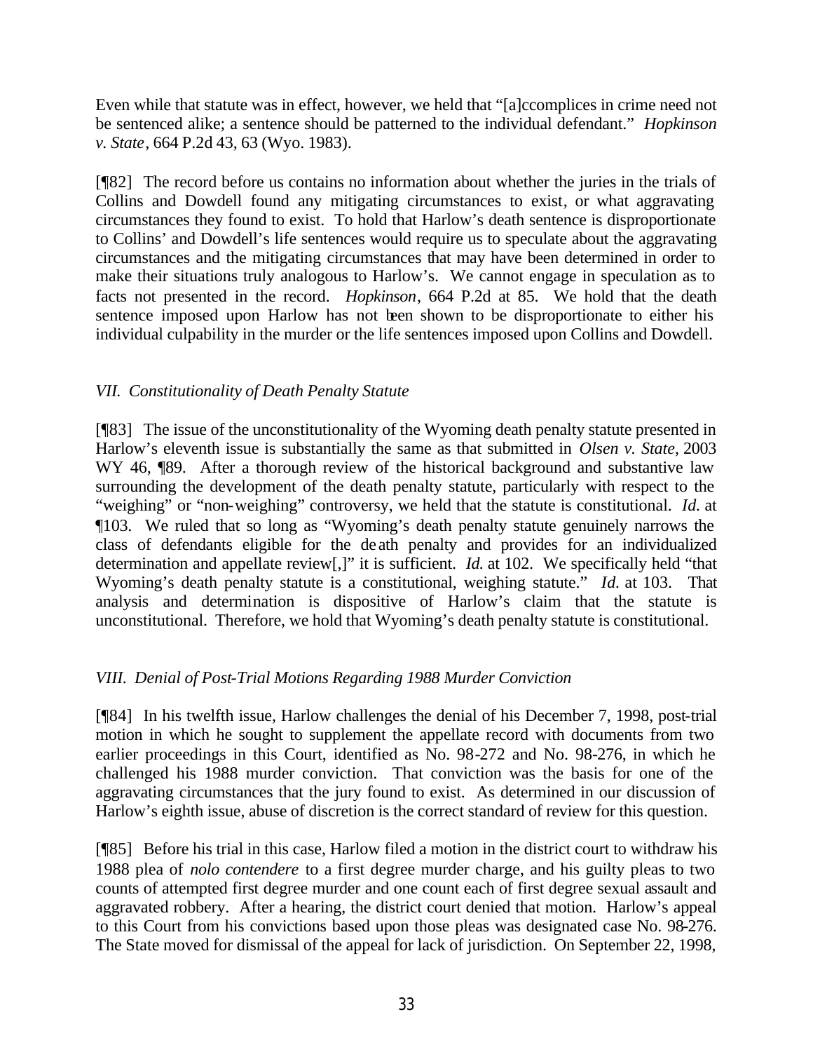Even while that statute was in effect, however, we held that "[a]ccomplices in crime need not be sentenced alike; a sentence should be patterned to the individual defendant." *Hopkinson v. State*, 664 P.2d 43, 63 (Wyo. 1983).

[¶82] The record before us contains no information about whether the juries in the trials of Collins and Dowdell found any mitigating circumstances to exist, or what aggravating circumstances they found to exist. To hold that Harlow's death sentence is disproportionate to Collins' and Dowdell's life sentences would require us to speculate about the aggravating circumstances and the mitigating circumstances that may have been determined in order to make their situations truly analogous to Harlow's. We cannot engage in speculation as to facts not presented in the record. *Hopkinson*, 664 P.2d at 85. We hold that the death sentence imposed upon Harlow has not been shown to be disproportionate to either his individual culpability in the murder or the life sentences imposed upon Collins and Dowdell.

### *VII. Constitutionality of Death Penalty Statute*

[¶83] The issue of the unconstitutionality of the Wyoming death penalty statute presented in Harlow's eleventh issue is substantially the same as that submitted in *Olsen v. State*, 2003 WY 46, ¶89. After a thorough review of the historical background and substantive law surrounding the development of the death penalty statute, particularly with respect to the "weighing" or "non-weighing" controversy, we held that the statute is constitutional. *Id.* at ¶103. We ruled that so long as "Wyoming's death penalty statute genuinely narrows the class of defendants eligible for the death penalty and provides for an individualized determination and appellate review[,]" it is sufficient. *Id.* at 102. We specifically held "that Wyoming's death penalty statute is a constitutional, weighing statute." *Id.* at 103. That analysis and determination is dispositive of Harlow's claim that the statute is unconstitutional. Therefore, we hold that Wyoming's death penalty statute is constitutional.

### *VIII. Denial of Post-Trial Motions Regarding 1988 Murder Conviction*

[¶84] In his twelfth issue, Harlow challenges the denial of his December 7, 1998, post-trial motion in which he sought to supplement the appellate record with documents from two earlier proceedings in this Court, identified as No. 98-272 and No. 98-276, in which he challenged his 1988 murder conviction. That conviction was the basis for one of the aggravating circumstances that the jury found to exist. As determined in our discussion of Harlow's eighth issue, abuse of discretion is the correct standard of review for this question.

[¶85] Before his trial in this case, Harlow filed a motion in the district court to withdraw his 1988 plea of *nolo contendere* to a first degree murder charge, and his guilty pleas to two counts of attempted first degree murder and one count each of first degree sexual assault and aggravated robbery. After a hearing, the district court denied that motion. Harlow's appeal to this Court from his convictions based upon those pleas was designated case No. 98-276. The State moved for dismissal of the appeal for lack of jurisdiction. On September 22, 1998,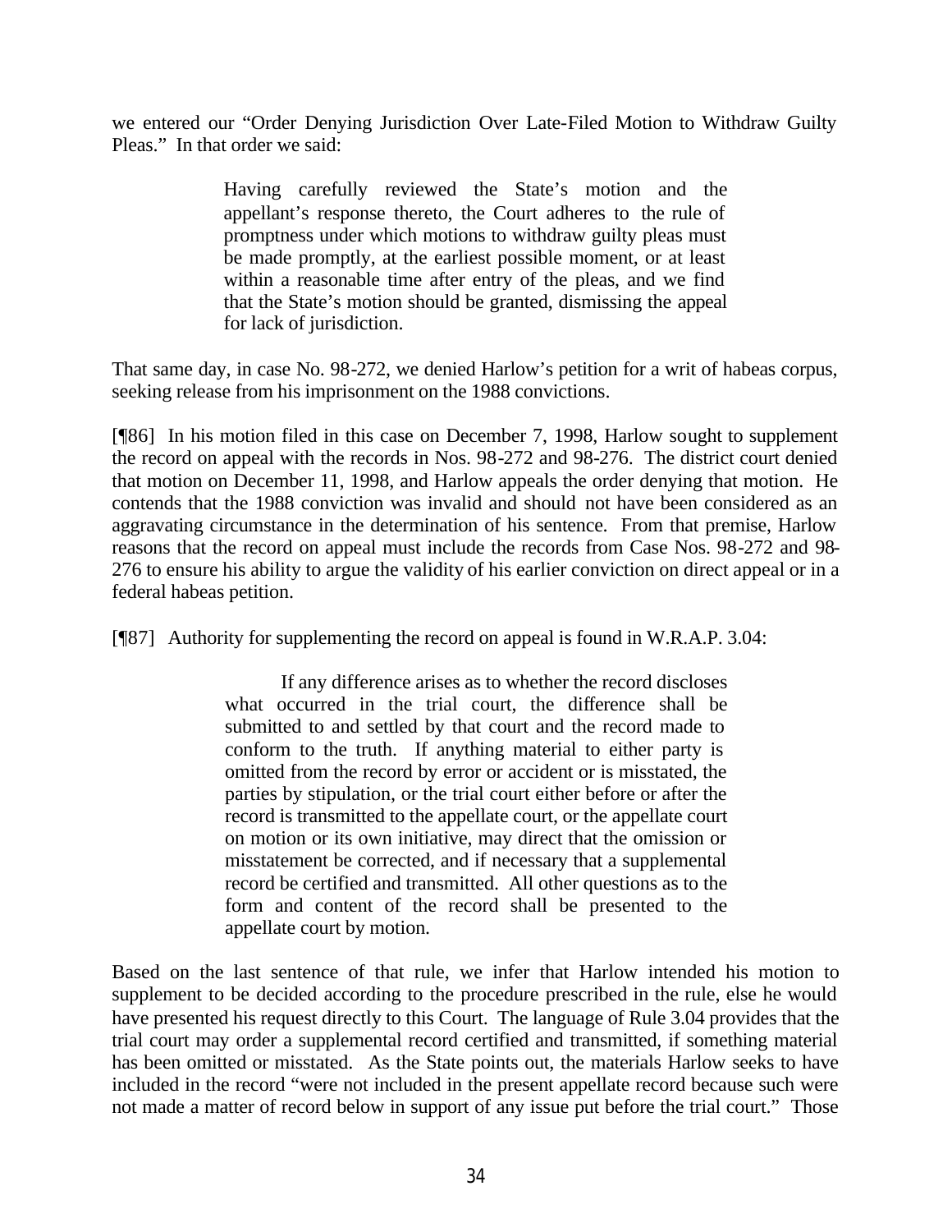we entered our "Order Denying Jurisdiction Over Late-Filed Motion to Withdraw Guilty Pleas." In that order we said:

> Having carefully reviewed the State's motion and the appellant's response thereto, the Court adheres to the rule of promptness under which motions to withdraw guilty pleas must be made promptly, at the earliest possible moment, or at least within a reasonable time after entry of the pleas, and we find that the State's motion should be granted, dismissing the appeal for lack of jurisdiction.

That same day, in case No. 98-272, we denied Harlow's petition for a writ of habeas corpus, seeking release from his imprisonment on the 1988 convictions.

[¶86] In his motion filed in this case on December 7, 1998, Harlow sought to supplement the record on appeal with the records in Nos. 98-272 and 98-276. The district court denied that motion on December 11, 1998, and Harlow appeals the order denying that motion. He contends that the 1988 conviction was invalid and should not have been considered as an aggravating circumstance in the determination of his sentence. From that premise, Harlow reasons that the record on appeal must include the records from Case Nos. 98-272 and 98-276 to ensure his ability to argue the validity of his earlier conviction on direct appeal or in a federal habeas petition.

[¶87] Authority for supplementing the record on appeal is found in W.R.A.P. 3.04:

> If any difference arises as to whether the record discloses what occurred in the trial court, the difference shall be submitted to and settled by that court and the record made to conform to the truth. If anything material to either party is omitted from the record by error or accident or is misstated, the parties by stipulation, or the trial court either before or after the record is transmitted to the appellate court, or the appellate court on motion or its own initiative, may direct that the omission or misstatement be corrected, and if necessary that a supplemental record be certified and transmitted. All other questions as to the form and content of the record shall be presented to the appellate court by motion.

Based on the last sentence of that rule, we infer that Harlow intended his motion to supplement to be decided according to the procedure prescribed in the rule, else he would have presented his request directly to this Court. The language of Rule 3.04 provides that the trial court may order a supplemental record certified and transmitted, if something material has been omitted or misstated. As the State points out, the materials Harlow seeks to have included in the record "were not included in the present appellate record because such were not made a matter of record below in support of any issue put before the trial court." Those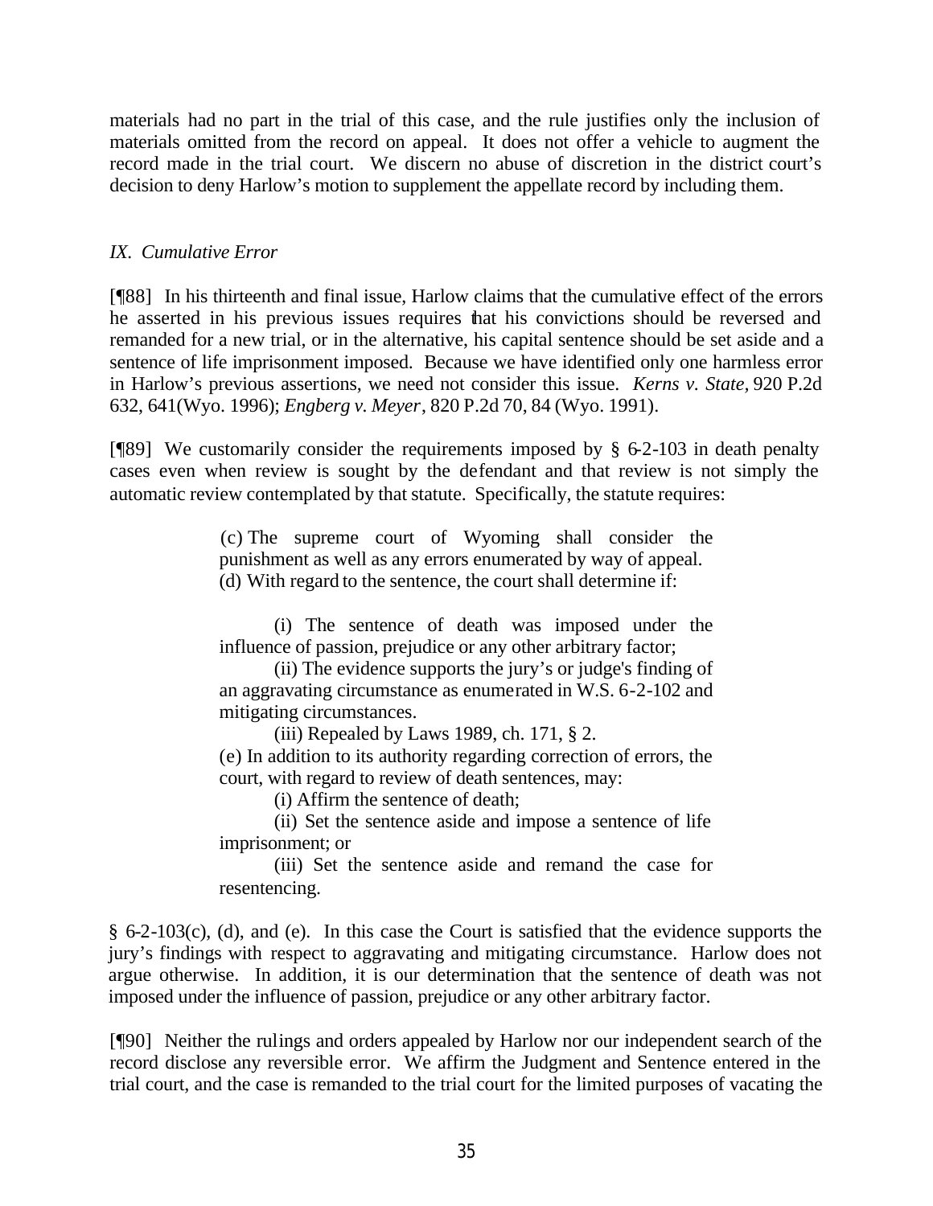materials had no part in the trial of this case, and the rule justifies only the inclusion of materials omitted from the record on appeal. It does not offer a vehicle to augment the record made in the trial court. We discern no abuse of discretion in the district court's decision to deny Harlow's motion to supplement the appellate record by including them.

*IX. Cumulative Error*

[¶88] In his thirteenth and final issue, Harlow claims that the cumulative effect of the errors he asserted in his previous issues requires that his convictions should be reversed and remanded for a new trial, or in the alternative, his capital sentence should be set aside and a sentence of life imprisonment imposed. Because we have identified only one harmless error in Harlow's previous assertions, we need not consider this issue. *Kerns v. State*, 920 P.2d 632, 641(Wyo. 1996); *Engberg v. Meyer*, 820 P.2d 70, 84 (Wyo. 1991).

[¶89] We customarily consider the requirements imposed by § 6-2-103 in death penalty cases even when review is sought by the defendant and that review is not simply the automatic review contemplated by that statute. Specifically, the statute requires:

> (c) The supreme court of Wyoming shall consider the punishment as well as any errors enumerated by way of appeal.
> (d) With regard to the sentence, the court shall determine if:
>
> (i) The sentence of death was imposed under the influence of passion, prejudice or any other arbitrary factor;
>
> (ii) The evidence supports the jury's or judge's finding of an aggravating circumstance as enumerated in W.S. 6-2-102 and mitigating circumstances.
>
> (iii) Repealed by Laws 1989, ch. 171, § 2.
>
> (e) In addition to its authority regarding correction of errors, the court, with regard to review of death sentences, may:
>
> (i) Affirm the sentence of death;
>
> (ii) Set the sentence aside and impose a sentence of life imprisonment; or
>
> (iii) Set the sentence aside and remand the case for resentencing.

§ 6-2-103(c), (d), and (e). In this case the Court is satisfied that the evidence supports the jury's findings with respect to aggravating and mitigating circumstance. Harlow does not argue otherwise. In addition, it is our determination that the sentence of death was not imposed under the influence of passion, prejudice or any other arbitrary factor.

[¶90] Neither the rulings and orders appealed by Harlow nor our independent search of the record disclose any reversible error. We affirm the Judgment and Sentence entered in the trial court, and the case is remanded to the trial court for the limited purposes of vacating the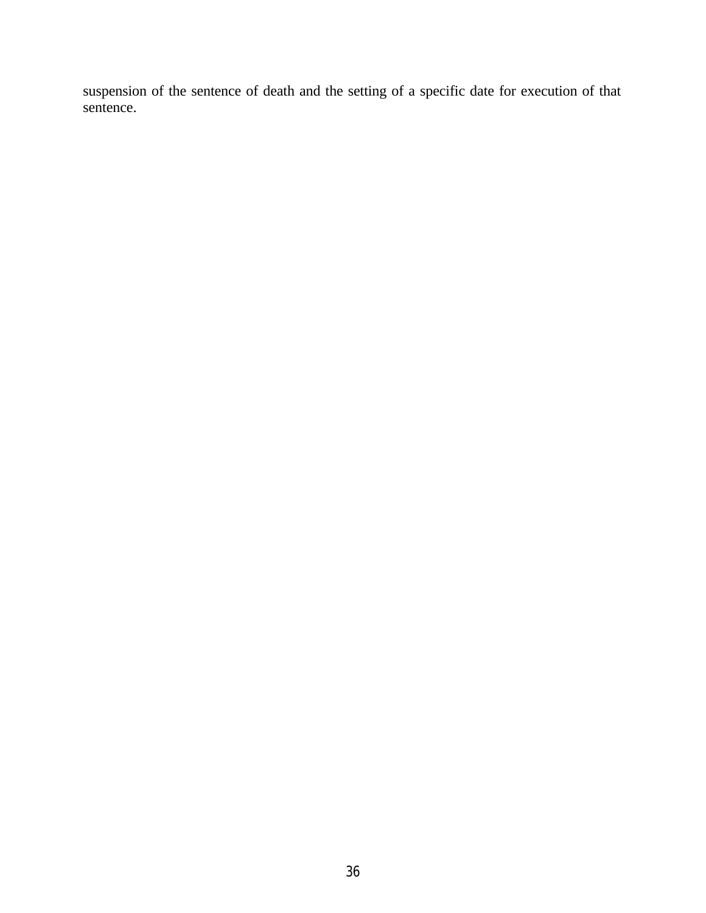suspension of the sentence of death and the setting of a specific date for execution of that sentence.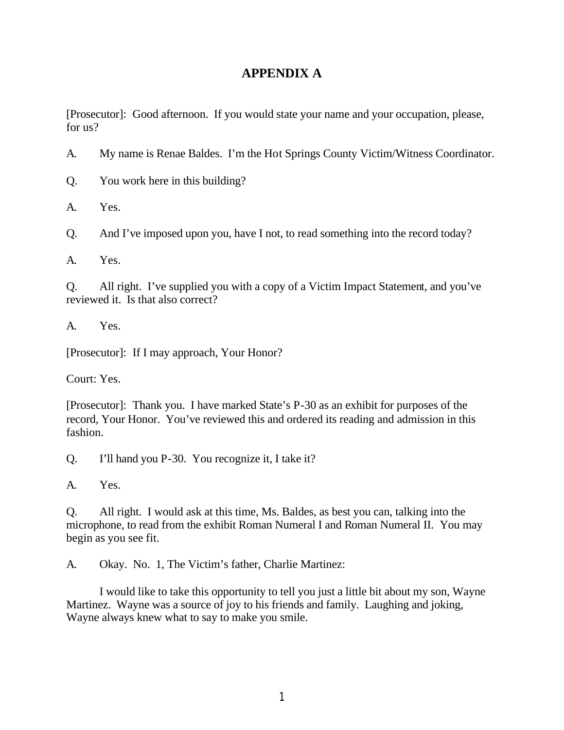# APPENDIX A

[Prosecutor]: Good afternoon. If you would state your name and your occupation, please, for us?

A. My name is Renae Baldes. I'm the Hot Springs County Victim/Witness Coordinator.

Q. You work here in this building?

A. Yes.

Q. And I've imposed upon you, have I not, to read something into the record today?

A. Yes.

Q. All right. I've supplied you with a copy of a Victim Impact Statement, and you've reviewed it. Is that also correct?

A. Yes.

[Prosecutor]: If I may approach, Your Honor?

Court: Yes.

[Prosecutor]: Thank you. I have marked State's P-30 as an exhibit for purposes of the record, Your Honor. You've reviewed this and ordered its reading and admission in this fashion.

Q. I'll hand you P-30. You recognize it, I take it?

A. Yes.

Q. All right. I would ask at this time, Ms. Baldes, as best you can, talking into the microphone, to read from the exhibit Roman Numeral I and Roman Numeral II. You may begin as you see fit.

A. Okay. No. 1, The Victim's father, Charlie Martinez:

I would like to take this opportunity to tell you just a little bit about my son, Wayne Martinez. Wayne was a source of joy to his friends and family. Laughing and joking, Wayne always knew what to say to make you smile.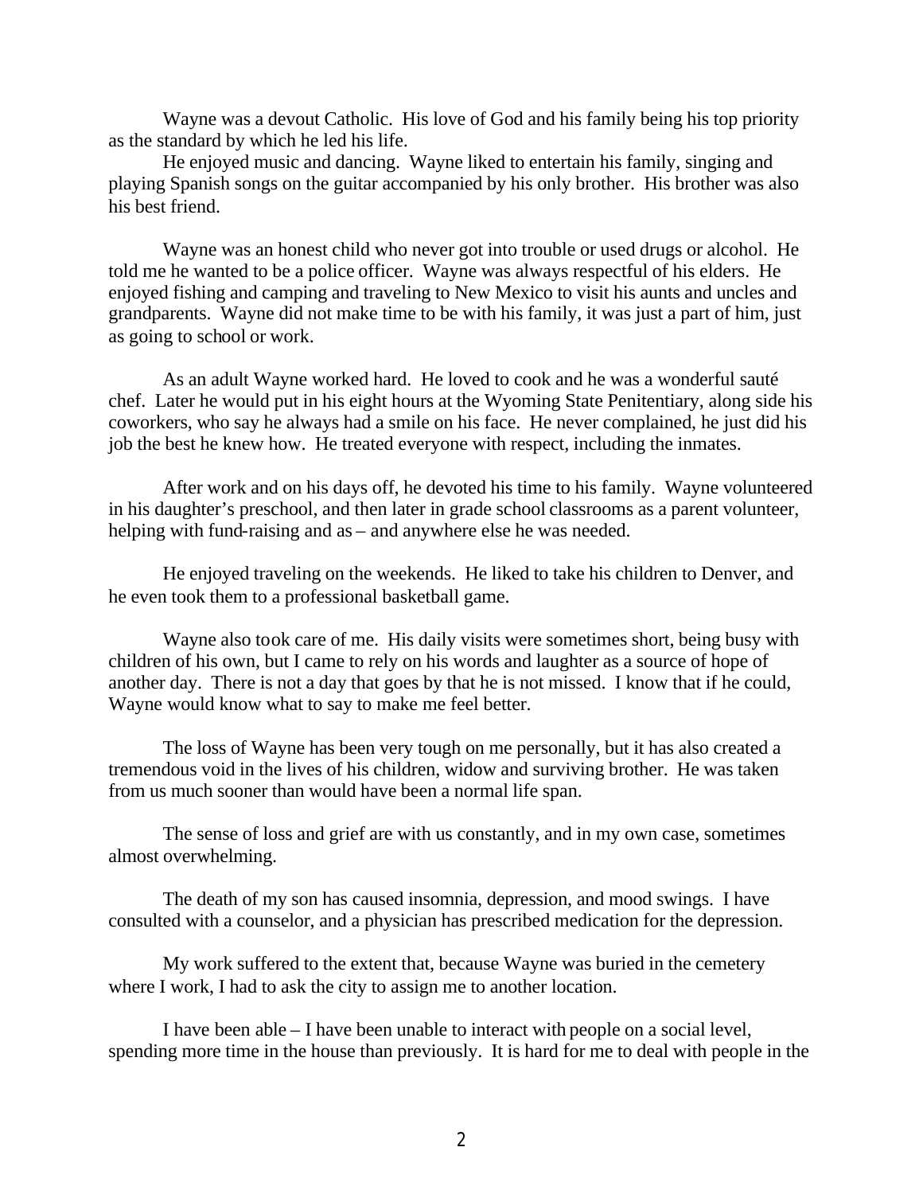Wayne was a devout Catholic. His love of God and his family being his top priority as the standard by which he led his life.

He enjoyed music and dancing. Wayne liked to entertain his family, singing and playing Spanish songs on the guitar accompanied by his only brother. His brother was also his best friend.

Wayne was an honest child who never got into trouble or used drugs or alcohol. He told me he wanted to be a police officer. Wayne was always respectful of his elders. He enjoyed fishing and camping and traveling to New Mexico to visit his aunts and uncles and grandparents. Wayne did not make time to be with his family, it was just a part of him, just as going to school or work.

As an adult Wayne worked hard. He loved to cook and he was a wonderful sauté chef. Later he would put in his eight hours at the Wyoming State Penitentiary, along side his coworkers, who say he always had a smile on his face. He never complained, he just did his job the best he knew how. He treated everyone with respect, including the inmates.

After work and on his days off, he devoted his time to his family. Wayne volunteered in his daughter's preschool, and then later in grade school classrooms as a parent volunteer, helping with fund-raising and as – and anywhere else he was needed.

He enjoyed traveling on the weekends. He liked to take his children to Denver, and he even took them to a professional basketball game.

Wayne also took care of me. His daily visits were sometimes short, being busy with children of his own, but I came to rely on his words and laughter as a source of hope of another day. There is not a day that goes by that he is not missed. I know that if he could, Wayne would know what to say to make me feel better.

The loss of Wayne has been very tough on me personally, but it has also created a tremendous void in the lives of his children, widow and surviving brother. He was taken from us much sooner than would have been a normal life span.

The sense of loss and grief are with us constantly, and in my own case, sometimes almost overwhelming.

The death of my son has caused insomnia, depression, and mood swings. I have consulted with a counselor, and a physician has prescribed medication for the depression.

My work suffered to the extent that, because Wayne was buried in the cemetery where I work, I had to ask the city to assign me to another location.

I have been able – I have been unable to interact with people on a social level, spending more time in the house than previously. It is hard for me to deal with people in the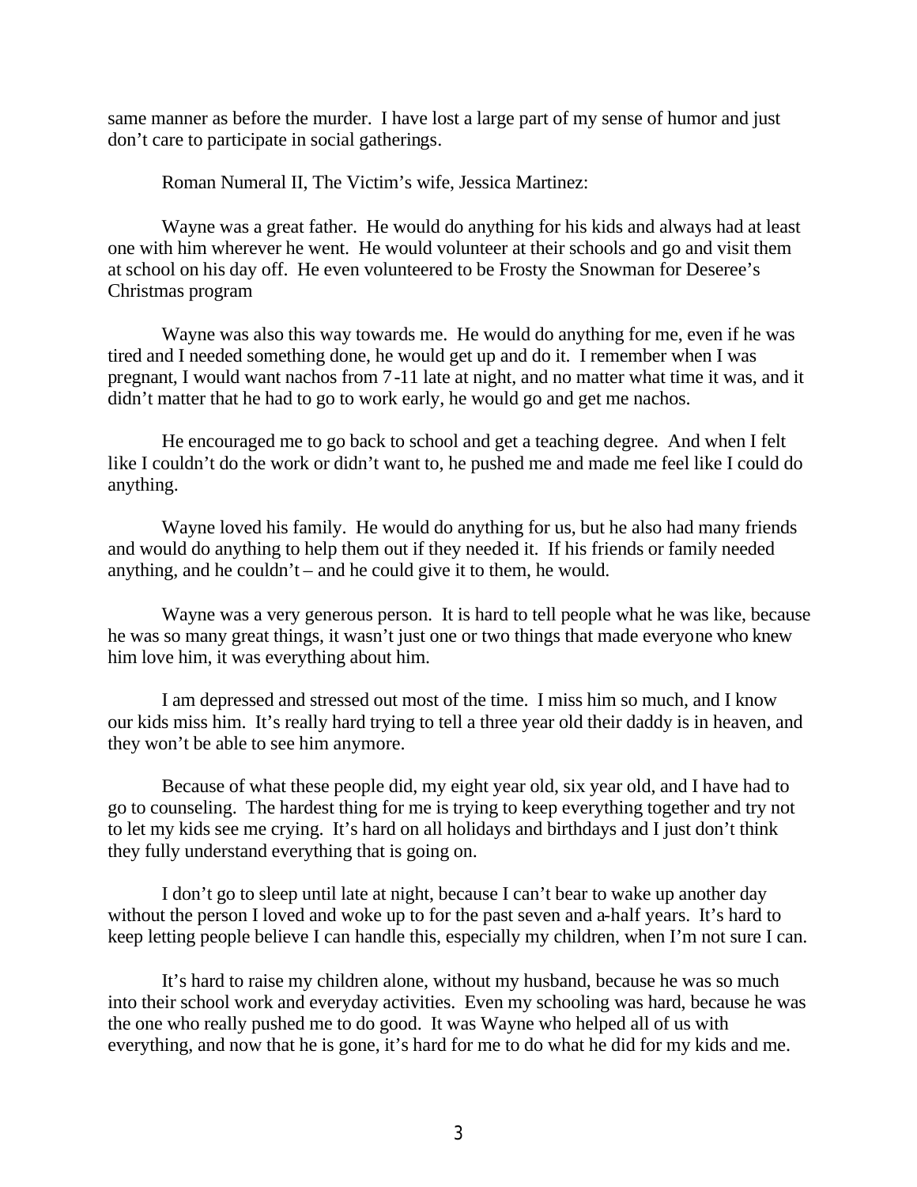same manner as before the murder. I have lost a large part of my sense of humor and just don't care to participate in social gatherings.

Roman Numeral II, The Victim's wife, Jessica Martinez:

Wayne was a great father. He would do anything for his kids and always had at least one with him wherever he went. He would volunteer at their schools and go and visit them at school on his day off. He even volunteered to be Frosty the Snowman for Deseree's Christmas program

Wayne was also this way towards me. He would do anything for me, even if he was tired and I needed something done, he would get up and do it. I remember when I was pregnant, I would want nachos from 7-11 late at night, and no matter what time it was, and it didn't matter that he had to go to work early, he would go and get me nachos.

He encouraged me to go back to school and get a teaching degree. And when I felt like I couldn't do the work or didn't want to, he pushed me and made me feel like I could do anything.

Wayne loved his family. He would do anything for us, but he also had many friends and would do anything to help them out if they needed it. If his friends or family needed anything, and he couldn't – and he could give it to them, he would.

Wayne was a very generous person. It is hard to tell people what he was like, because he was so many great things, it wasn't just one or two things that made everyone who knew him love him, it was everything about him.

I am depressed and stressed out most of the time. I miss him so much, and I know our kids miss him. It's really hard trying to tell a three year old their daddy is in heaven, and they won't be able to see him anymore.

Because of what these people did, my eight year old, six year old, and I have had to go to counseling. The hardest thing for me is trying to keep everything together and try not to let my kids see me crying. It's hard on all holidays and birthdays and I just don't think they fully understand everything that is going on.

I don't go to sleep until late at night, because I can't bear to wake up another day without the person I loved and woke up to for the past seven and a-half years. It's hard to keep letting people believe I can handle this, especially my children, when I'm not sure I can.

It's hard to raise my children alone, without my husband, because he was so much into their school work and everyday activities. Even my schooling was hard, because he was the one who really pushed me to do good. It was Wayne who helped all of us with everything, and now that he is gone, it's hard for me to do what he did for my kids and me.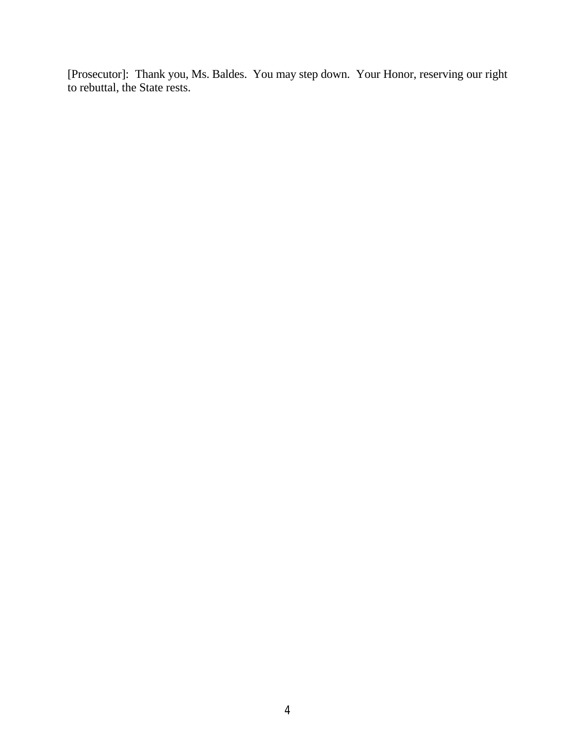[Prosecutor]: Thank you, Ms. Baldes. You may step down. Your Honor, reserving our right to rebuttal, the State rests.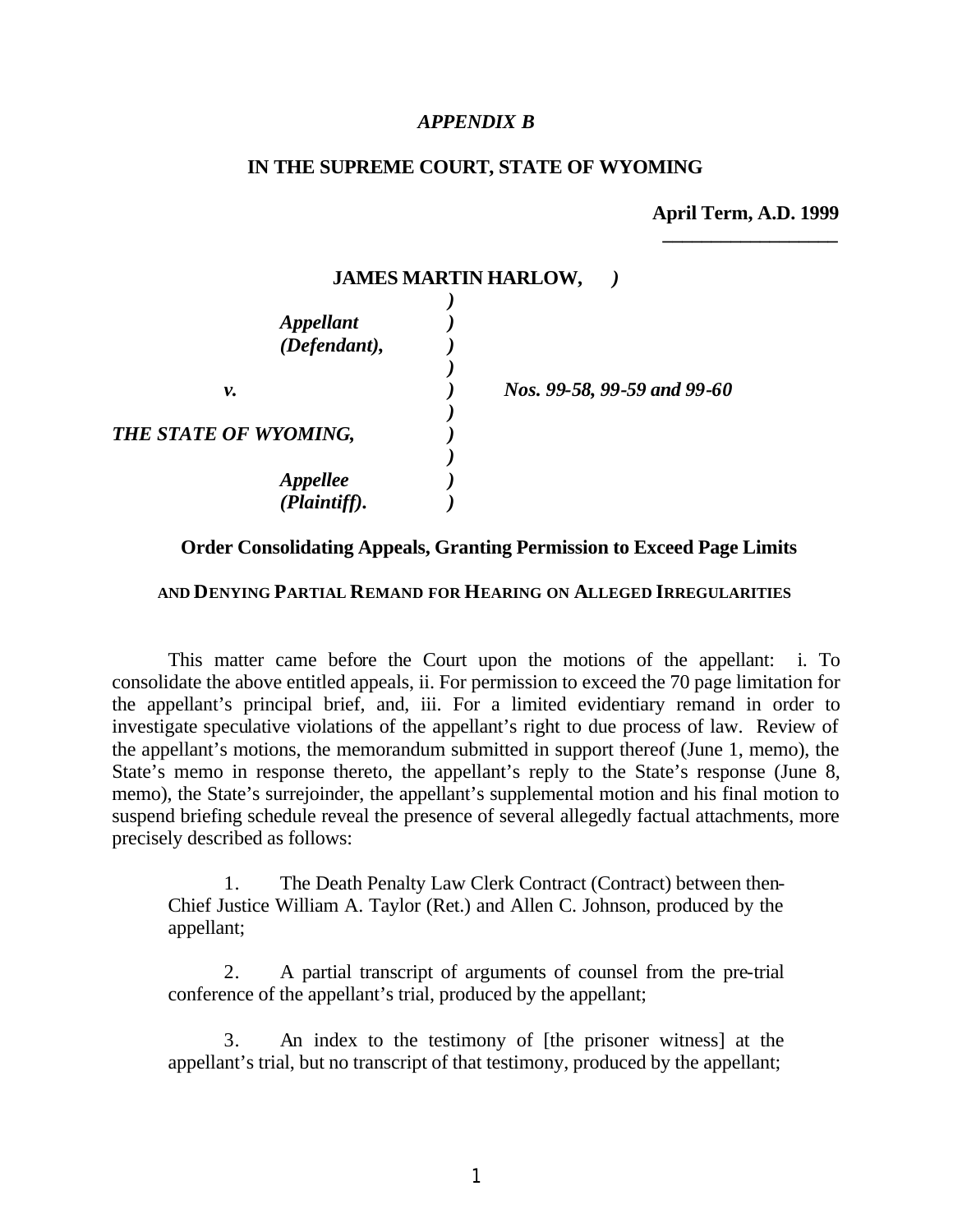*APPENDIX B*

**IN THE SUPREME COURT, STATE OF WYOMING**

**April Term, A.D. 1999**

| | | |
|---|---|---|
| **JAMES MARTIN HARLOW,** | ) | |
| | ) | |
| ***Appellant (Defendant),*** | ) | |
| | ) | |
| ***v.*** | ) | ***Nos. 99-58, 99-59 and 99-60*** |
| | ) | |
| ***THE STATE OF WYOMING,*** | ) | |
| | ) | |
| ***Appellee (Plaintiff).*** | ) | |

**Order Consolidating Appeals, Granting Permission to Exceed Page Limits**

**AND DENYING PARTIAL REMAND FOR HEARING ON ALLEGED IRREGULARITIES**

This matter came before the Court upon the motions of the appellant: i. To consolidate the above entitled appeals, ii. For permission to exceed the 70 page limitation for the appellant's principal brief, and, iii. For a limited evidentiary remand in order to investigate speculative violations of the appellant's right to due process of law. Review of the appellant's motions, the memorandum submitted in support thereof (June 1, memo), the State's memo in response thereto, the appellant's reply to the State's response (June 8, memo), the State's surrejoinder, the appellant's supplemental motion and his final motion to suspend briefing schedule reveal the presence of several allegedly factual attachments, more precisely described as follows:

1. The Death Penalty Law Clerk Contract (Contract) between then-Chief Justice William A. Taylor (Ret.) and Allen C. Johnson, produced by the appellant;

2. A partial transcript of arguments of counsel from the pre-trial conference of the appellant's trial, produced by the appellant;

3. An index to the testimony of [the prisoner witness] at the appellant's trial, but no transcript of that testimony, produced by the appellant;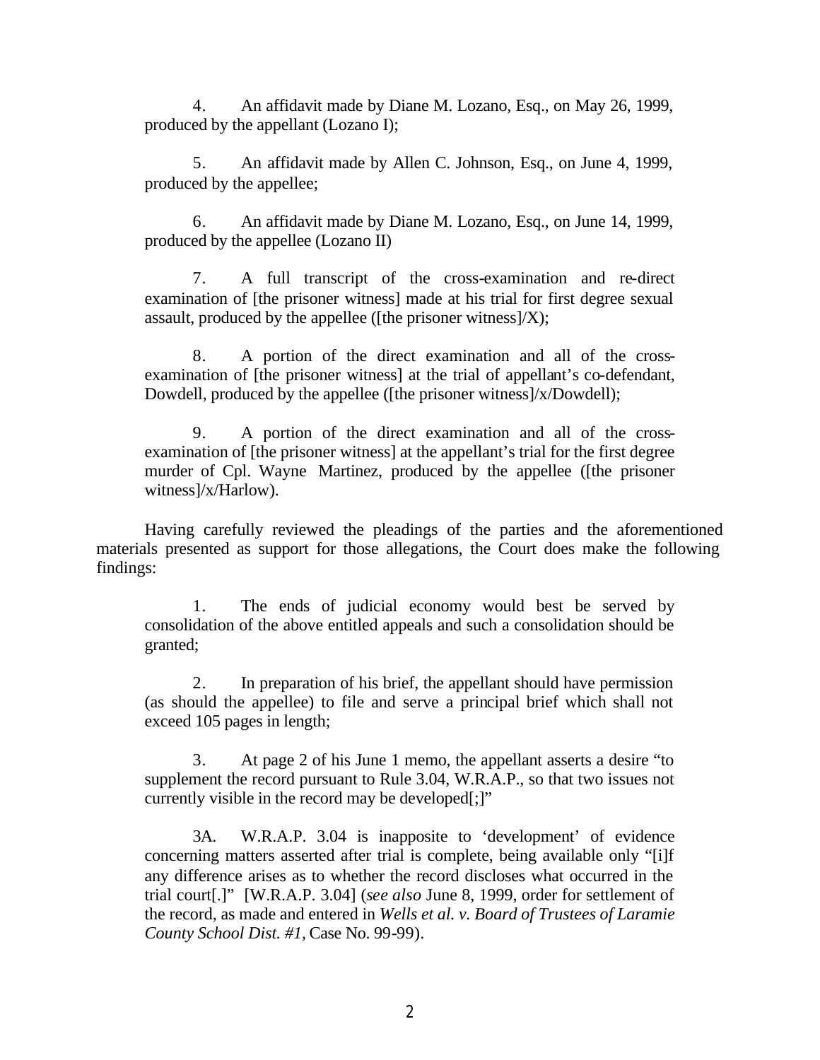4. An affidavit made by Diane M. Lozano, Esq., on May 26, 1999, produced by the appellant (Lozano I);

5. An affidavit made by Allen C. Johnson, Esq., on June 4, 1999, produced by the appellee;

6. An affidavit made by Diane M. Lozano, Esq., on June 14, 1999, produced by the appellee (Lozano II)

7. A full transcript of the cross-examination and re-direct examination of [the prisoner witness] made at his trial for first degree sexual assault, produced by the appellee ([the prisoner witness]/X);

8. A portion of the direct examination and all of the cross-examination of [the prisoner witness] at the trial of appellant's co-defendant, Dowdell, produced by the appellee ([the prisoner witness]/x/Dowdell);

9. A portion of the direct examination and all of the cross-examination of [the prisoner witness] at the appellant's trial for the first degree murder of Cpl. Wayne Martinez, produced by the appellee ([the prisoner witness]/x/Harlow).

Having carefully reviewed the pleadings of the parties and the aforementioned materials presented as support for those allegations, the Court does make the following findings:

> 1. The ends of judicial economy would best be served by consolidation of the above entitled appeals and such a consolidation should be granted;
>
> 2. In preparation of his brief, the appellant should have permission (as should the appellee) to file and serve a principal brief which shall not exceed 105 pages in length;
>
> 3. At page 2 of his June 1 memo, the appellant asserts a desire "to supplement the record pursuant to Rule 3.04, W.R.A.P., so that two issues not currently visible in the record may be developed[;]"
>
> 3A. W.R.A.P. 3.04 is inapposite to 'development' of evidence concerning matters asserted after trial is complete, being available only "[i]f any difference arises as to whether the record discloses what occurred in the trial court[.]" [W.R.A.P. 3.04] (*see also* June 8, 1999, order for settlement of the record, as made and entered in *Wells et al. v. Board of Trustees of Laramie County School Dist. #1*, Case No. 99-99).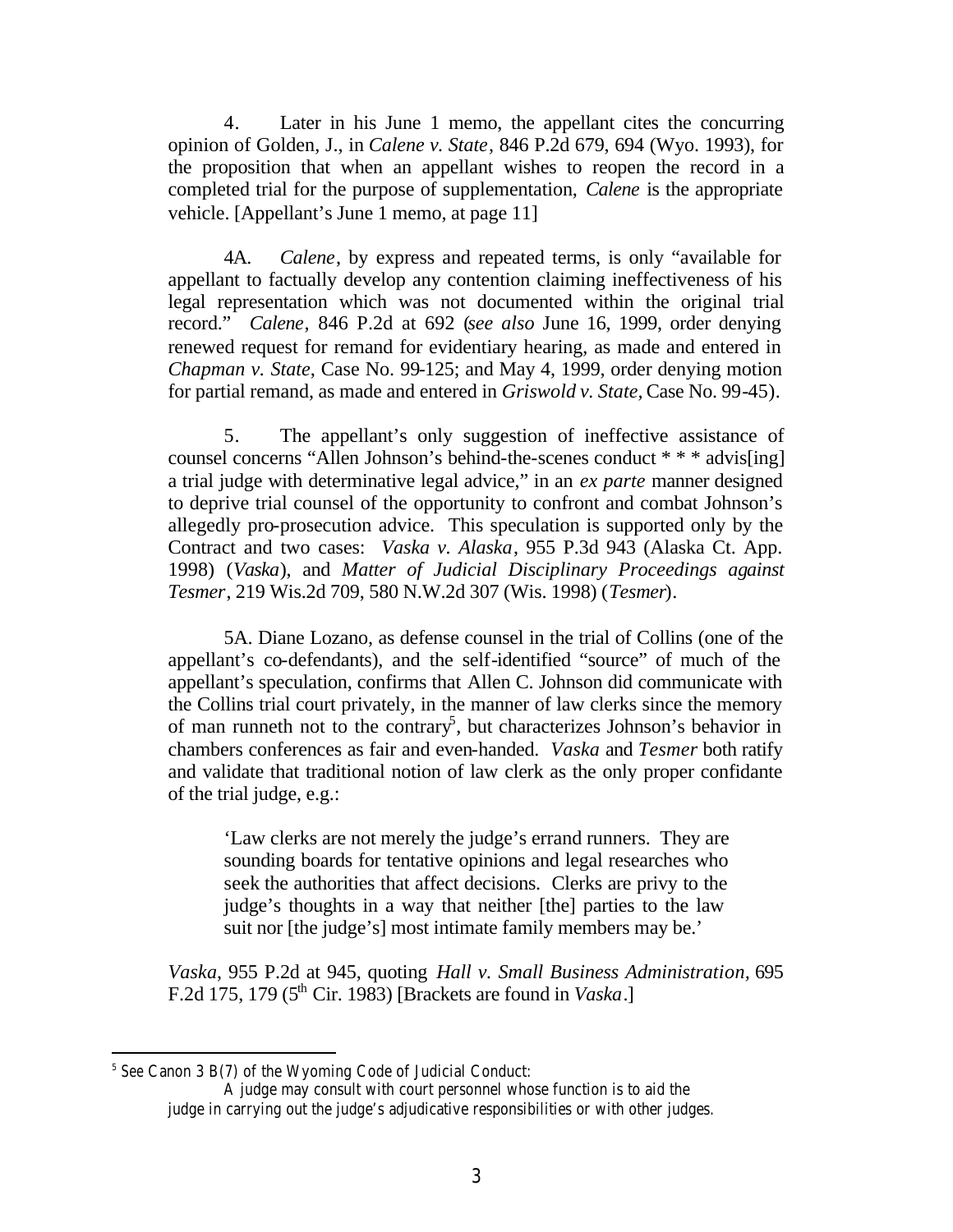4. Later in his June 1 memo, the appellant cites the concurring opinion of Golden, J., in *Calene v. State*, 846 P.2d 679, 694 (Wyo. 1993), for the proposition that when an appellant wishes to reopen the record in a completed trial for the purpose of supplementation, *Calene* is the appropriate vehicle. [Appellant's June 1 memo, at page 11]

4A. *Calene*, by express and repeated terms, is only "available for appellant to factually develop any contention claiming ineffectiveness of his legal representation which was not documented within the original trial record." *Calene*, 846 P.2d at 692 (*see also* June 16, 1999, order denying renewed request for remand for evidentiary hearing, as made and entered in *Chapman v. State*, Case No. 99-125; and May 4, 1999, order denying motion for partial remand, as made and entered in *Griswold v. State*, Case No. 99-45).

5. The appellant's only suggestion of ineffective assistance of counsel concerns "Allen Johnson's behind-the-scenes conduct * * * advis[ing] a trial judge with determinative legal advice," in an *ex parte* manner designed to deprive trial counsel of the opportunity to confront and combat Johnson's allegedly pro-prosecution advice. This speculation is supported only by the Contract and two cases: *Vaska v. Alaska*, 955 P.3d 943 (Alaska Ct. App. 1998) (*Vaska*), and *Matter of Judicial Disciplinary Proceedings against Tesmer*, 219 Wis.2d 709, 580 N.W.2d 307 (Wis. 1998) (*Tesmer*).

5A. Diane Lozano, as defense counsel in the trial of Collins (one of the appellant's co-defendants), and the self-identified "source" of much of the appellant's speculation, confirms that Allen C. Johnson did communicate with the Collins trial court privately, in the manner of law clerks since the memory of man runneth not to the contrary[5], but characterizes Johnson's behavior in chambers conferences as fair and even-handed. *Vaska* and *Tesmer* both ratify and validate that traditional notion of law clerk as the only proper confidante of the trial judge, e.g.:

> 'Law clerks are not merely the judge's errand runners. They are sounding boards for tentative opinions and legal researches who seek the authorities that affect decisions. Clerks are privy to the judge's thoughts in a way that neither [the] parties to the law suit nor [the judge's] most intimate family members may be.'

*Vaska*, 955 P.2d at 945, quoting *Hall v. Small Business Administration*, 695 F.2d 175, 179 (5th Cir. 1983) [Brackets are found in *Vaska*.]

---

[5] See Canon 3 B(7) of the Wyoming Code of Judicial Conduct:

> A judge may consult with court personnel whose function is to aid the judge in carrying out the judge's adjudicative responsibilities or with other judges.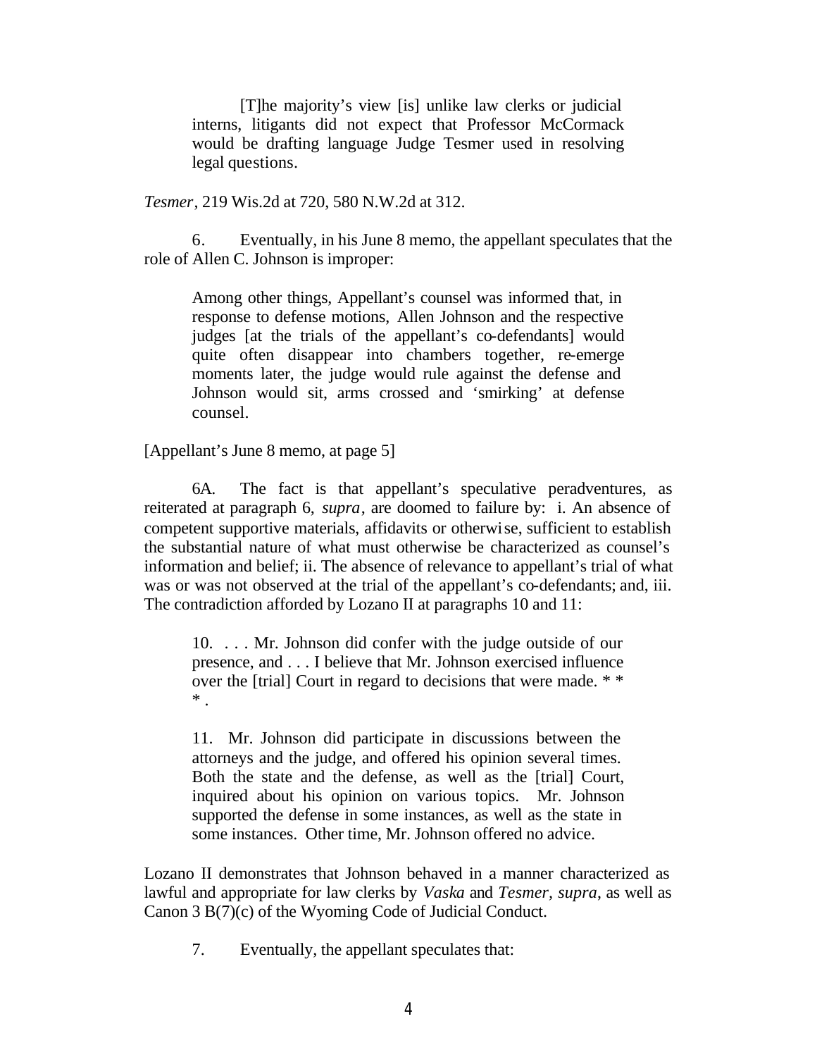> [T]he majority's view [is] unlike law clerks or judicial interns, litigants did not expect that Professor McCormack would be drafting language Judge Tesmer used in resolving legal questions.

*Tesmer*, 219 Wis.2d at 720, 580 N.W.2d at 312.

6. Eventually, in his June 8 memo, the appellant speculates that the role of Allen C. Johnson is improper:

> Among other things, Appellant's counsel was informed that, in response to defense motions, Allen Johnson and the respective judges [at the trials of the appellant's co-defendants] would quite often disappear into chambers together, re-emerge moments later, the judge would rule against the defense and Johnson would sit, arms crossed and 'smirking' at defense counsel.

[Appellant's June 8 memo, at page 5]

6A. The fact is that appellant's speculative peradventures, as reiterated at paragraph 6, *supra*, are doomed to failure by: i. An absence of competent supportive materials, affidavits or otherwise, sufficient to establish the substantial nature of what must otherwise be characterized as counsel's information and belief; ii. The absence of relevance to appellant's trial of what was or was not observed at the trial of the appellant's co-defendants; and, iii. The contradiction afforded by Lozano II at paragraphs 10 and 11:

> 10. . . . Mr. Johnson did confer with the judge outside of our presence, and . . . I believe that Mr. Johnson exercised influence over the [trial] Court in regard to decisions that were made. * * * .
>
> 11. Mr. Johnson did participate in discussions between the attorneys and the judge, and offered his opinion several times. Both the state and the defense, as well as the [trial] Court, inquired about his opinion on various topics. Mr. Johnson supported the defense in some instances, as well as the state in some instances. Other time, Mr. Johnson offered no advice.

Lozano II demonstrates that Johnson behaved in a manner characterized as lawful and appropriate for law clerks by *Vaska* and *Tesmer, supra*, as well as Canon 3 B(7)(c) of the Wyoming Code of Judicial Conduct.

7. Eventually, the appellant speculates that: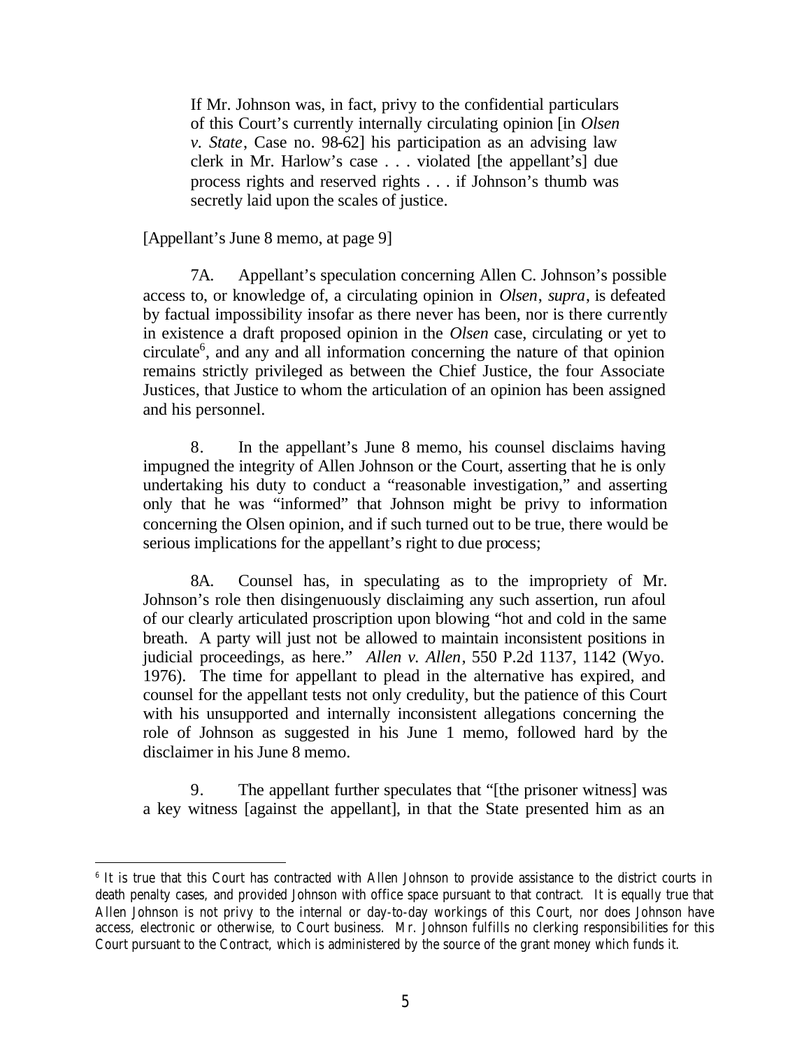> If Mr. Johnson was, in fact, privy to the confidential particulars of this Court's currently internally circulating opinion [in *Olsen v. State*, Case no. 98-62] his participation as an advising law clerk in Mr. Harlow's case . . . violated [the appellant's] due process rights and reserved rights . . . if Johnson's thumb was secretly laid upon the scales of justice.

[Appellant's June 8 memo, at page 9]

7A. Appellant's speculation concerning Allen C. Johnson's possible access to, or knowledge of, a circulating opinion in *Olsen*, *supra*, is defeated by factual impossibility insofar as there never has been, nor is there currently in existence a draft proposed opinion in the *Olsen* case, circulating or yet to circulate[6], and any and all information concerning the nature of that opinion remains strictly privileged as between the Chief Justice, the four Associate Justices, that Justice to whom the articulation of an opinion has been assigned and his personnel.

8. In the appellant's June 8 memo, his counsel disclaims having impugned the integrity of Allen Johnson or the Court, asserting that he is only undertaking his duty to conduct a "reasonable investigation," and asserting only that he was "informed" that Johnson might be privy to information concerning the Olsen opinion, and if such turned out to be true, there would be serious implications for the appellant's right to due process;

8A. Counsel has, in speculating as to the impropriety of Mr. Johnson's role then disingenuously disclaiming any such assertion, run afoul of our clearly articulated proscription upon blowing "hot and cold in the same breath. A party will just not be allowed to maintain inconsistent positions in judicial proceedings, as here." *Allen v. Allen*, 550 P.2d 1137, 1142 (Wyo. 1976). The time for appellant to plead in the alternative has expired, and counsel for the appellant tests not only credulity, but the patience of this Court with his unsupported and internally inconsistent allegations concerning the role of Johnson as suggested in his June 1 memo, followed hard by the disclaimer in his June 8 memo.

9. The appellant further speculates that "[the prisoner witness] was a key witness [against the appellant], in that the State presented him as an

---

[6] It is true that this Court has contracted with Allen Johnson to provide assistance to the district courts in death penalty cases, and provided Johnson with office space pursuant to that contract. It is equally true that Allen Johnson is not privy to the internal or day-to-day workings of this Court, nor does Johnson have access, electronic or otherwise, to Court business. Mr. Johnson fulfills no clerking responsibilities for this Court pursuant to the Contract, which is administered by the source of the grant money which funds it.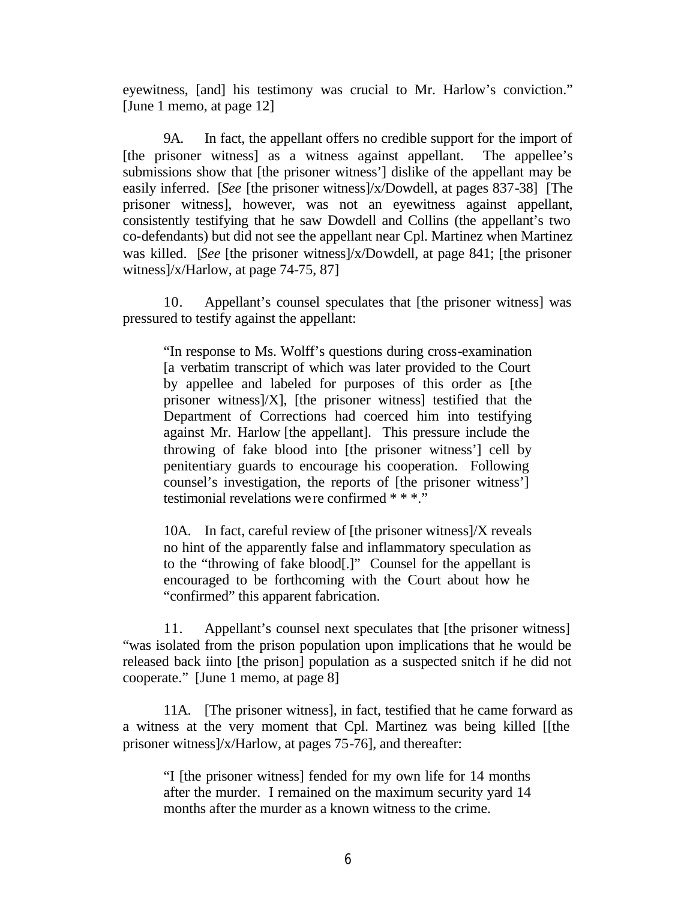eyewitness, [and] his testimony was crucial to Mr. Harlow's conviction." [June 1 memo, at page 12]

9A. In fact, the appellant offers no credible support for the import of [the prisoner witness] as a witness against appellant. The appellee's submissions show that [the prisoner witness'] dislike of the appellant may be easily inferred. [*See* [the prisoner witness]/x/Dowdell, at pages 837-38] [The prisoner witness], however, was not an eyewitness against appellant, consistently testifying that he saw Dowdell and Collins (the appellant's two co-defendants) but did not see the appellant near Cpl. Martinez when Martinez was killed. [*See* [the prisoner witness]/x/Dowdell, at page 841; [the prisoner witness]/x/Harlow, at page 74-75, 87]

10. Appellant's counsel speculates that [the prisoner witness] was pressured to testify against the appellant:

> "In response to Ms. Wolff's questions during cross-examination [a verbatim transcript of which was later provided to the Court by appellee and labeled for purposes of this order as [the prisoner witness]/X], [the prisoner witness] testified that the Department of Corrections had coerced him into testifying against Mr. Harlow [the appellant]. This pressure include the throwing of fake blood into [the prisoner witness'] cell by penitentiary guards to encourage his cooperation. Following counsel's investigation, the reports of [the prisoner witness'] testimonial revelations were confirmed * * *."
>
> 10A. In fact, careful review of [the prisoner witness]/X reveals no hint of the apparently false and inflammatory speculation as to the "throwing of fake blood[.]" Counsel for the appellant is encouraged to be forthcoming with the Court about how he "confirmed" this apparent fabrication.

11. Appellant's counsel next speculates that [the prisoner witness] "was isolated from the prison population upon implications that he would be released back iinto [the prison] population as a suspected snitch if he did not cooperate." [June 1 memo, at page 8]

11A. [The prisoner witness], in fact, testified that he came forward as a witness at the very moment that Cpl. Martinez was being killed [[the prisoner witness]/x/Harlow, at pages 75-76], and thereafter:

> "I [the prisoner witness] fended for my own life for 14 months after the murder. I remained on the maximum security yard 14 months after the murder as a known witness to the crime.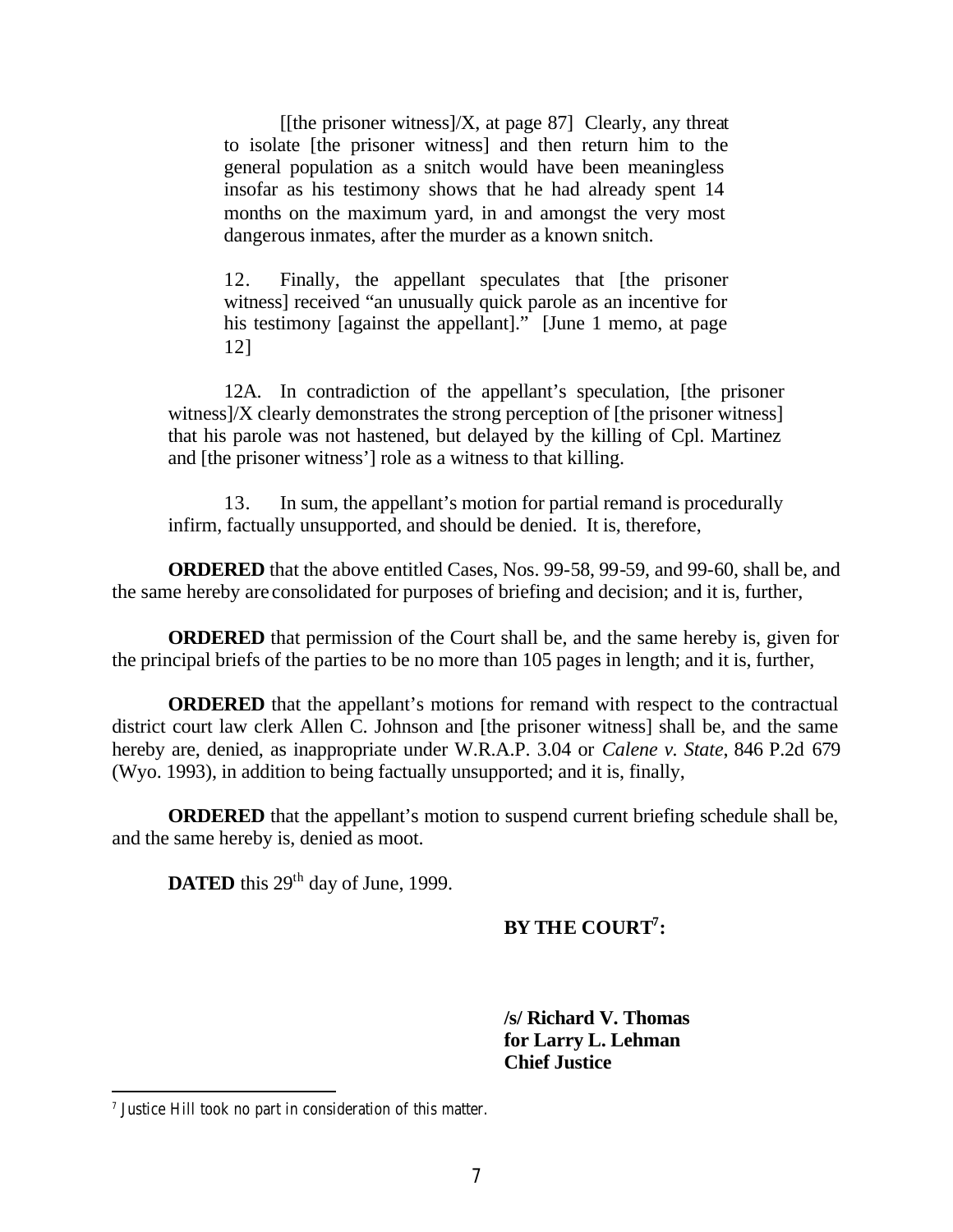[[the prisoner witness]/X, at page 87] Clearly, any threat to isolate [the prisoner witness] and then return him to the general population as a snitch would have been meaningless insofar as his testimony shows that he had already spent 14 months on the maximum yard, in and amongst the very most dangerous inmates, after the murder as a known snitch.

12. Finally, the appellant speculates that [the prisoner witness] received "an unusually quick parole as an incentive for his testimony [against the appellant]." [June 1 memo, at page 12]

12A. In contradiction of the appellant's speculation, [the prisoner witness]/X clearly demonstrates the strong perception of [the prisoner witness] that his parole was not hastened, but delayed by the killing of Cpl. Martinez and [the prisoner witness'] role as a witness to that killing.

13. In sum, the appellant's motion for partial remand is procedurally infirm, factually unsupported, and should be denied. It is, therefore,

**ORDERED** that the above entitled Cases, Nos. 99-58, 99-59, and 99-60, shall be, and the same hereby are consolidated for purposes of briefing and decision; and it is, further,

**ORDERED** that permission of the Court shall be, and the same hereby is, given for the principal briefs of the parties to be no more than 105 pages in length; and it is, further,

**ORDERED** that the appellant's motions for remand with respect to the contractual district court law clerk Allen C. Johnson and [the prisoner witness] shall be, and the same hereby are, denied, as inappropriate under W.R.A.P. 3.04 or *Calene v. State*, 846 P.2d 679 (Wyo. 1993), in addition to being factually unsupported; and it is, finally,

**ORDERED** that the appellant's motion to suspend current briefing schedule shall be, and the same hereby is, denied as moot.

**DATED** this 29th day of June, 1999.

**BY THE COURT[7]:**

**/s/ Richard V. Thomas**
**for Larry L. Lehman**
**Chief Justice**

---

[7] Justice Hill took no part in consideration of this matter.